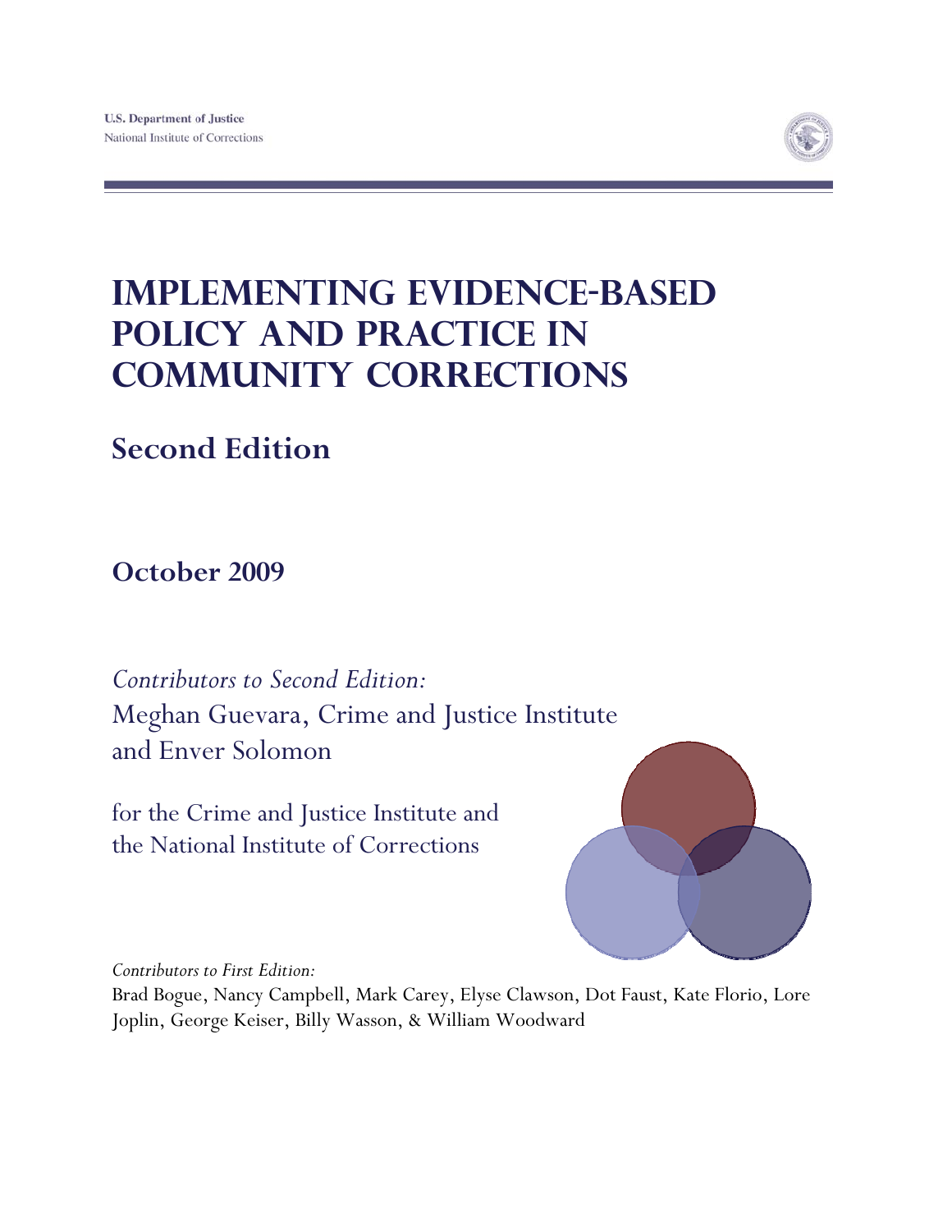U.S. Department of Justice
National Institute of Corrections

# IMPLEMENTING EVIDENCE-BASED POLICY AND PRACTICE IN COMMUNITY CORRECTIONS

## Second Edition

### October 2009

*Contributors to Second Edition:*
Meghan Guevara, Crime and Justice Institute
and Enver Solomon

for the Crime and Justice Institute and
the National Institute of Corrections

*Contributors to First Edition:*
Brad Bogue, Nancy Campbell, Mark Carey, Elyse Clawson, Dot Faust, Kate Florio, Lore Joplin, George Keiser, Billy Wasson, & William Woodward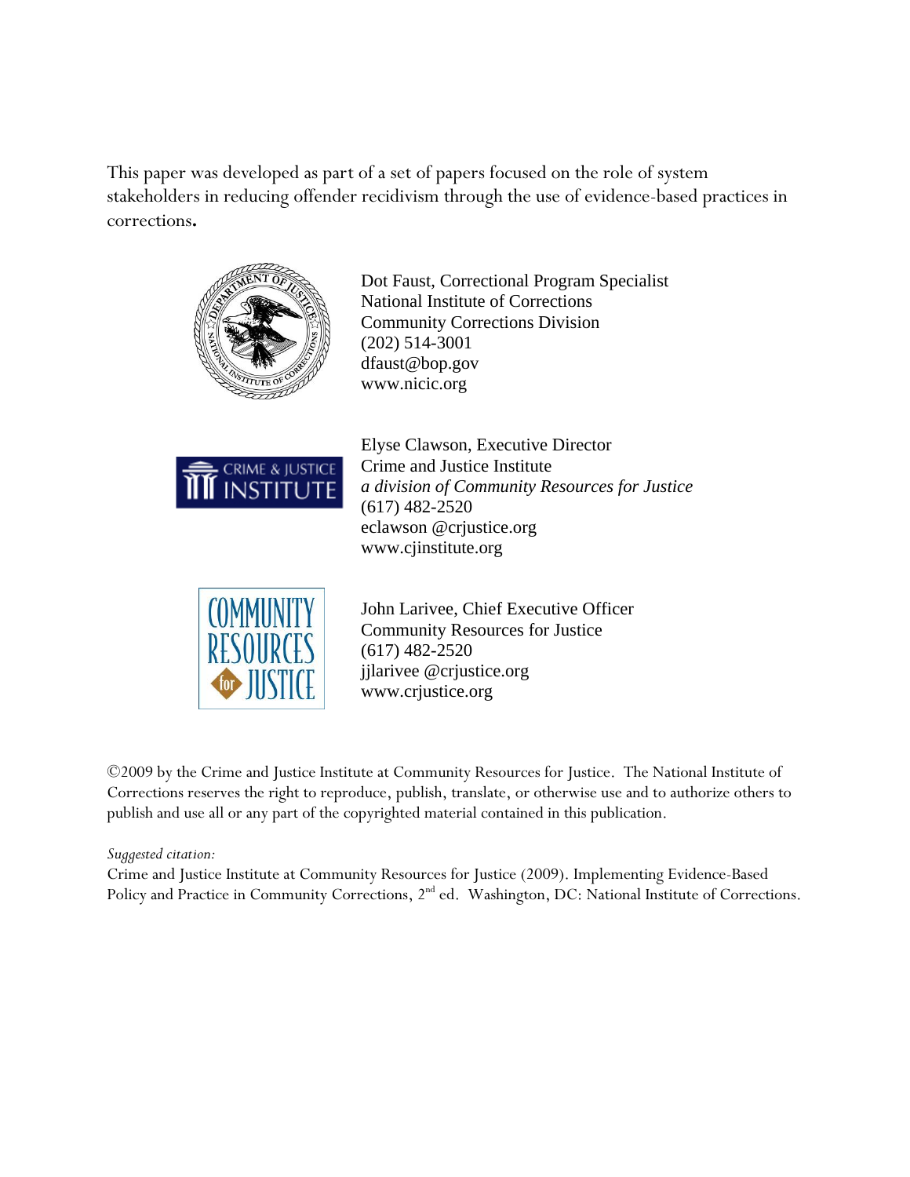This paper was developed as part of a set of papers focused on the role of system stakeholders in reducing offender recidivism through the use of evidence-based practices in corrections**.**

Dot Faust, Correctional Program Specialist
National Institute of Corrections
Community Corrections Division
(202) 514-3001
dfaust@bop.gov
www.nicic.org

Elyse Clawson, Executive Director
Crime and Justice Institute
*a division of Community Resources for Justice*
(617) 482-2520
eclawson @crjustice.org
www.cjinstitute.org

John Larivee, Chief Executive Officer
Community Resources for Justice
(617) 482-2520
jjlarivee @crjustice.org
www.crjustice.org

©2009 by the Crime and Justice Institute at Community Resources for Justice. The National Institute of Corrections reserves the right to reproduce, publish, translate, or otherwise use and to authorize others to publish and use all or any part of the copyrighted material contained in this publication.

*Suggested citation:*
Crime and Justice Institute at Community Resources for Justice (2009). Implementing Evidence-Based Policy and Practice in Community Corrections, 2nd ed. Washington, DC: National Institute of Corrections.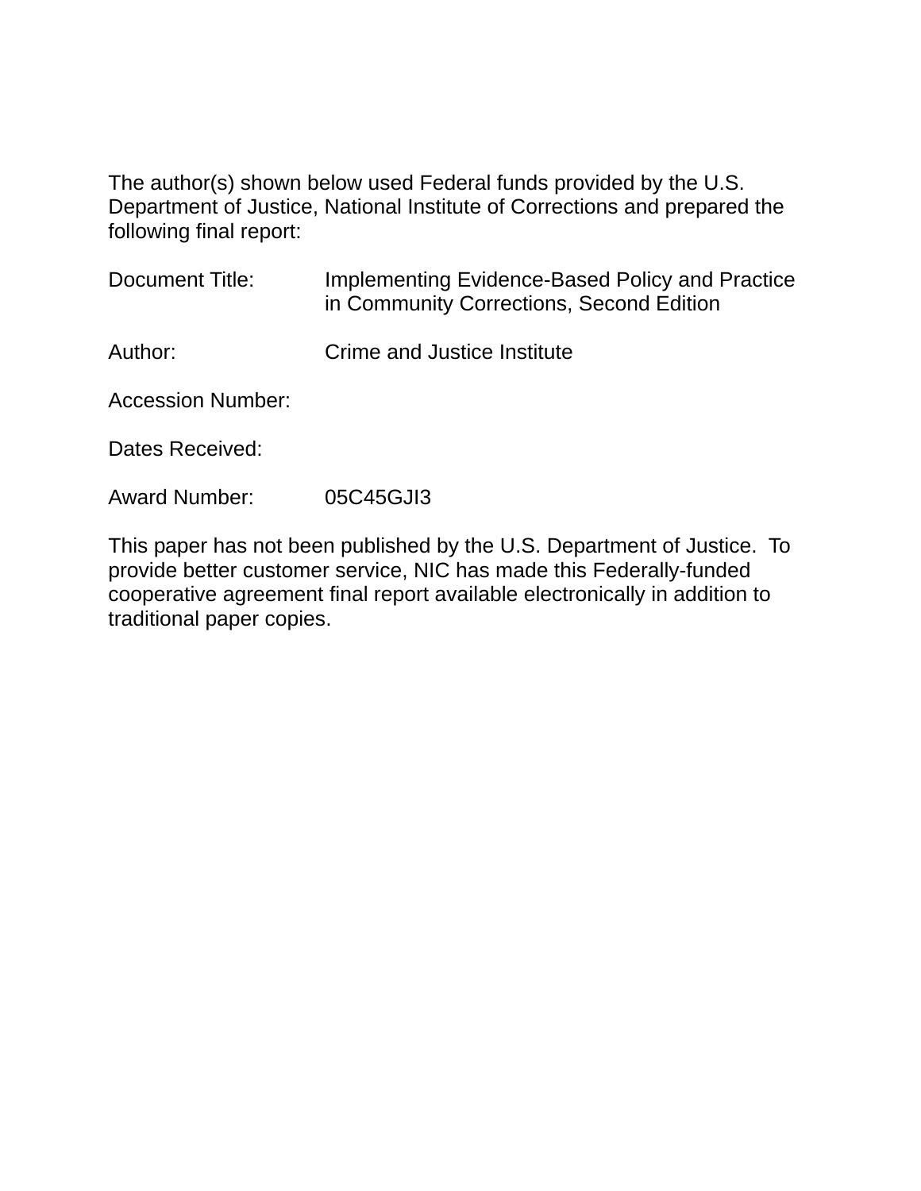The author(s) shown below used Federal funds provided by the U.S. Department of Justice, National Institute of Corrections and prepared the following final report:

| | |
|---|---|
| Document Title: | Implementing Evidence-Based Policy and Practice in Community Corrections, Second Edition |
| Author: | Crime and Justice Institute |
| Accession Number: | |
| Dates Received: | |
| Award Number: | 05C45GJI3 |

This paper has not been published by the U.S. Department of Justice. To provide better customer service, NIC has made this Federally-funded cooperative agreement final report available electronically in addition to traditional paper copies.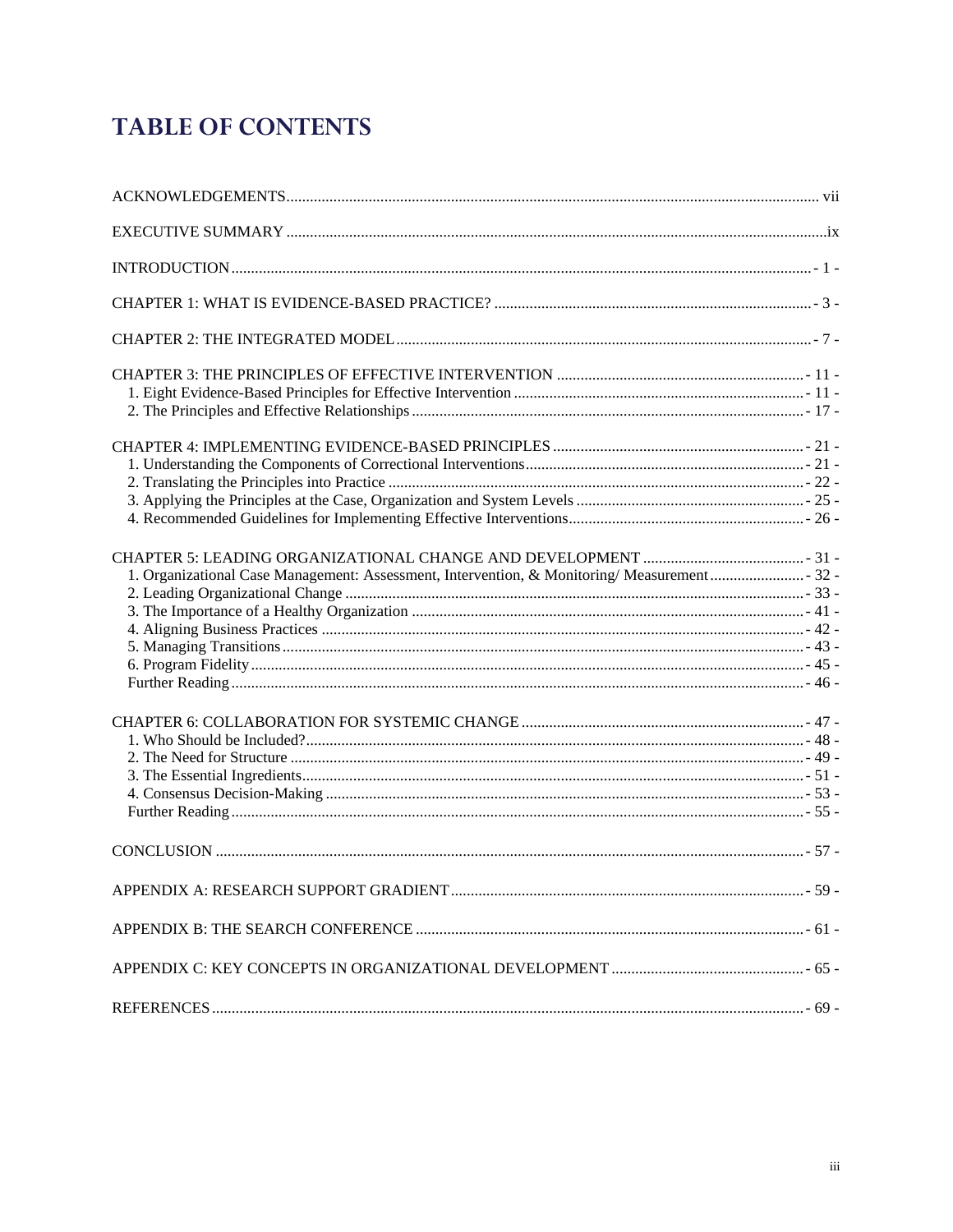# TABLE OF CONTENTS

ACKNOWLEDGEMENTS ..... vii

EXECUTIVE SUMMARY ..... ix

INTRODUCTION ..... - 1 -

CHAPTER 1: WHAT IS EVIDENCE-BASED PRACTICE? ..... - 3 -

CHAPTER 2: THE INTEGRATED MODEL ..... - 7 -

CHAPTER 3: THE PRINCIPLES OF EFFECTIVE INTERVENTION ..... - 11 -
- 1. Eight Evidence-Based Principles for Effective Intervention ..... - 11 -
- 2. The Principles and Effective Relationships ..... - 17 -

CHAPTER 4: IMPLEMENTING EVIDENCE-BASED PRINCIPLES ..... - 21 -
- 1. Understanding the Components of Correctional Interventions ..... - 21 -
- 2. Translating the Principles into Practice ..... - 22 -
- 3. Applying the Principles at the Case, Organization and System Levels ..... - 25 -
- 4. Recommended Guidelines for Implementing Effective Interventions ..... - 26 -

CHAPTER 5: LEADING ORGANIZATIONAL CHANGE AND DEVELOPMENT ..... - 31 -
- 1. Organizational Case Management: Assessment, Intervention, & Monitoring/ Measurement ..... - 32 -
- 2. Leading Organizational Change ..... - 33 -
- 3. The Importance of a Healthy Organization ..... - 41 -
- 4. Aligning Business Practices ..... - 42 -
- 5. Managing Transitions ..... - 43 -
- 6. Program Fidelity ..... - 45 -
- Further Reading ..... - 46 -

CHAPTER 6: COLLABORATION FOR SYSTEMIC CHANGE ..... - 47 -
- 1. Who Should be Included? ..... - 48 -
- 2. The Need for Structure ..... - 49 -
- 3. The Essential Ingredients ..... - 51 -
- 4. Consensus Decision-Making ..... - 53 -
- Further Reading ..... - 55 -

CONCLUSION ..... - 57 -

APPENDIX A: RESEARCH SUPPORT GRADIENT ..... - 59 -

APPENDIX B: THE SEARCH CONFERENCE ..... - 61 -

APPENDIX C: KEY CONCEPTS IN ORGANIZATIONAL DEVELOPMENT ..... - 65 -

REFERENCES ..... - 69 -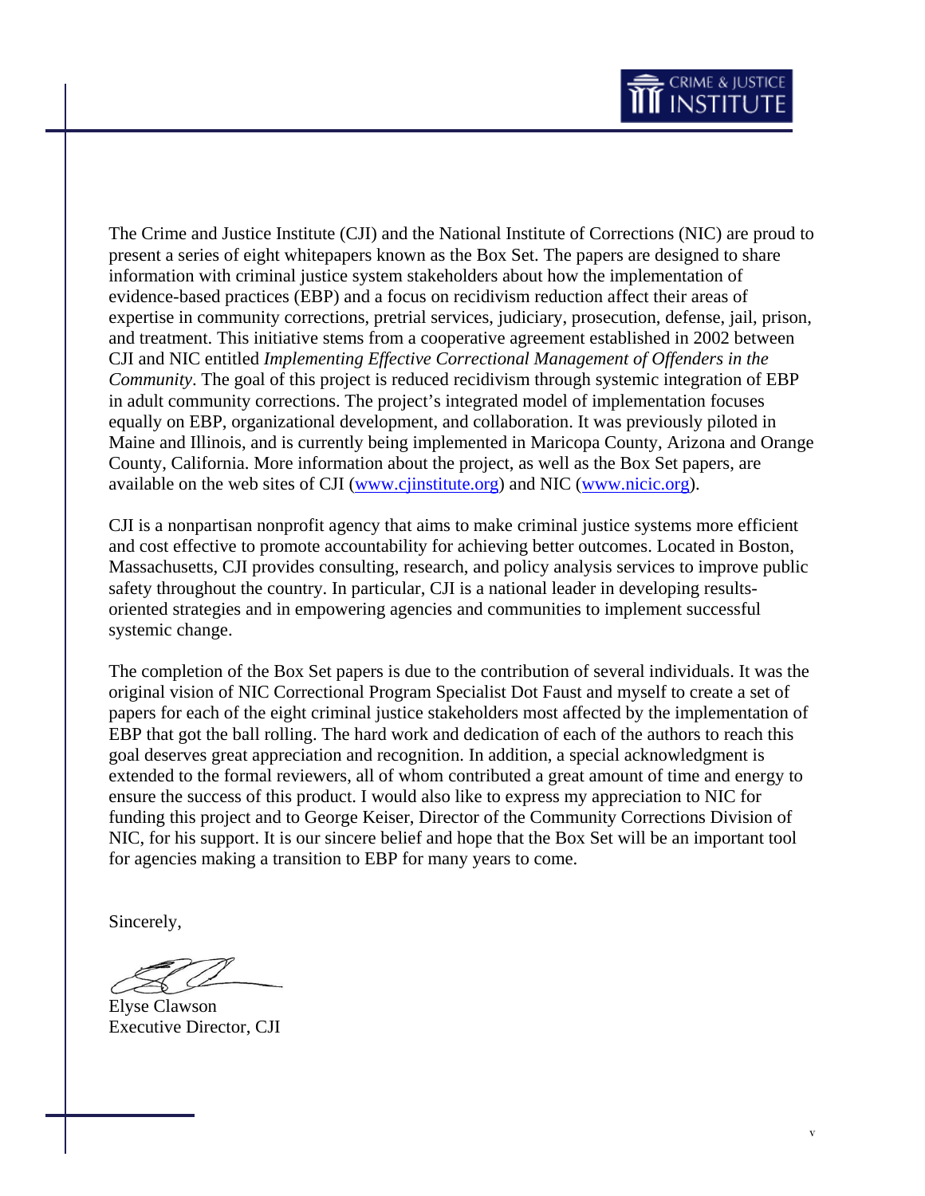The Crime and Justice Institute (CJI) and the National Institute of Corrections (NIC) are proud to present a series of eight whitepapers known as the Box Set. The papers are designed to share information with criminal justice system stakeholders about how the implementation of evidence-based practices (EBP) and a focus on recidivism reduction affect their areas of expertise in community corrections, pretrial services, judiciary, prosecution, defense, jail, prison, and treatment. This initiative stems from a cooperative agreement established in 2002 between CJI and NIC entitled *Implementing Effective Correctional Management of Offenders in the Community*. The goal of this project is reduced recidivism through systemic integration of EBP in adult community corrections. The project's integrated model of implementation focuses equally on EBP, organizational development, and collaboration. It was previously piloted in Maine and Illinois, and is currently being implemented in Maricopa County, Arizona and Orange County, California. More information about the project, as well as the Box Set papers, are available on the web sites of CJI (www.cjinstitute.org) and NIC (www.nicic.org).

CJI is a nonpartisan nonprofit agency that aims to make criminal justice systems more efficient and cost effective to promote accountability for achieving better outcomes. Located in Boston, Massachusetts, CJI provides consulting, research, and policy analysis services to improve public safety throughout the country. In particular, CJI is a national leader in developing results-oriented strategies and in empowering agencies and communities to implement successful systemic change.

The completion of the Box Set papers is due to the contribution of several individuals. It was the original vision of NIC Correctional Program Specialist Dot Faust and myself to create a set of papers for each of the eight criminal justice stakeholders most affected by the implementation of EBP that got the ball rolling. The hard work and dedication of each of the authors to reach this goal deserves great appreciation and recognition. In addition, a special acknowledgment is extended to the formal reviewers, all of whom contributed a great amount of time and energy to ensure the success of this product. I would also like to express my appreciation to NIC for funding this project and to George Keiser, Director of the Community Corrections Division of NIC, for his support. It is our sincere belief and hope that the Box Set will be an important tool for agencies making a transition to EBP for many years to come.

Sincerely,

Elyse Clawson
Executive Director, CJI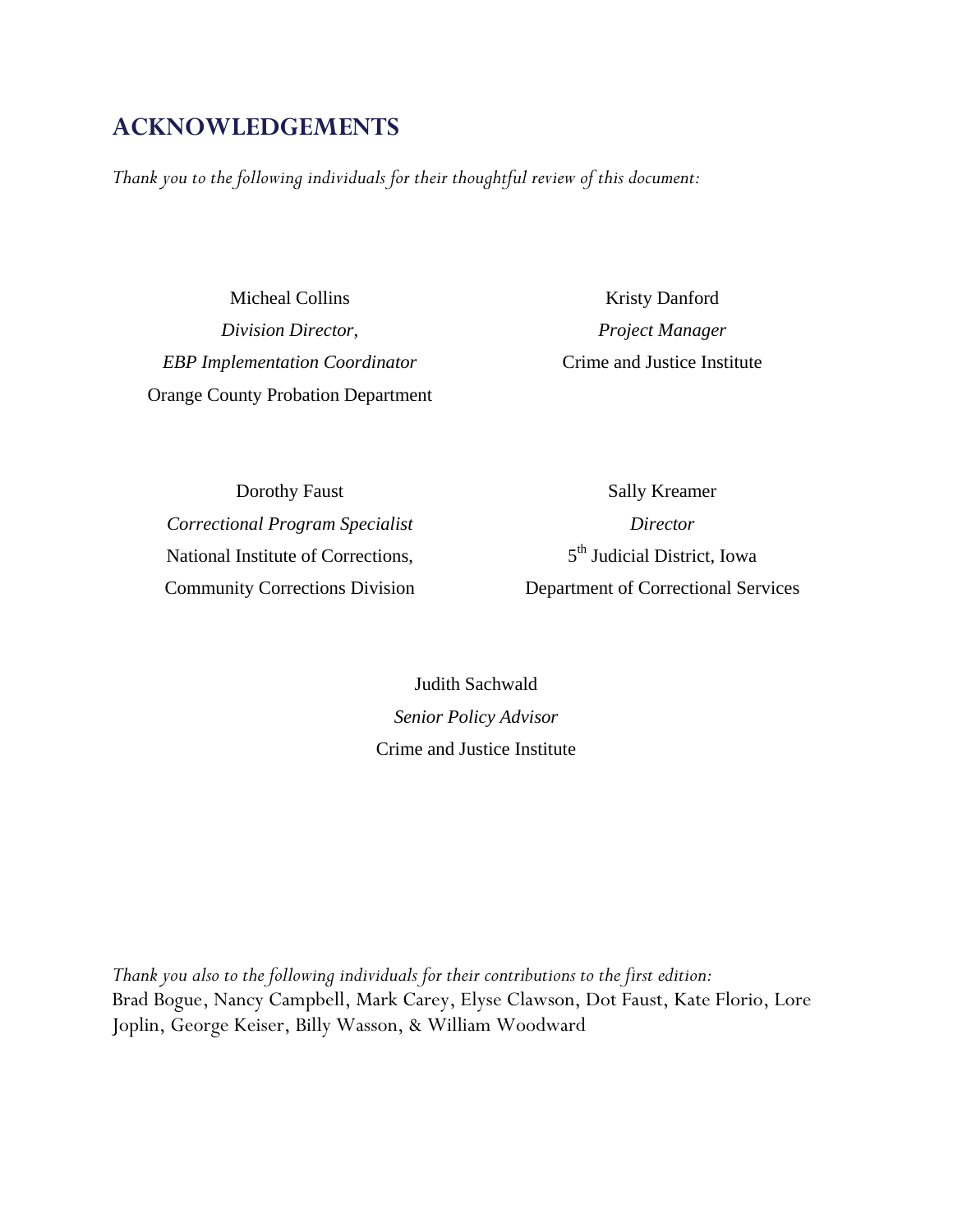# ACKNOWLEDGEMENTS

*Thank you to the following individuals for their thoughtful review of this document:*

Micheal Collins
*Division Director,*
*EBP Implementation Coordinator*
Orange County Probation Department

Kristy Danford
*Project Manager*
Crime and Justice Institute

Dorothy Faust
*Correctional Program Specialist*
National Institute of Corrections,
Community Corrections Division

Sally Kreamer
*Director*
5th Judicial District, Iowa
Department of Correctional Services

Judith Sachwald
*Senior Policy Advisor*
Crime and Justice Institute

*Thank you also to the following individuals for their contributions to the first edition:*
Brad Bogue, Nancy Campbell, Mark Carey, Elyse Clawson, Dot Faust, Kate Florio, Lore Joplin, George Keiser, Billy Wasson, & William Woodward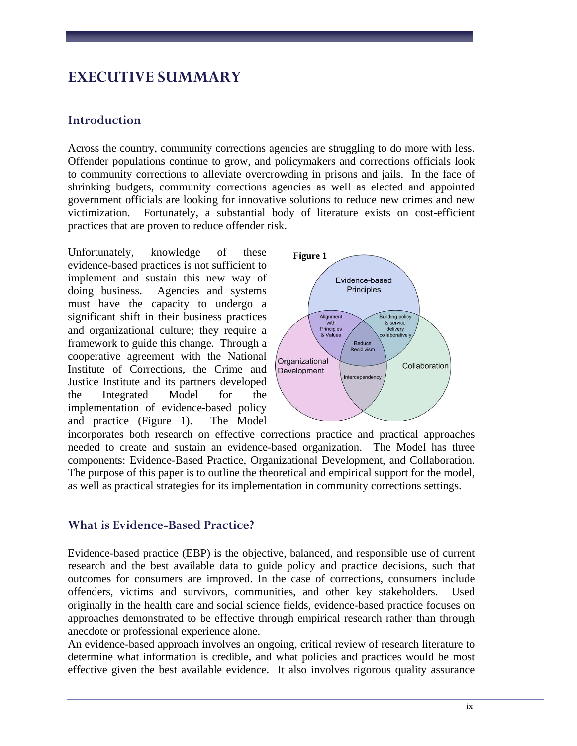# EXECUTIVE SUMMARY

## Introduction

Across the country, community corrections agencies are struggling to do more with less. Offender populations continue to grow, and policymakers and corrections officials look to community corrections to alleviate overcrowding in prisons and jails. In the face of shrinking budgets, community corrections agencies as well as elected and appointed government officials are looking for innovative solutions to reduce new crimes and new victimization. Fortunately, a substantial body of literature exists on cost-efficient practices that are proven to reduce offender risk.

Unfortunately, knowledge of these evidence-based practices is not sufficient to implement and sustain this new way of doing business. Agencies and systems must have the capacity to undergo a significant shift in their business practices and organizational culture; they require a framework to guide this change. Through a cooperative agreement with the National Institute of Corrections, the Crime and Justice Institute and its partners developed the Integrated Model for the implementation of evidence-based policy and practice (Figure 1). The Model incorporates both research on effective corrections practice and practical approaches needed to create and sustain an evidence-based organization. The Model has three components: Evidence-Based Practice, Organizational Development, and Collaboration. The purpose of this paper is to outline the theoretical and empirical support for the model, as well as practical strategies for its implementation in community corrections settings.

**Figure 1**

Evidence-based Principles; Organizational Development; Collaboration; Alignment with Principles & Values; Building policy & service delivery collaboratively; Interdependency; Reduce Recidivism

## What is Evidence-Based Practice?

Evidence-based practice (EBP) is the objective, balanced, and responsible use of current research and the best available data to guide policy and practice decisions, such that outcomes for consumers are improved. In the case of corrections, consumers include offenders, victims and survivors, communities, and other key stakeholders. Used originally in the health care and social science fields, evidence-based practice focuses on approaches demonstrated to be effective through empirical research rather than through anecdote or professional experience alone.

An evidence-based approach involves an ongoing, critical review of research literature to determine what information is credible, and what policies and practices would be most effective given the best available evidence. It also involves rigorous quality assurance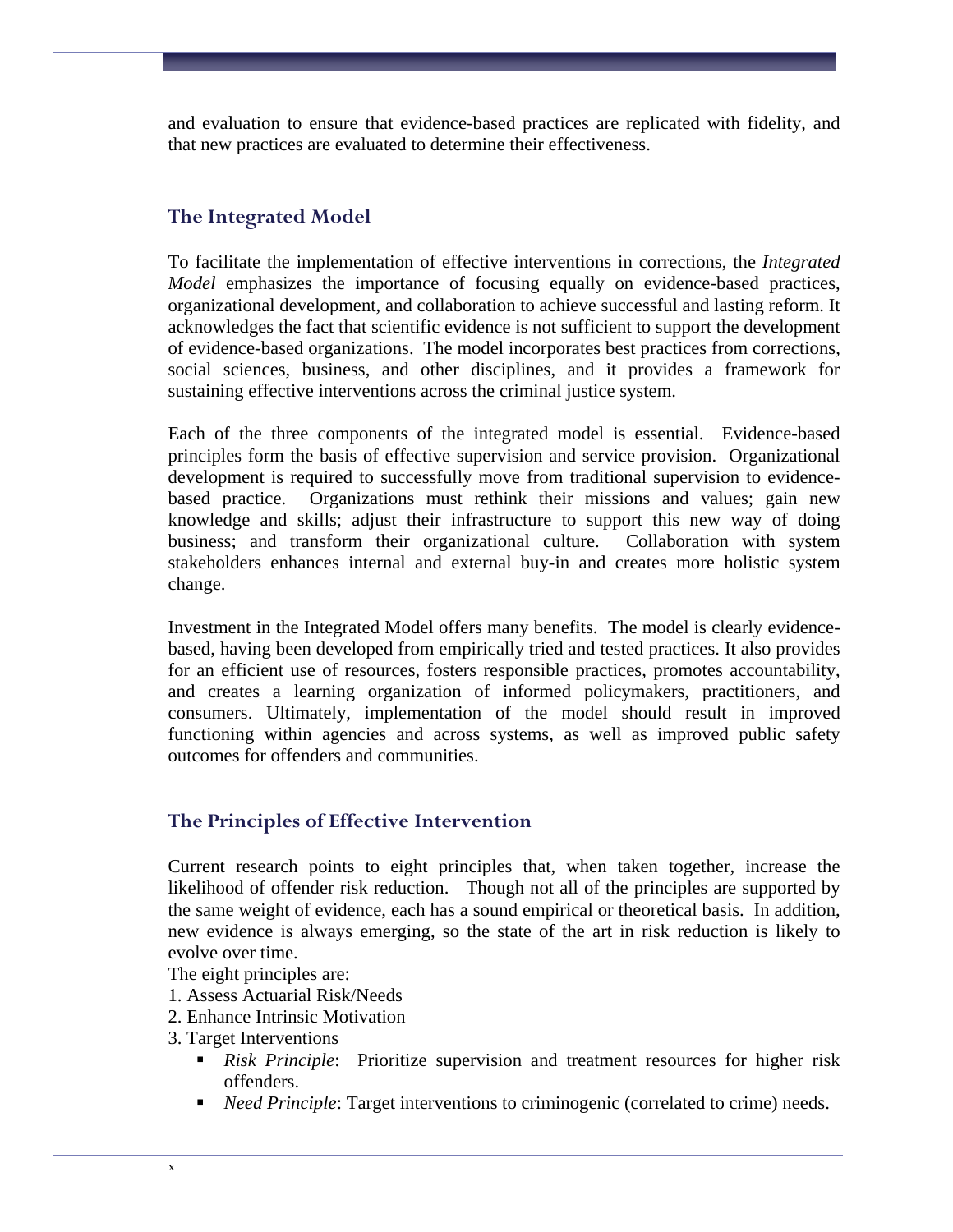and evaluation to ensure that evidence-based practices are replicated with fidelity, and that new practices are evaluated to determine their effectiveness.

## The Integrated Model

To facilitate the implementation of effective interventions in corrections, the *Integrated Model* emphasizes the importance of focusing equally on evidence-based practices, organizational development, and collaboration to achieve successful and lasting reform. It acknowledges the fact that scientific evidence is not sufficient to support the development of evidence-based organizations. The model incorporates best practices from corrections, social sciences, business, and other disciplines, and it provides a framework for sustaining effective interventions across the criminal justice system.

Each of the three components of the integrated model is essential. Evidence-based principles form the basis of effective supervision and service provision. Organizational development is required to successfully move from traditional supervision to evidence-based practice. Organizations must rethink their missions and values; gain new knowledge and skills; adjust their infrastructure to support this new way of doing business; and transform their organizational culture. Collaboration with system stakeholders enhances internal and external buy-in and creates more holistic system change.

Investment in the Integrated Model offers many benefits. The model is clearly evidence-based, having been developed from empirically tried and tested practices. It also provides for an efficient use of resources, fosters responsible practices, promotes accountability, and creates a learning organization of informed policymakers, practitioners, and consumers. Ultimately, implementation of the model should result in improved functioning within agencies and across systems, as well as improved public safety outcomes for offenders and communities.

## The Principles of Effective Intervention

Current research points to eight principles that, when taken together, increase the likelihood of offender risk reduction. Though not all of the principles are supported by the same weight of evidence, each has a sound empirical or theoretical basis. In addition, new evidence is always emerging, so the state of the art in risk reduction is likely to evolve over time.

The eight principles are:

1. Assess Actuarial Risk/Needs
2. Enhance Intrinsic Motivation
3. Target Interventions
   - *Risk Principle*: Prioritize supervision and treatment resources for higher risk offenders.
   - *Need Principle*: Target interventions to criminogenic (correlated to crime) needs.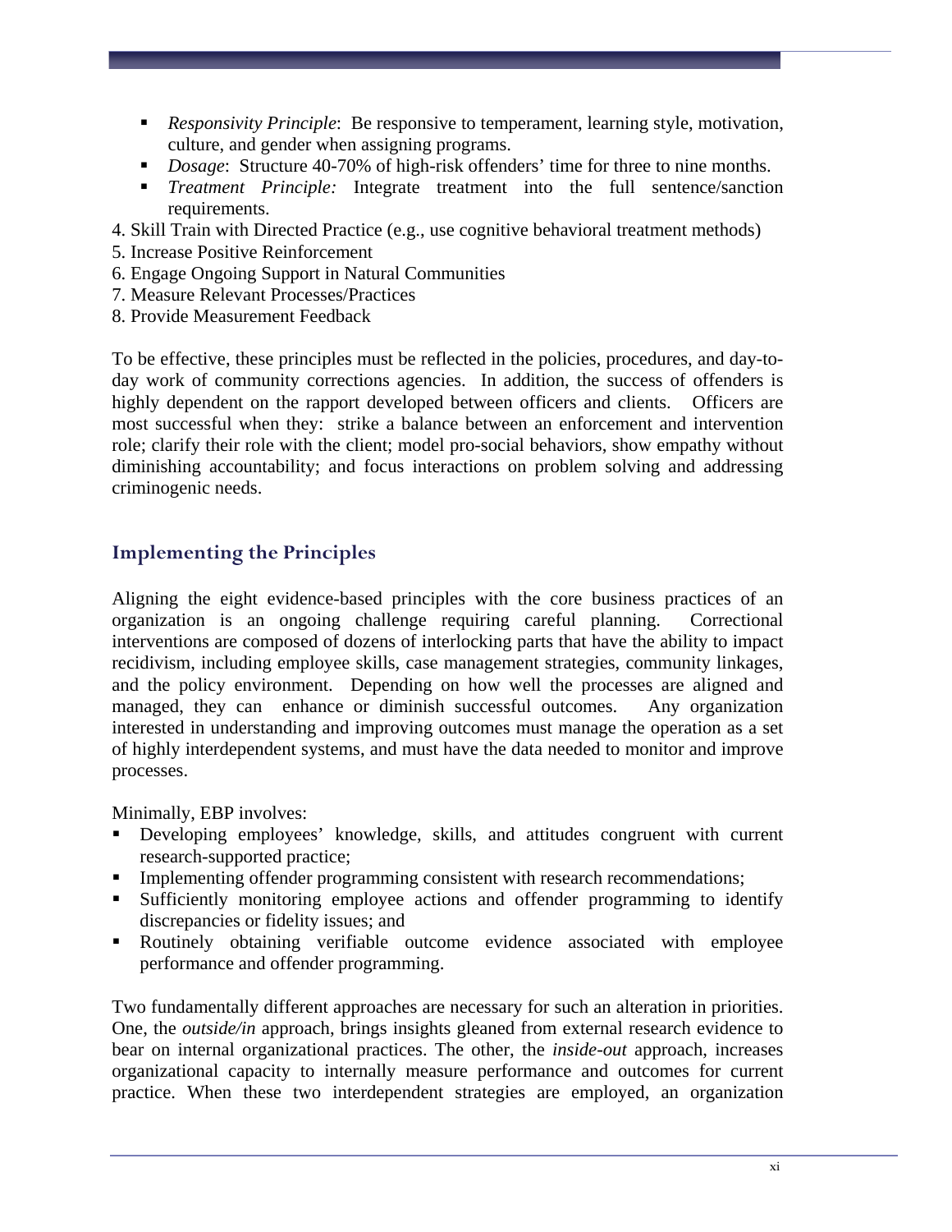- *Responsivity Principle*: Be responsive to temperament, learning style, motivation, culture, and gender when assigning programs.
- *Dosage*: Structure 40-70% of high-risk offenders' time for three to nine months.
- *Treatment Principle:* Integrate treatment into the full sentence/sanction requirements.

4. Skill Train with Directed Practice (e.g., use cognitive behavioral treatment methods)
5. Increase Positive Reinforcement
6. Engage Ongoing Support in Natural Communities
7. Measure Relevant Processes/Practices
8. Provide Measurement Feedback

To be effective, these principles must be reflected in the policies, procedures, and day-to-day work of community corrections agencies. In addition, the success of offenders is highly dependent on the rapport developed between officers and clients. Officers are most successful when they: strike a balance between an enforcement and intervention role; clarify their role with the client; model pro-social behaviors, show empathy without diminishing accountability; and focus interactions on problem solving and addressing criminogenic needs.

## Implementing the Principles

Aligning the eight evidence-based principles with the core business practices of an organization is an ongoing challenge requiring careful planning. Correctional interventions are composed of dozens of interlocking parts that have the ability to impact recidivism, including employee skills, case management strategies, community linkages, and the policy environment. Depending on how well the processes are aligned and managed, they can enhance or diminish successful outcomes. Any organization interested in understanding and improving outcomes must manage the operation as a set of highly interdependent systems, and must have the data needed to monitor and improve processes.

Minimally, EBP involves:

- Developing employees' knowledge, skills, and attitudes congruent with current research-supported practice;
- Implementing offender programming consistent with research recommendations;
- Sufficiently monitoring employee actions and offender programming to identify discrepancies or fidelity issues; and
- Routinely obtaining verifiable outcome evidence associated with employee performance and offender programming.

Two fundamentally different approaches are necessary for such an alteration in priorities. One, the *outside/in* approach, brings insights gleaned from external research evidence to bear on internal organizational practices. The other, the *inside-out* approach, increases organizational capacity to internally measure performance and outcomes for current practice. When these two interdependent strategies are employed, an organization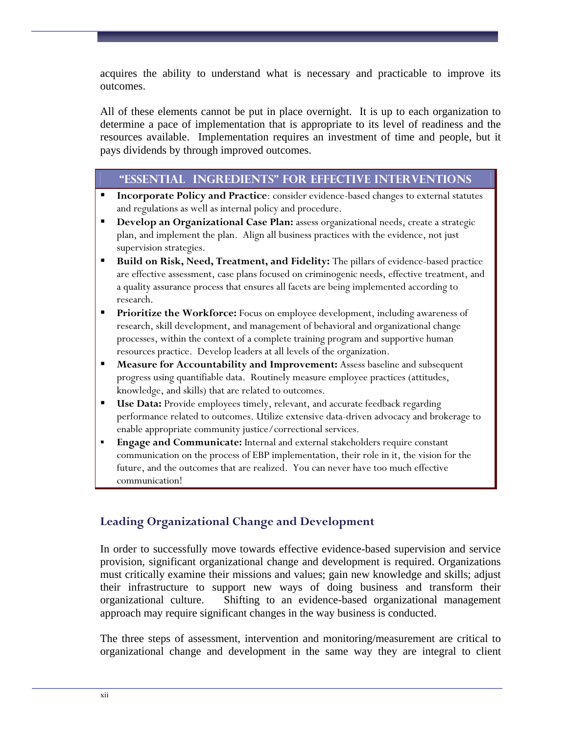acquires the ability to understand what is necessary and practicable to improve its outcomes.

All of these elements cannot be put in place overnight. It is up to each organization to determine a pace of implementation that is appropriate to its level of readiness and the resources available. Implementation requires an investment of time and people, but it pays dividends by through improved outcomes.

### "ESSENTIAL INGREDIENTS" FOR EFFECTIVE INTERVENTIONS

- **Incorporate Policy and Practice**: consider evidence-based changes to external statutes and regulations as well as internal policy and procedure.
- **Develop an Organizational Case Plan:** assess organizational needs, create a strategic plan, and implement the plan. Align all business practices with the evidence, not just supervision strategies.
- **Build on Risk, Need, Treatment, and Fidelity:** The pillars of evidence-based practice are effective assessment, case plans focused on criminogenic needs, effective treatment, and a quality assurance process that ensures all facets are being implemented according to research.
- **Prioritize the Workforce:** Focus on employee development, including awareness of research, skill development, and management of behavioral and organizational change processes, within the context of a complete training program and supportive human resources practice. Develop leaders at all levels of the organization.
- **Measure for Accountability and Improvement:** Assess baseline and subsequent progress using quantifiable data. Routinely measure employee practices (attitudes, knowledge, and skills) that are related to outcomes.
- **Use Data:** Provide employees timely, relevant, and accurate feedback regarding performance related to outcomes. Utilize extensive data-driven advocacy and brokerage to enable appropriate community justice/correctional services.
- **Engage and Communicate:** Internal and external stakeholders require constant communication on the process of EBP implementation, their role in it, the vision for the future, and the outcomes that are realized. You can never have too much effective communication!

## Leading Organizational Change and Development

In order to successfully move towards effective evidence-based supervision and service provision, significant organizational change and development is required. Organizations must critically examine their missions and values; gain new knowledge and skills; adjust their infrastructure to support new ways of doing business and transform their organizational culture. Shifting to an evidence-based organizational management approach may require significant changes in the way business is conducted.

The three steps of assessment, intervention and monitoring/measurement are critical to organizational change and development in the same way they are integral to client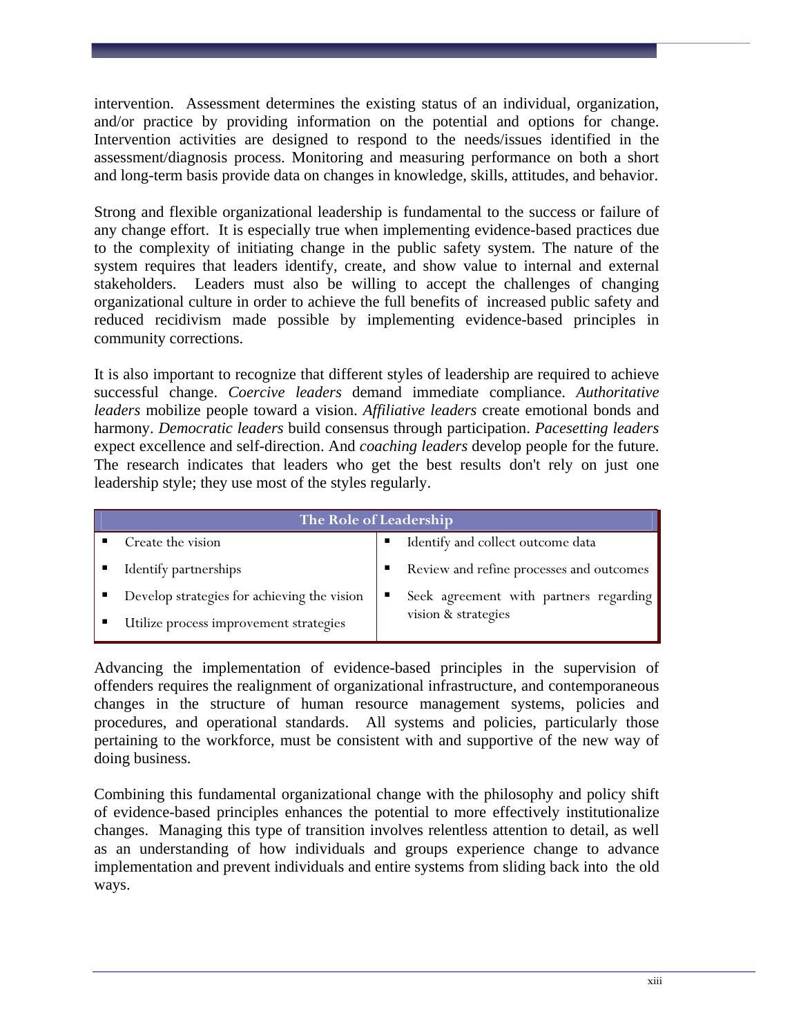intervention. Assessment determines the existing status of an individual, organization, and/or practice by providing information on the potential and options for change. Intervention activities are designed to respond to the needs/issues identified in the assessment/diagnosis process. Monitoring and measuring performance on both a short and long-term basis provide data on changes in knowledge, skills, attitudes, and behavior.

Strong and flexible organizational leadership is fundamental to the success or failure of any change effort. It is especially true when implementing evidence-based practices due to the complexity of initiating change in the public safety system. The nature of the system requires that leaders identify, create, and show value to internal and external stakeholders. Leaders must also be willing to accept the challenges of changing organizational culture in order to achieve the full benefits of increased public safety and reduced recidivism made possible by implementing evidence-based principles in community corrections.

It is also important to recognize that different styles of leadership are required to achieve successful change. *Coercive leaders* demand immediate compliance. *Authoritative leaders* mobilize people toward a vision. *Affiliative leaders* create emotional bonds and harmony. *Democratic leaders* build consensus through participation. *Pacesetting leaders* expect excellence and self-direction. And *coaching leaders* develop people for the future. The research indicates that leaders who get the best results don't rely on just one leadership style; they use most of the styles regularly.

| The Role of Leadership | |
|---|---|
| ▪ Create the vision | ▪ Identify and collect outcome data |
| ▪ Identify partnerships | ▪ Review and refine processes and outcomes |
| ▪ Develop strategies for achieving the vision | ▪ Seek agreement with partners regarding vision & strategies |
| ▪ Utilize process improvement strategies | |

Advancing the implementation of evidence-based principles in the supervision of offenders requires the realignment of organizational infrastructure, and contemporaneous changes in the structure of human resource management systems, policies and procedures, and operational standards. All systems and policies, particularly those pertaining to the workforce, must be consistent with and supportive of the new way of doing business.

Combining this fundamental organizational change with the philosophy and policy shift of evidence-based principles enhances the potential to more effectively institutionalize changes. Managing this type of transition involves relentless attention to detail, as well as an understanding of how individuals and groups experience change to advance implementation and prevent individuals and entire systems from sliding back into the old ways.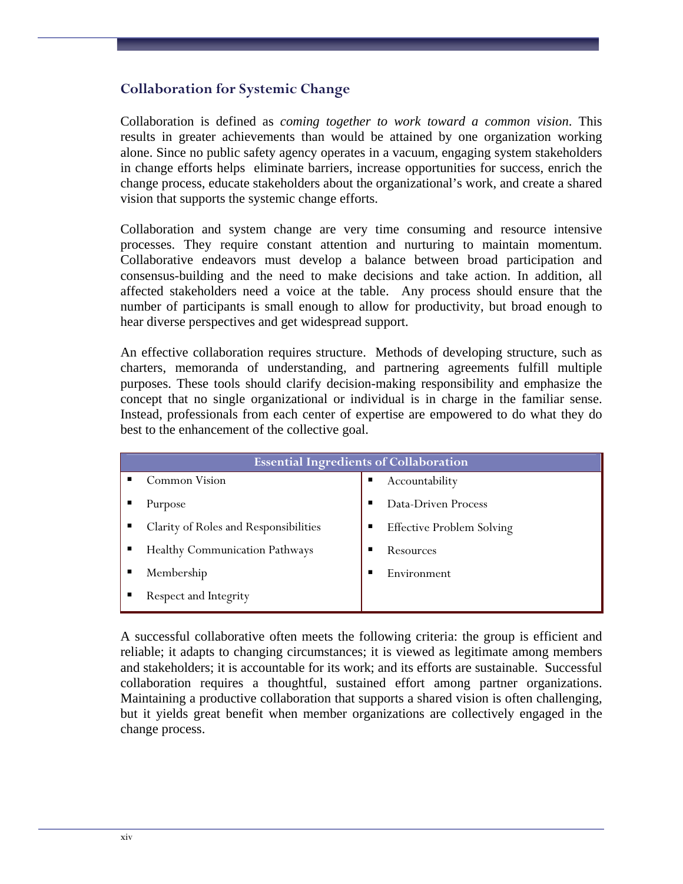## Collaboration for Systemic Change

Collaboration is defined as *coming together to work toward a common vision*. This results in greater achievements than would be attained by one organization working alone. Since no public safety agency operates in a vacuum, engaging system stakeholders in change efforts helps eliminate barriers, increase opportunities for success, enrich the change process, educate stakeholders about the organizational's work, and create a shared vision that supports the systemic change efforts.

Collaboration and system change are very time consuming and resource intensive processes. They require constant attention and nurturing to maintain momentum. Collaborative endeavors must develop a balance between broad participation and consensus-building and the need to make decisions and take action. In addition, all affected stakeholders need a voice at the table. Any process should ensure that the number of participants is small enough to allow for productivity, but broad enough to hear diverse perspectives and get widespread support.

An effective collaboration requires structure. Methods of developing structure, such as charters, memoranda of understanding, and partnering agreements fulfill multiple purposes. These tools should clarify decision-making responsibility and emphasize the concept that no single organizational or individual is in charge in the familiar sense. Instead, professionals from each center of expertise are empowered to do what they do best to the enhancement of the collective goal.

| Essential Ingredients of Collaboration | |
|---|---|
| ▪ Common Vision | ▪ Accountability |
| ▪ Purpose | ▪ Data-Driven Process |
| ▪ Clarity of Roles and Responsibilities | ▪ Effective Problem Solving |
| ▪ Healthy Communication Pathways | ▪ Resources |
| ▪ Membership | ▪ Environment |
| ▪ Respect and Integrity | |

A successful collaborative often meets the following criteria: the group is efficient and reliable; it adapts to changing circumstances; it is viewed as legitimate among members and stakeholders; it is accountable for its work; and its efforts are sustainable. Successful collaboration requires a thoughtful, sustained effort among partner organizations. Maintaining a productive collaboration that supports a shared vision is often challenging, but it yields great benefit when member organizations are collectively engaged in the change process.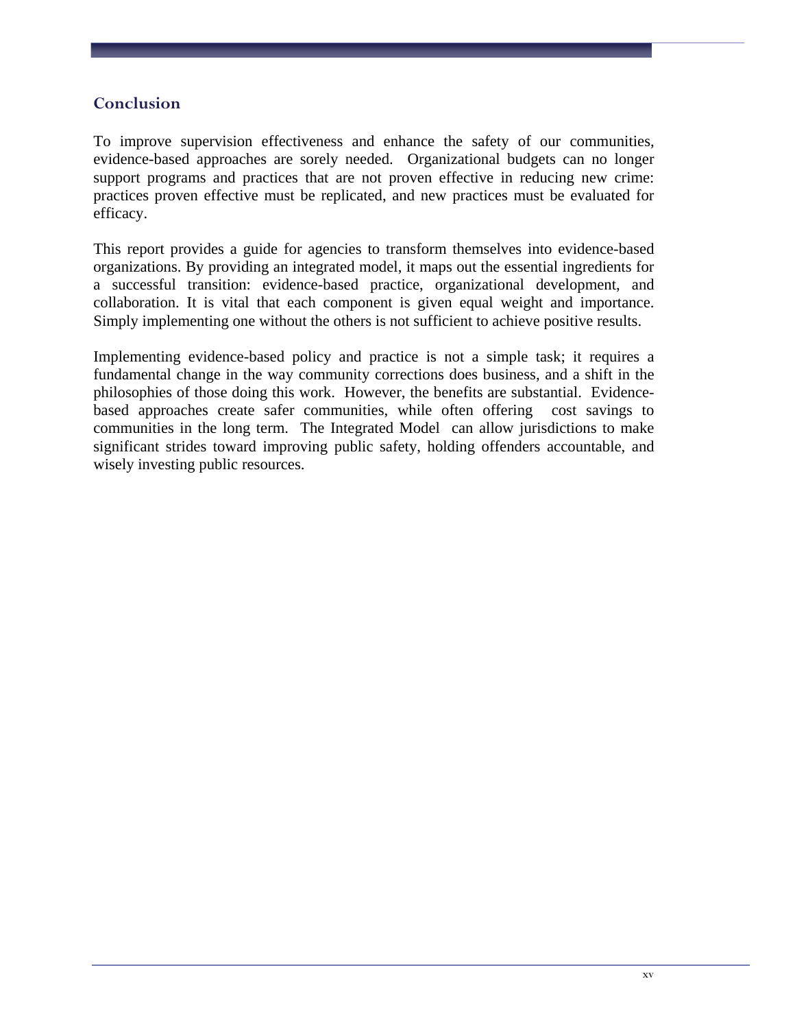## Conclusion

To improve supervision effectiveness and enhance the safety of our communities, evidence-based approaches are sorely needed. Organizational budgets can no longer support programs and practices that are not proven effective in reducing new crime: practices proven effective must be replicated, and new practices must be evaluated for efficacy.

This report provides a guide for agencies to transform themselves into evidence-based organizations. By providing an integrated model, it maps out the essential ingredients for a successful transition: evidence-based practice, organizational development, and collaboration. It is vital that each component is given equal weight and importance. Simply implementing one without the others is not sufficient to achieve positive results.

Implementing evidence-based policy and practice is not a simple task; it requires a fundamental change in the way community corrections does business, and a shift in the philosophies of those doing this work. However, the benefits are substantial. Evidence-based approaches create safer communities, while often offering cost savings to communities in the long term. The Integrated Model can allow jurisdictions to make significant strides toward improving public safety, holding offenders accountable, and wisely investing public resources.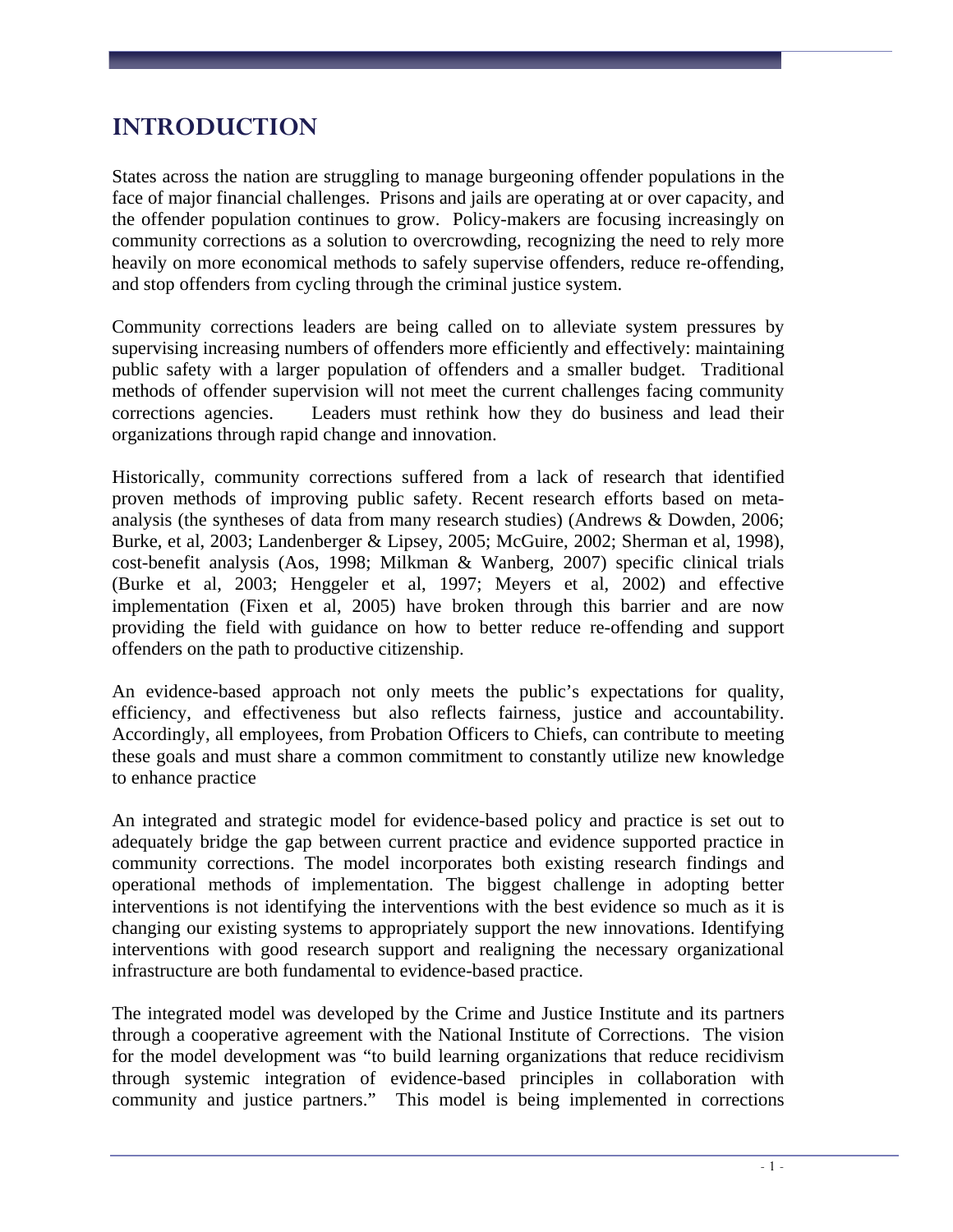# INTRODUCTION

States across the nation are struggling to manage burgeoning offender populations in the face of major financial challenges. Prisons and jails are operating at or over capacity, and the offender population continues to grow. Policy-makers are focusing increasingly on community corrections as a solution to overcrowding, recognizing the need to rely more heavily on more economical methods to safely supervise offenders, reduce re-offending, and stop offenders from cycling through the criminal justice system.

Community corrections leaders are being called on to alleviate system pressures by supervising increasing numbers of offenders more efficiently and effectively: maintaining public safety with a larger population of offenders and a smaller budget. Traditional methods of offender supervision will not meet the current challenges facing community corrections agencies. Leaders must rethink how they do business and lead their organizations through rapid change and innovation.

Historically, community corrections suffered from a lack of research that identified proven methods of improving public safety. Recent research efforts based on meta-analysis (the syntheses of data from many research studies) (Andrews & Dowden, 2006; Burke, et al, 2003; Landenberger & Lipsey, 2005; McGuire, 2002; Sherman et al, 1998), cost-benefit analysis (Aos, 1998; Milkman & Wanberg, 2007) specific clinical trials (Burke et al, 2003; Henggeler et al, 1997; Meyers et al, 2002) and effective implementation (Fixen et al, 2005) have broken through this barrier and are now providing the field with guidance on how to better reduce re-offending and support offenders on the path to productive citizenship.

An evidence-based approach not only meets the public's expectations for quality, efficiency, and effectiveness but also reflects fairness, justice and accountability. Accordingly, all employees, from Probation Officers to Chiefs, can contribute to meeting these goals and must share a common commitment to constantly utilize new knowledge to enhance practice

An integrated and strategic model for evidence-based policy and practice is set out to adequately bridge the gap between current practice and evidence supported practice in community corrections. The model incorporates both existing research findings and operational methods of implementation. The biggest challenge in adopting better interventions is not identifying the interventions with the best evidence so much as it is changing our existing systems to appropriately support the new innovations. Identifying interventions with good research support and realigning the necessary organizational infrastructure are both fundamental to evidence-based practice.

The integrated model was developed by the Crime and Justice Institute and its partners through a cooperative agreement with the National Institute of Corrections. The vision for the model development was "to build learning organizations that reduce recidivism through systemic integration of evidence-based principles in collaboration with community and justice partners." This model is being implemented in corrections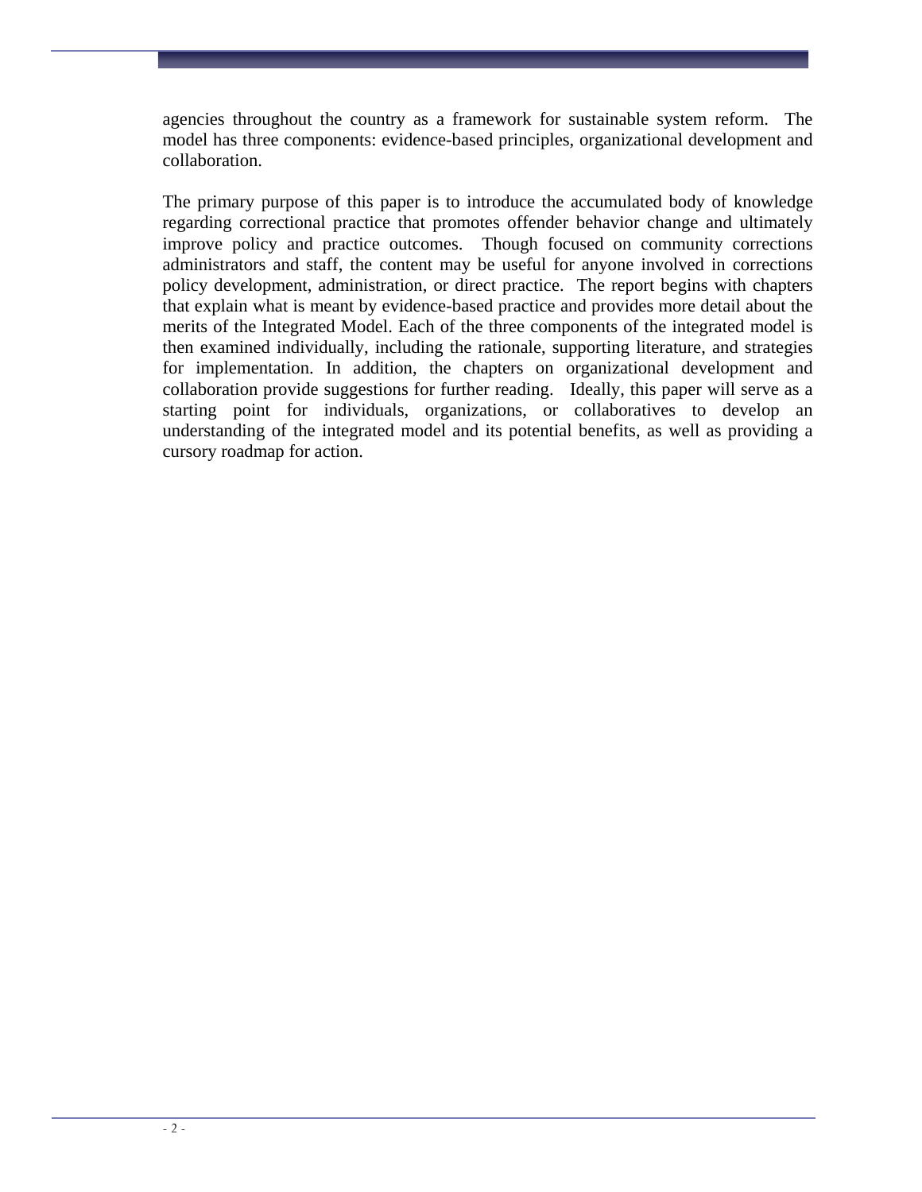agencies throughout the country as a framework for sustainable system reform. The model has three components: evidence-based principles, organizational development and collaboration.

The primary purpose of this paper is to introduce the accumulated body of knowledge regarding correctional practice that promotes offender behavior change and ultimately improve policy and practice outcomes. Though focused on community corrections administrators and staff, the content may be useful for anyone involved in corrections policy development, administration, or direct practice. The report begins with chapters that explain what is meant by evidence-based practice and provides more detail about the merits of the Integrated Model. Each of the three components of the integrated model is then examined individually, including the rationale, supporting literature, and strategies for implementation. In addition, the chapters on organizational development and collaboration provide suggestions for further reading. Ideally, this paper will serve as a starting point for individuals, organizations, or collaboratives to develop an understanding of the integrated model and its potential benefits, as well as providing a cursory roadmap for action.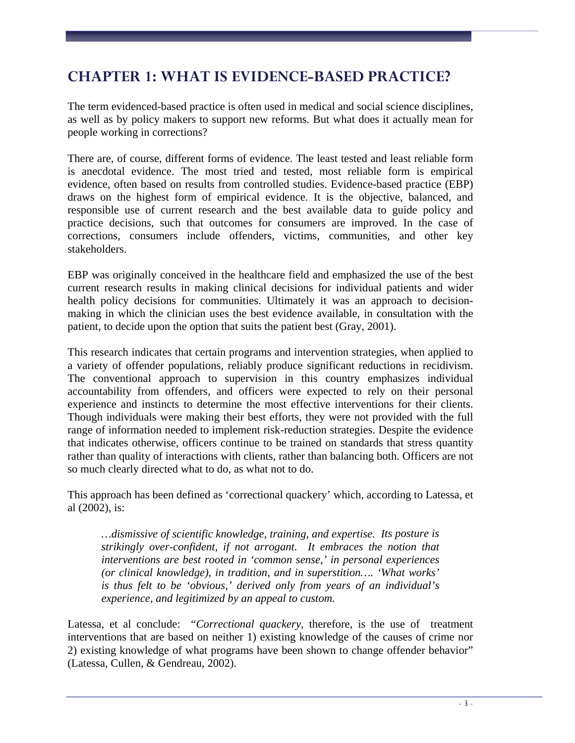# CHAPTER 1: WHAT IS EVIDENCE-BASED PRACTICE?

The term evidenced-based practice is often used in medical and social science disciplines, as well as by policy makers to support new reforms. But what does it actually mean for people working in corrections?

There are, of course, different forms of evidence. The least tested and least reliable form is anecdotal evidence. The most tried and tested, most reliable form is empirical evidence, often based on results from controlled studies. Evidence-based practice (EBP) draws on the highest form of empirical evidence. It is the objective, balanced, and responsible use of current research and the best available data to guide policy and practice decisions, such that outcomes for consumers are improved. In the case of corrections, consumers include offenders, victims, communities, and other key stakeholders.

EBP was originally conceived in the healthcare field and emphasized the use of the best current research results in making clinical decisions for individual patients and wider health policy decisions for communities. Ultimately it was an approach to decision-making in which the clinician uses the best evidence available, in consultation with the patient, to decide upon the option that suits the patient best (Gray, 2001).

This research indicates that certain programs and intervention strategies, when applied to a variety of offender populations, reliably produce significant reductions in recidivism. The conventional approach to supervision in this country emphasizes individual accountability from offenders, and officers were expected to rely on their personal experience and instincts to determine the most effective interventions for their clients. Though individuals were making their best efforts, they were not provided with the full range of information needed to implement risk-reduction strategies. Despite the evidence that indicates otherwise, officers continue to be trained on standards that stress quantity rather than quality of interactions with clients, rather than balancing both. Officers are not so much clearly directed what to do, as what not to do.

This approach has been defined as 'correctional quackery' which, according to Latessa, et al (2002), is:

> *…dismissive of scientific knowledge, training, and expertise. Its posture is strikingly over-confident, if not arrogant. It embraces the notion that interventions are best rooted in 'common sense,' in personal experiences (or clinical knowledge), in tradition, and in superstition…. 'What works' is thus felt to be 'obvious,' derived only from years of an individual's experience, and legitimized by an appeal to custom.*

Latessa, et al conclude: "*Correctional quackery*, therefore, is the use of treatment interventions that are based on neither 1) existing knowledge of the causes of crime nor 2) existing knowledge of what programs have been shown to change offender behavior" (Latessa, Cullen, & Gendreau, 2002).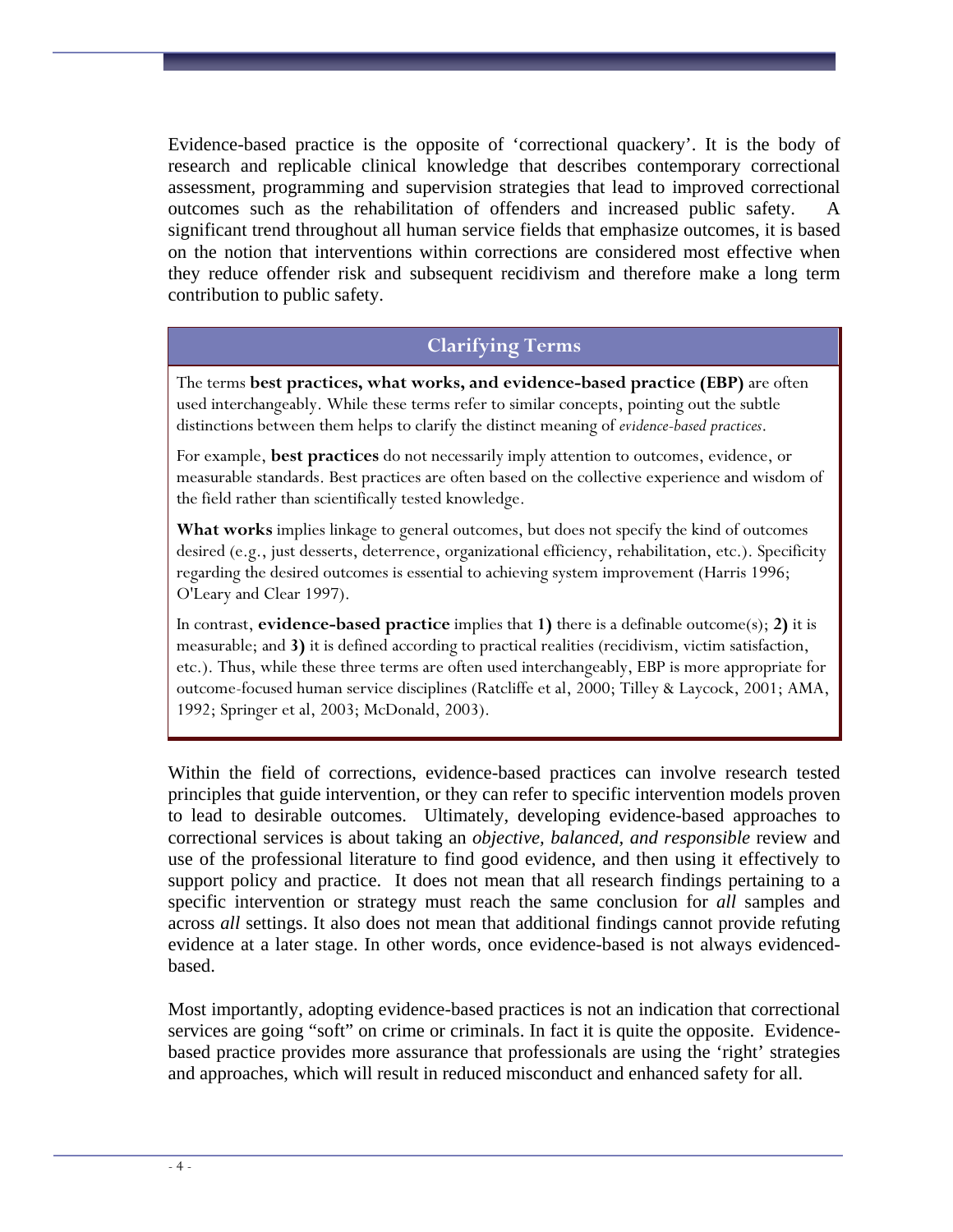Evidence-based practice is the opposite of 'correctional quackery'. It is the body of research and replicable clinical knowledge that describes contemporary correctional assessment, programming and supervision strategies that lead to improved correctional outcomes such as the rehabilitation of offenders and increased public safety. A significant trend throughout all human service fields that emphasize outcomes, it is based on the notion that interventions within corrections are considered most effective when they reduce offender risk and subsequent recidivism and therefore make a long term contribution to public safety.

### Clarifying Terms

The terms **best practices, what works, and evidence-based practice (EBP)** are often used interchangeably. While these terms refer to similar concepts, pointing out the subtle distinctions between them helps to clarify the distinct meaning of *evidence-based practices*.

For example, **best practices** do not necessarily imply attention to outcomes, evidence, or measurable standards. Best practices are often based on the collective experience and wisdom of the field rather than scientifically tested knowledge.

**What works** implies linkage to general outcomes, but does not specify the kind of outcomes desired (e.g., just desserts, deterrence, organizational efficiency, rehabilitation, etc.). Specificity regarding the desired outcomes is essential to achieving system improvement (Harris 1996; O'Leary and Clear 1997).

In contrast, **evidence-based practice** implies that **1)** there is a definable outcome(s); **2)** it is measurable; and **3)** it is defined according to practical realities (recidivism, victim satisfaction, etc.). Thus, while these three terms are often used interchangeably, EBP is more appropriate for outcome-focused human service disciplines (Ratcliffe et al, 2000; Tilley & Laycock, 2001; AMA, 1992; Springer et al, 2003; McDonald, 2003).

Within the field of corrections, evidence-based practices can involve research tested principles that guide intervention, or they can refer to specific intervention models proven to lead to desirable outcomes. Ultimately, developing evidence-based approaches to correctional services is about taking an *objective, balanced, and responsible* review and use of the professional literature to find good evidence, and then using it effectively to support policy and practice. It does not mean that all research findings pertaining to a specific intervention or strategy must reach the same conclusion for *all* samples and across *all* settings. It also does not mean that additional findings cannot provide refuting evidence at a later stage. In other words, once evidence-based is not always evidenced-based.

Most importantly, adopting evidence-based practices is not an indication that correctional services are going "soft" on crime or criminals. In fact it is quite the opposite. Evidence-based practice provides more assurance that professionals are using the 'right' strategies and approaches, which will result in reduced misconduct and enhanced safety for all.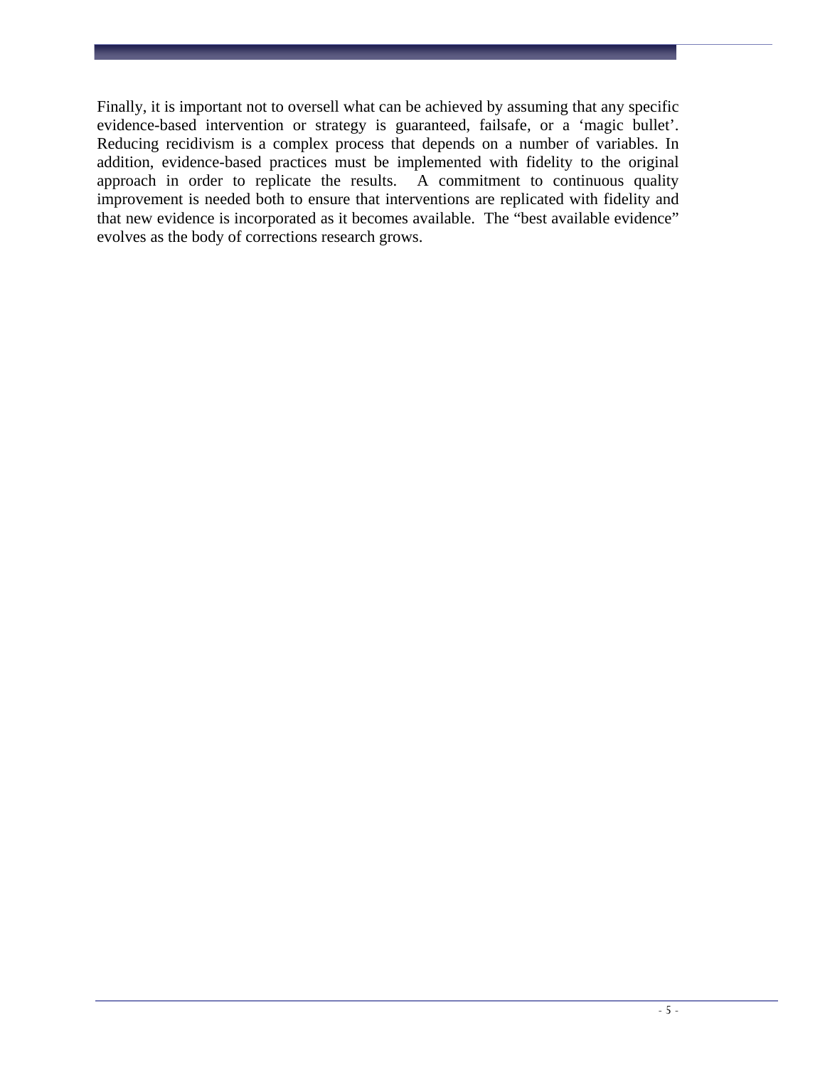Finally, it is important not to oversell what can be achieved by assuming that any specific evidence-based intervention or strategy is guaranteed, failsafe, or a ‘magic bullet’. Reducing recidivism is a complex process that depends on a number of variables. In addition, evidence-based practices must be implemented with fidelity to the original approach in order to replicate the results. A commitment to continuous quality improvement is needed both to ensure that interventions are replicated with fidelity and that new evidence is incorporated as it becomes available. The “best available evidence” evolves as the body of corrections research grows.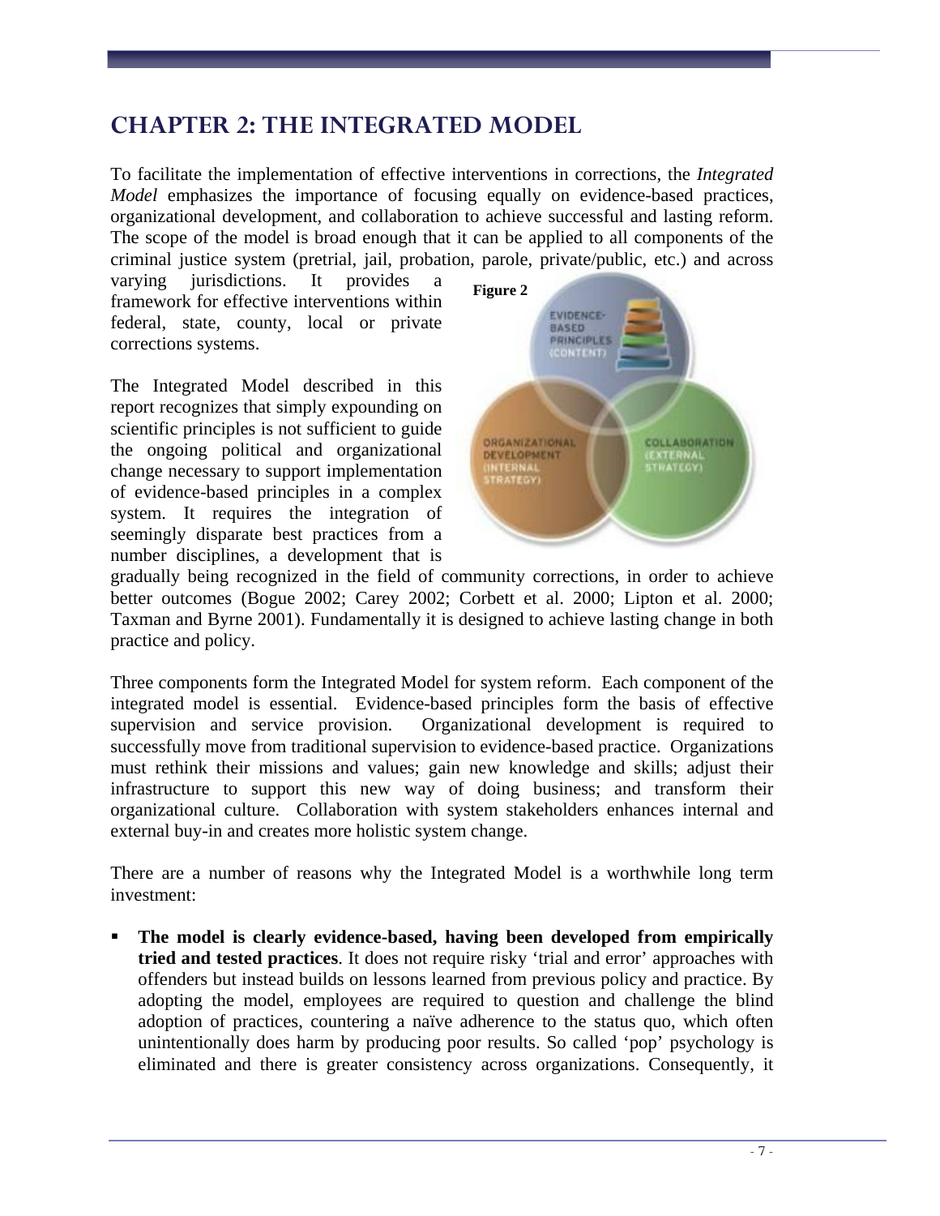# CHAPTER 2: THE INTEGRATED MODEL

To facilitate the implementation of effective interventions in corrections, the *Integrated Model* emphasizes the importance of focusing equally on evidence-based practices, organizational development, and collaboration to achieve successful and lasting reform. The scope of the model is broad enough that it can be applied to all components of the criminal justice system (pretrial, jail, probation, parole, private/public, etc.) and across varying jurisdictions. It provides a framework for effective interventions within federal, state, county, local or private corrections systems.

**Figure 2**

The Integrated Model described in this report recognizes that simply expounding on scientific principles is not sufficient to guide the ongoing political and organizational change necessary to support implementation of evidence-based principles in a complex system. It requires the integration of seemingly disparate best practices from a number disciplines, a development that is gradually being recognized in the field of community corrections, in order to achieve better outcomes (Bogue 2002; Carey 2002; Corbett et al. 2000; Lipton et al. 2000; Taxman and Byrne 2001). Fundamentally it is designed to achieve lasting change in both practice and policy.

Three components form the Integrated Model for system reform. Each component of the integrated model is essential. Evidence-based principles form the basis of effective supervision and service provision. Organizational development is required to successfully move from traditional supervision to evidence-based practice. Organizations must rethink their missions and values; gain new knowledge and skills; adjust their infrastructure to support this new way of doing business; and transform their organizational culture. Collaboration with system stakeholders enhances internal and external buy-in and creates more holistic system change.

There are a number of reasons why the Integrated Model is a worthwhile long term investment:

- **The model is clearly evidence-based, having been developed from empirically tried and tested practices**. It does not require risky 'trial and error' approaches with offenders but instead builds on lessons learned from previous policy and practice. By adopting the model, employees are required to question and challenge the blind adoption of practices, countering a naïve adherence to the status quo, which often unintentionally does harm by producing poor results. So called 'pop' psychology is eliminated and there is greater consistency across organizations. Consequently, it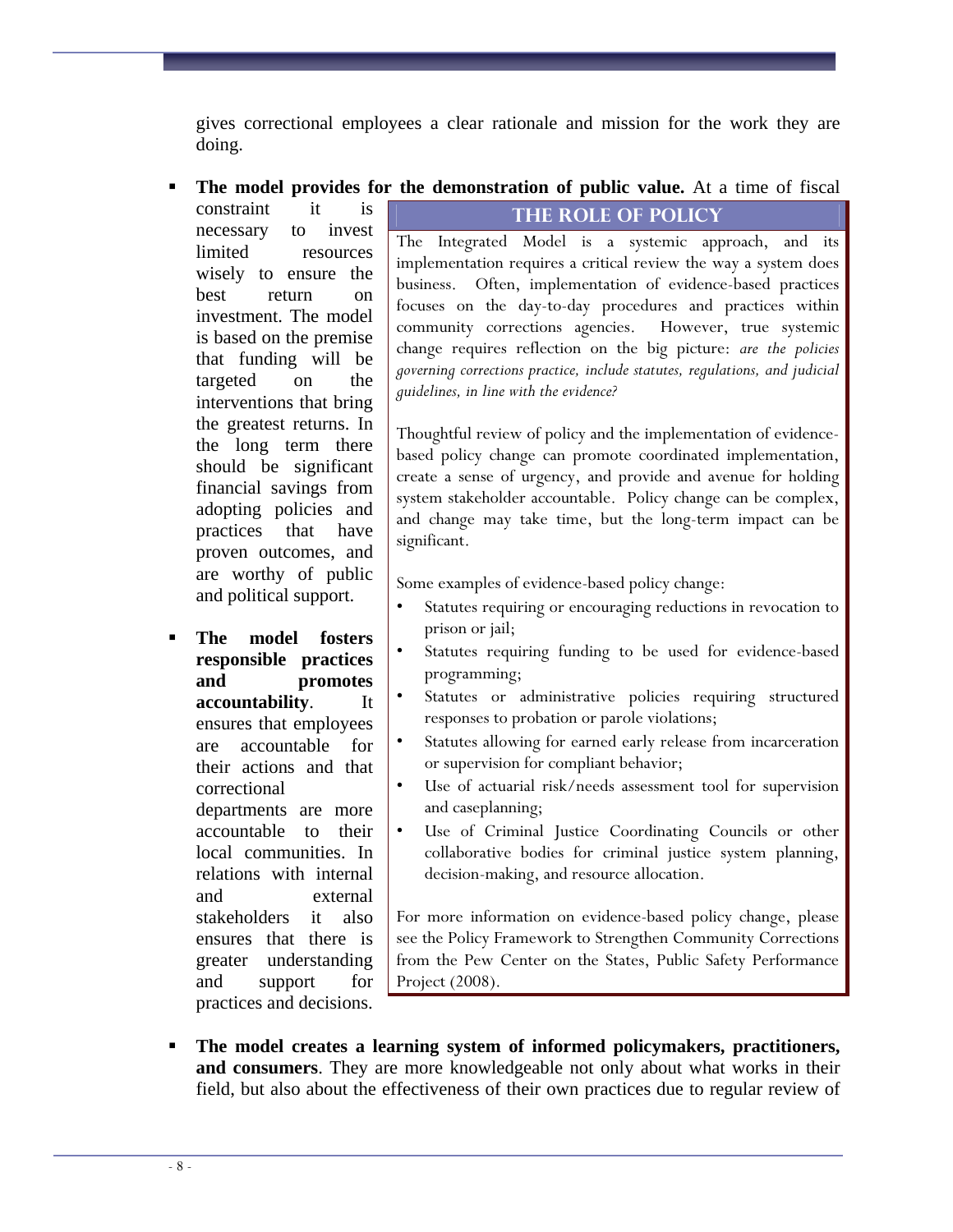gives correctional employees a clear rationale and mission for the work they are doing.

- **The model provides for the demonstration of public value.** At a time of fiscal constraint it is necessary to invest limited resources wisely to ensure the best return on investment. The model is based on the premise that funding will be targeted on the interventions that bring the greatest returns. In the long term there should be significant financial savings from adopting policies and practices that have proven outcomes, and are worthy of public and political support.

- **The model fosters responsible practices and promotes accountability**. It ensures that employees are accountable for their actions and that correctional departments are more accountable to their local communities. In relations with internal and external stakeholders it also ensures that there is greater understanding and support for practices and decisions.

> **THE ROLE OF POLICY**
>
> The Integrated Model is a systemic approach, and its implementation requires a critical review the way a system does business. Often, implementation of evidence-based practices focuses on the day-to-day procedures and practices within community corrections agencies. However, true systemic change requires reflection on the big picture: *are the policies governing corrections practice, include statutes, regulations, and judicial guidelines, in line with the evidence?*
>
> Thoughtful review of policy and the implementation of evidence-based policy change can promote coordinated implementation, create a sense of urgency, and provide and avenue for holding system stakeholder accountable. Policy change can be complex, and change may take time, but the long-term impact can be significant.
>
> Some examples of evidence-based policy change:
>
> - Statutes requiring or encouraging reductions in revocation to prison or jail;
> - Statutes requiring funding to be used for evidence-based programming;
> - Statutes or administrative policies requiring structured responses to probation or parole violations;
> - Statutes allowing for earned early release from incarceration or supervision for compliant behavior;
> - Use of actuarial risk/needs assessment tool for supervision and caseplanning;
> - Use of Criminal Justice Coordinating Councils or other collaborative bodies for criminal justice system planning, decision-making, and resource allocation.
>
> For more information on evidence-based policy change, please see the Policy Framework to Strengthen Community Corrections from the Pew Center on the States, Public Safety Performance Project (2008).

- **The model creates a learning system of informed policymakers, practitioners, and consumers**. They are more knowledgeable not only about what works in their field, but also about the effectiveness of their own practices due to regular review of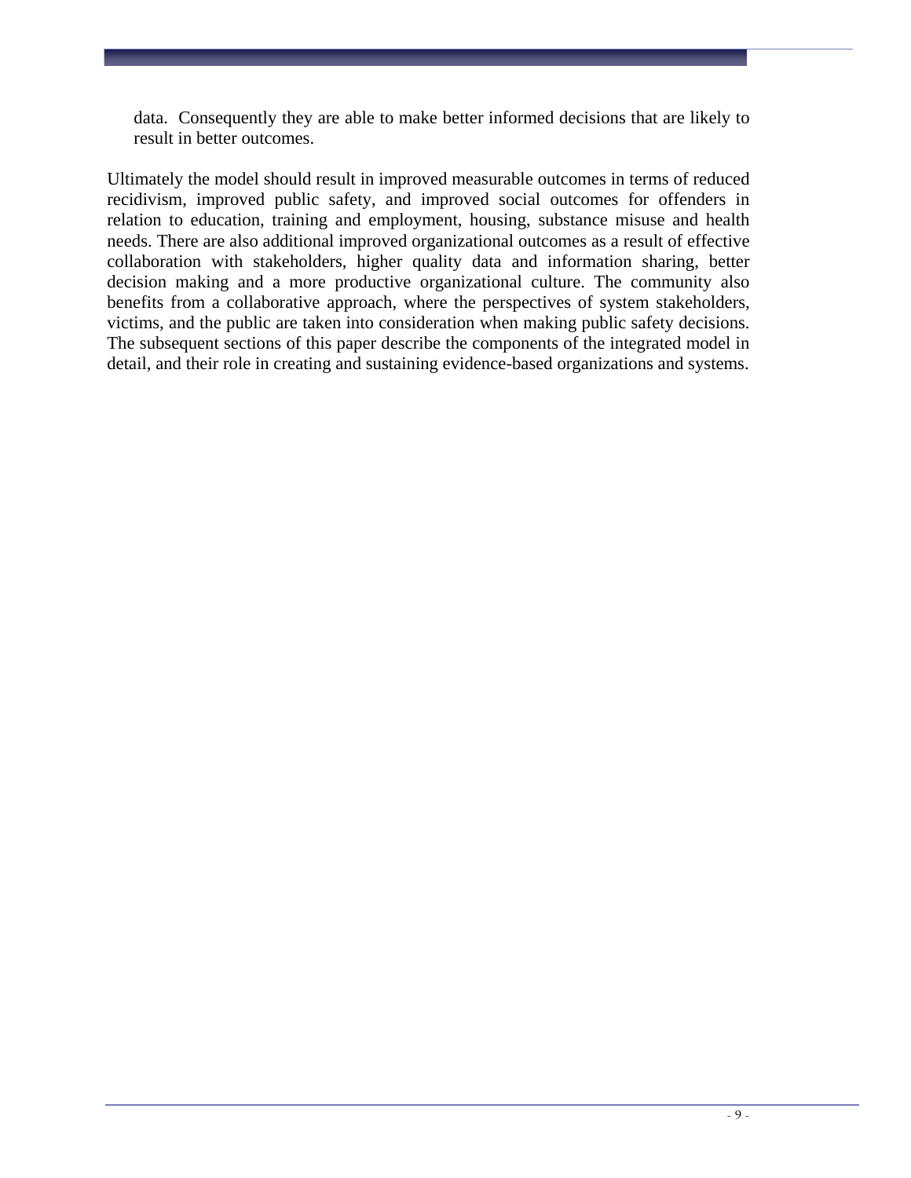data. Consequently they are able to make better informed decisions that are likely to result in better outcomes.

Ultimately the model should result in improved measurable outcomes in terms of reduced recidivism, improved public safety, and improved social outcomes for offenders in relation to education, training and employment, housing, substance misuse and health needs. There are also additional improved organizational outcomes as a result of effective collaboration with stakeholders, higher quality data and information sharing, better decision making and a more productive organizational culture. The community also benefits from a collaborative approach, where the perspectives of system stakeholders, victims, and the public are taken into consideration when making public safety decisions. The subsequent sections of this paper describe the components of the integrated model in detail, and their role in creating and sustaining evidence-based organizations and systems.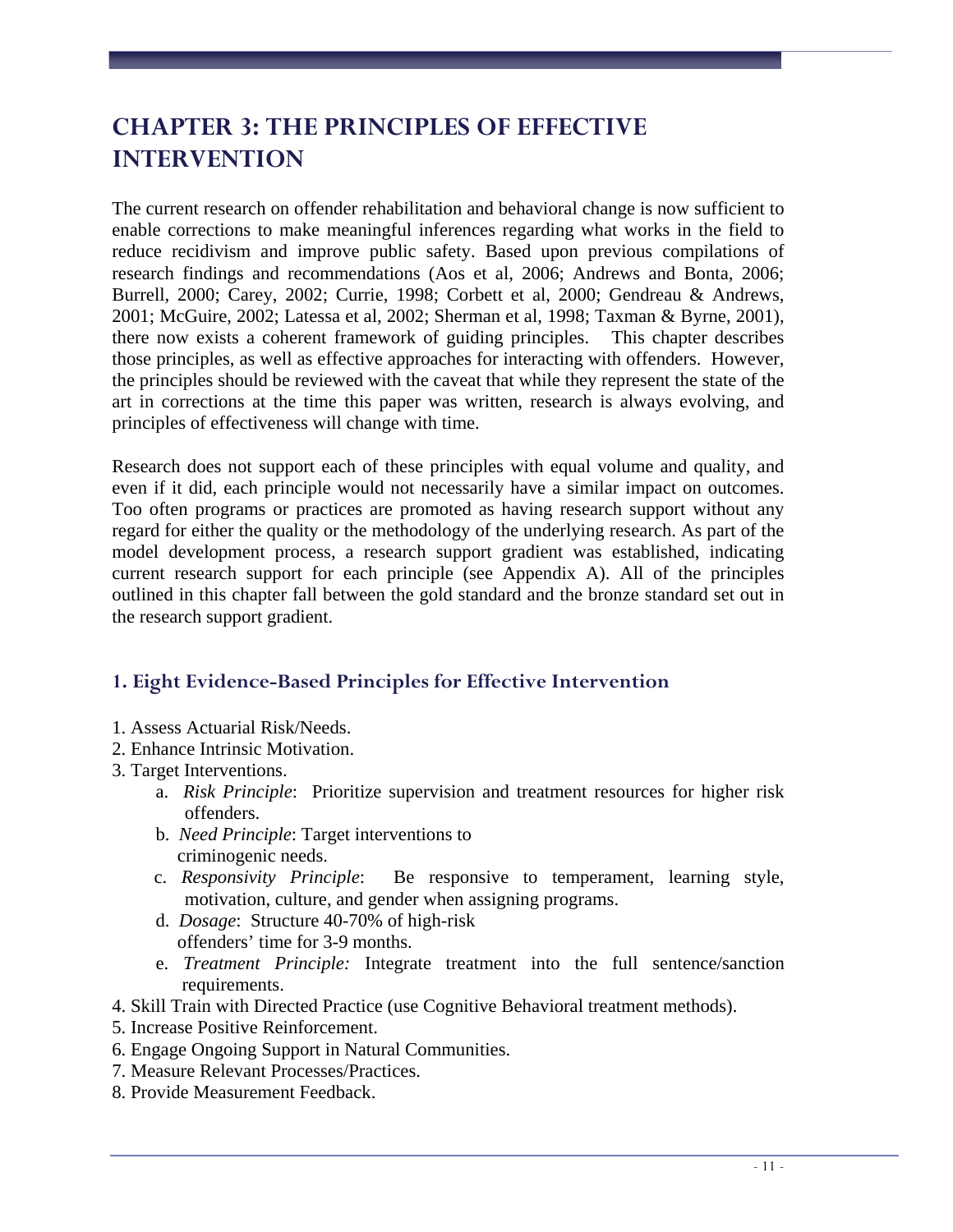# CHAPTER 3: THE PRINCIPLES OF EFFECTIVE INTERVENTION

The current research on offender rehabilitation and behavioral change is now sufficient to enable corrections to make meaningful inferences regarding what works in the field to reduce recidivism and improve public safety. Based upon previous compilations of research findings and recommendations (Aos et al, 2006; Andrews and Bonta, 2006; Burrell, 2000; Carey, 2002; Currie, 1998; Corbett et al, 2000; Gendreau & Andrews, 2001; McGuire, 2002; Latessa et al, 2002; Sherman et al, 1998; Taxman & Byrne, 2001), there now exists a coherent framework of guiding principles. This chapter describes those principles, as well as effective approaches for interacting with offenders. However, the principles should be reviewed with the caveat that while they represent the state of the art in corrections at the time this paper was written, research is always evolving, and principles of effectiveness will change with time.

Research does not support each of these principles with equal volume and quality, and even if it did, each principle would not necessarily have a similar impact on outcomes. Too often programs or practices are promoted as having research support without any regard for either the quality or the methodology of the underlying research. As part of the model development process, a research support gradient was established, indicating current research support for each principle (see Appendix A). All of the principles outlined in this chapter fall between the gold standard and the bronze standard set out in the research support gradient.

## 1. Eight Evidence-Based Principles for Effective Intervention

1. Assess Actuarial Risk/Needs.
2. Enhance Intrinsic Motivation.
3. Target Interventions.
   a. *Risk Principle*: Prioritize supervision and treatment resources for higher risk offenders.
   b. *Need Principle*: Target interventions to criminogenic needs.
   c. *Responsivity Principle*: Be responsive to temperament, learning style, motivation, culture, and gender when assigning programs.
   d. *Dosage*: Structure 40-70% of high-risk offenders' time for 3-9 months.
   e. *Treatment Principle:* Integrate treatment into the full sentence/sanction requirements.
4. Skill Train with Directed Practice (use Cognitive Behavioral treatment methods).
5. Increase Positive Reinforcement.
6. Engage Ongoing Support in Natural Communities.
7. Measure Relevant Processes/Practices.
8. Provide Measurement Feedback.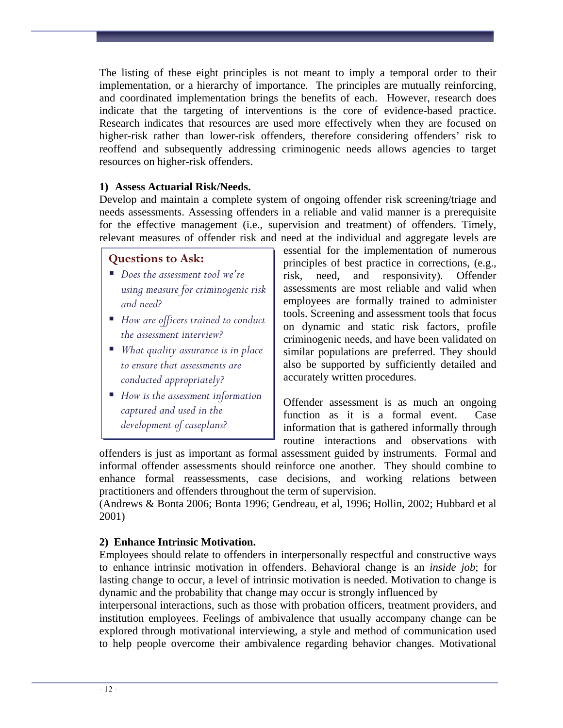The listing of these eight principles is not meant to imply a temporal order to their implementation, or a hierarchy of importance. The principles are mutually reinforcing, and coordinated implementation brings the benefits of each. However, research does indicate that the targeting of interventions is the core of evidence-based practice. Research indicates that resources are used more effectively when they are focused on higher-risk rather than lower-risk offenders, therefore considering offenders' risk to reoffend and subsequently addressing criminogenic needs allows agencies to target resources on higher-risk offenders.

**1) Assess Actuarial Risk/Needs.**

Develop and maintain a complete system of ongoing offender risk screening/triage and needs assessments. Assessing offenders in a reliable and valid manner is a prerequisite for the effective management (i.e., supervision and treatment) of offenders. Timely, relevant measures of offender risk and need at the individual and aggregate levels are essential for the implementation of numerous principles of best practice in corrections, (e.g., risk, need, and responsivity). Offender assessments are most reliable and valid when employees are formally trained to administer tools. Screening and assessment tools that focus on dynamic and static risk factors, profile criminogenic needs, and have been validated on similar populations are preferred. They should also be supported by sufficiently detailed and accurately written procedures.

> **Questions to Ask:**
>
> - *Does the assessment tool we're using measure for criminogenic risk and need?*
> - *How are officers trained to conduct the assessment interview?*
> - *What quality assurance is in place to ensure that assessments are conducted appropriately?*
> - *How is the assessment information captured and used in the development of caseplans?*

Offender assessment is as much an ongoing function as it is a formal event. Case information that is gathered informally through routine interactions and observations with offenders is just as important as formal assessment guided by instruments. Formal and informal offender assessments should reinforce one another. They should combine to enhance formal reassessments, case decisions, and working relations between practitioners and offenders throughout the term of supervision.
(Andrews & Bonta 2006; Bonta 1996; Gendreau, et al, 1996; Hollin, 2002; Hubbard et al 2001)

**2) Enhance Intrinsic Motivation.**

Employees should relate to offenders in interpersonally respectful and constructive ways to enhance intrinsic motivation in offenders. Behavioral change is an *inside job*; for lasting change to occur, a level of intrinsic motivation is needed. Motivation to change is dynamic and the probability that change may occur is strongly influenced by interpersonal interactions, such as those with probation officers, treatment providers, and institution employees. Feelings of ambivalence that usually accompany change can be explored through motivational interviewing, a style and method of communication used to help people overcome their ambivalence regarding behavior changes. Motivational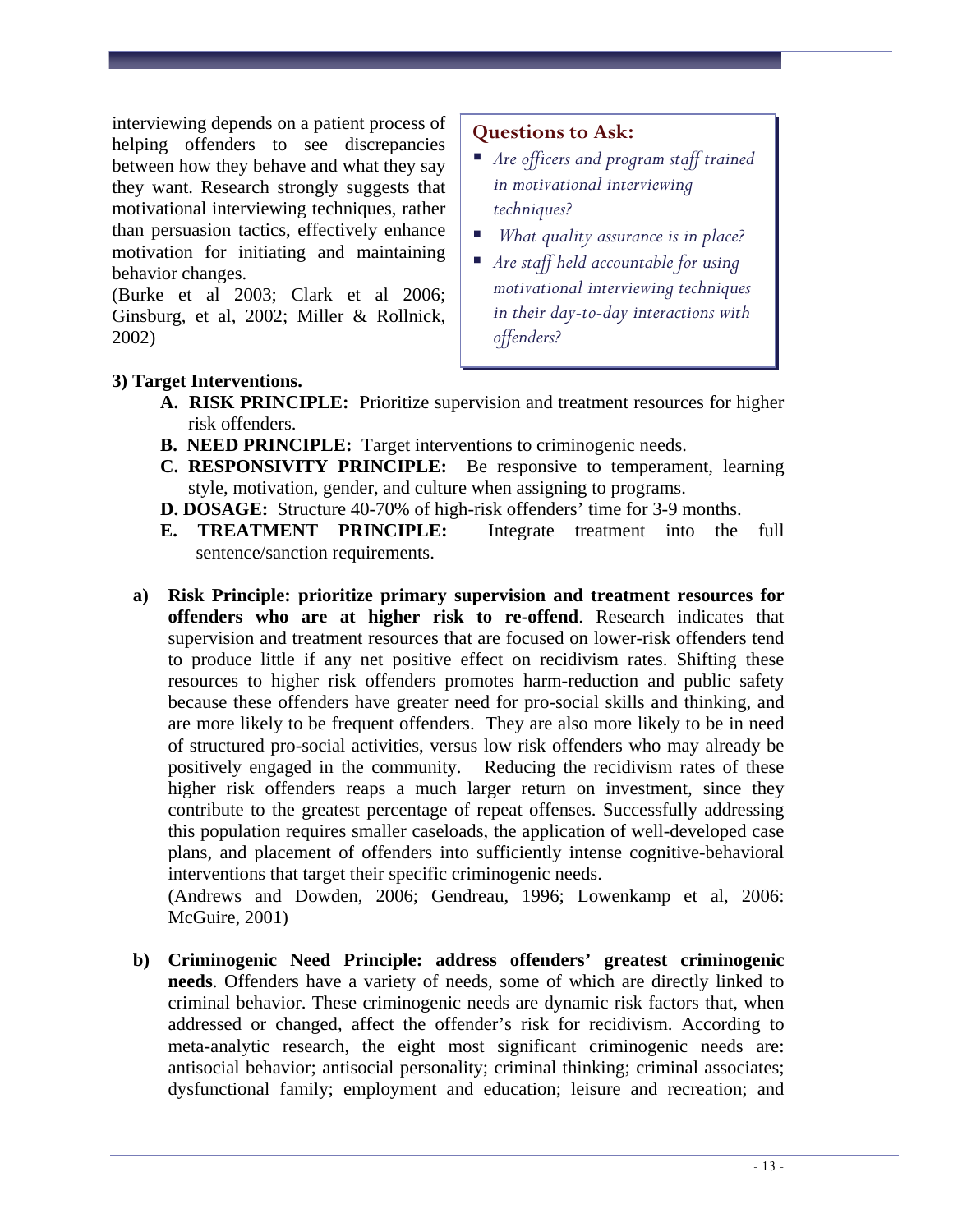interviewing depends on a patient process of helping offenders to see discrepancies between how they behave and what they say they want. Research strongly suggests that motivational interviewing techniques, rather than persuasion tactics, effectively enhance motivation for initiating and maintaining behavior changes.
(Burke et al 2003; Clark et al 2006; Ginsburg, et al, 2002; Miller & Rollnick, 2002)

**Questions to Ask:**

- *Are officers and program staff trained in motivational interviewing techniques?*
- *What quality assurance is in place?*
- *Are staff held accountable for using motivational interviewing techniques in their day-to-day interactions with offenders?*

**3) Target Interventions.**

**A. RISK PRINCIPLE:** Prioritize supervision and treatment resources for higher risk offenders.
**B. NEED PRINCIPLE:** Target interventions to criminogenic needs.
**C. RESPONSIVITY PRINCIPLE:** Be responsive to temperament, learning style, motivation, gender, and culture when assigning to programs.
**D. DOSAGE:** Structure 40-70% of high-risk offenders' time for 3-9 months.
**E. TREATMENT PRINCIPLE:** Integrate treatment into the full sentence/sanction requirements.

a) **Risk Principle: prioritize primary supervision and treatment resources for offenders who are at higher risk to re-offend**. Research indicates that supervision and treatment resources that are focused on lower-risk offenders tend to produce little if any net positive effect on recidivism rates. Shifting these resources to higher risk offenders promotes harm-reduction and public safety because these offenders have greater need for pro-social skills and thinking, and are more likely to be frequent offenders. They are also more likely to be in need of structured pro-social activities, versus low risk offenders who may already be positively engaged in the community. Reducing the recidivism rates of these higher risk offenders reaps a much larger return on investment, since they contribute to the greatest percentage of repeat offenses. Successfully addressing this population requires smaller caseloads, the application of well-developed case plans, and placement of offenders into sufficiently intense cognitive-behavioral interventions that target their specific criminogenic needs.
(Andrews and Dowden, 2006; Gendreau, 1996; Lowenkamp et al, 2006: McGuire, 2001)

b) **Criminogenic Need Principle: address offenders' greatest criminogenic needs**. Offenders have a variety of needs, some of which are directly linked to criminal behavior. These criminogenic needs are dynamic risk factors that, when addressed or changed, affect the offender's risk for recidivism. According to meta-analytic research, the eight most significant criminogenic needs are: antisocial behavior; antisocial personality; criminal thinking; criminal associates; dysfunctional family; employment and education; leisure and recreation; and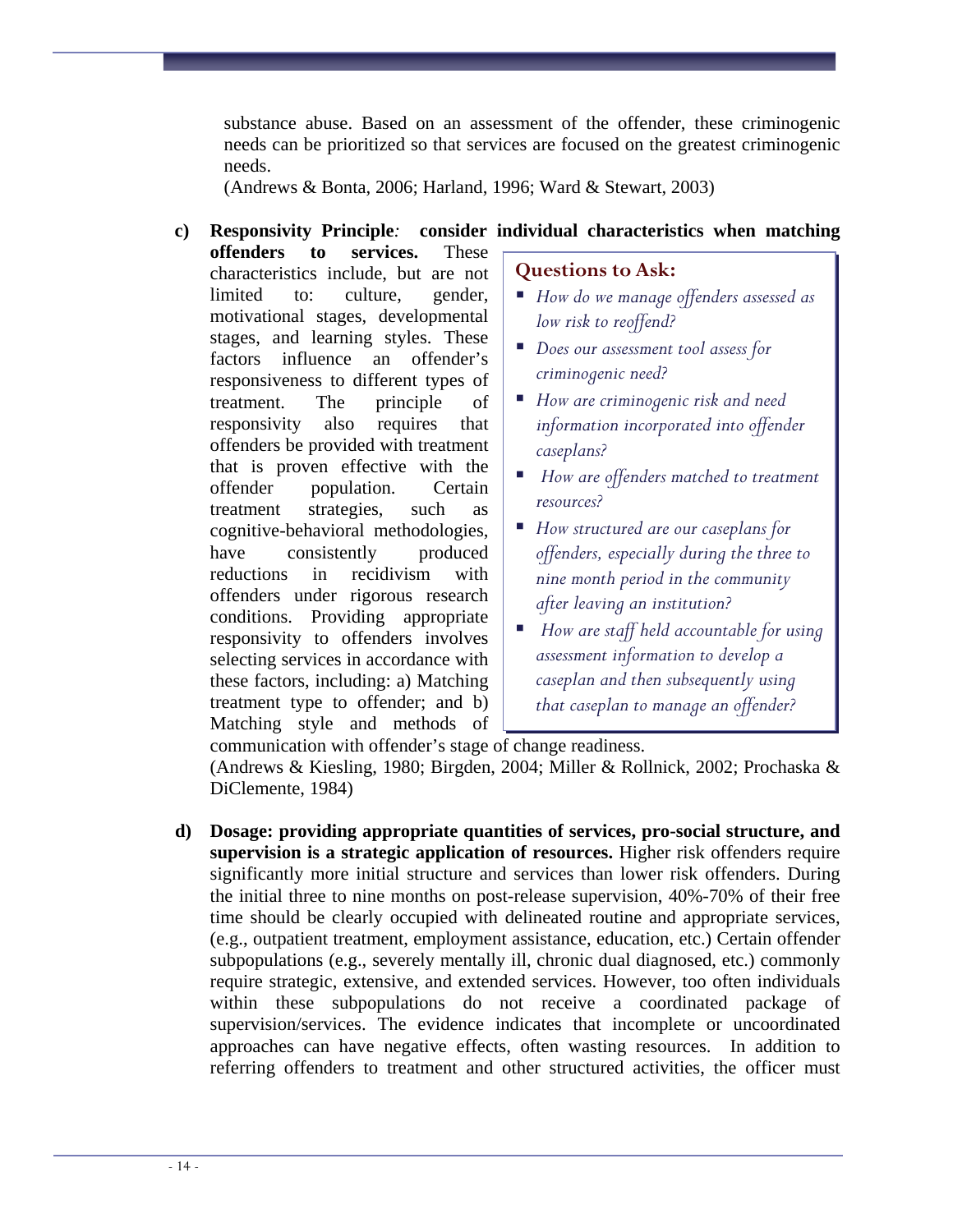substance abuse. Based on an assessment of the offender, these criminogenic needs can be prioritized so that services are focused on the greatest criminogenic needs.
(Andrews & Bonta, 2006; Harland, 1996; Ward & Stewart, 2003)

c) **Responsivity Principle*:* consider individual characteristics when matching offenders to services.** These characteristics include, but are not limited to: culture, gender, motivational stages, developmental stages, and learning styles. These factors influence an offender's responsiveness to different types of treatment. The principle of responsivity also requires that offenders be provided with treatment that is proven effective with the offender population. Certain treatment strategies, such as cognitive-behavioral methodologies, have consistently produced reductions in recidivism with offenders under rigorous research conditions. Providing appropriate responsivity to offenders involves selecting services in accordance with these factors, including: a) Matching treatment type to offender; and b) Matching style and methods of communication with offender's stage of change readiness.
(Andrews & Kiesling, 1980; Birgden, 2004; Miller & Rollnick, 2002; Prochaska & DiClemente, 1984)

> **Questions to Ask:**
>
> - *How do we manage offenders assessed as low risk to reoffend?*
> - *Does our assessment tool assess for criminogenic need?*
> - *How are criminogenic risk and need information incorporated into offender caseplans?*
> - *How are offenders matched to treatment resources?*
> - *How structured are our caseplans for offenders, especially during the three to nine month period in the community after leaving an institution?*
> - *How are staff held accountable for using assessment information to develop a caseplan and then subsequently using that caseplan to manage an offender?*

d) **Dosage: providing appropriate quantities of services, pro-social structure, and supervision is a strategic application of resources.** Higher risk offenders require significantly more initial structure and services than lower risk offenders. During the initial three to nine months on post-release supervision, 40%-70% of their free time should be clearly occupied with delineated routine and appropriate services, (e.g., outpatient treatment, employment assistance, education, etc.) Certain offender subpopulations (e.g., severely mentally ill, chronic dual diagnosed, etc.) commonly require strategic, extensive, and extended services. However, too often individuals within these subpopulations do not receive a coordinated package of supervision/services. The evidence indicates that incomplete or uncoordinated approaches can have negative effects, often wasting resources. In addition to referring offenders to treatment and other structured activities, the officer must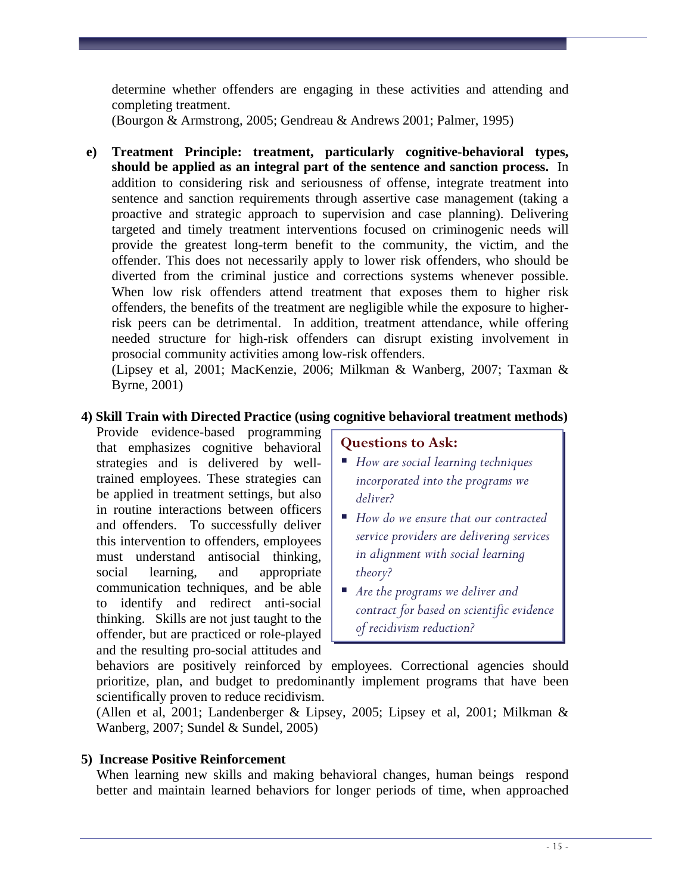determine whether offenders are engaging in these activities and attending and completing treatment.
(Bourgon & Armstrong, 2005; Gendreau & Andrews 2001; Palmer, 1995)

e) **Treatment Principle: treatment, particularly cognitive-behavioral types, should be applied as an integral part of the sentence and sanction process.** In addition to considering risk and seriousness of offense, integrate treatment into sentence and sanction requirements through assertive case management (taking a proactive and strategic approach to supervision and case planning). Delivering targeted and timely treatment interventions focused on criminogenic needs will provide the greatest long-term benefit to the community, the victim, and the offender. This does not necessarily apply to lower risk offenders, who should be diverted from the criminal justice and corrections systems whenever possible. When low risk offenders attend treatment that exposes them to higher risk offenders, the benefits of the treatment are negligible while the exposure to higher-risk peers can be detrimental. In addition, treatment attendance, while offering needed structure for high-risk offenders can disrupt existing involvement in prosocial community activities among low-risk offenders.
(Lipsey et al, 2001; MacKenzie, 2006; Milkman & Wanberg, 2007; Taxman & Byrne, 2001)

**4) Skill Train with Directed Practice (using cognitive behavioral treatment methods)**

Provide evidence-based programming that emphasizes cognitive behavioral strategies and is delivered by well-trained employees. These strategies can be applied in treatment settings, but also in routine interactions between officers and offenders. To successfully deliver this intervention to offenders, employees must understand antisocial thinking, social learning, and appropriate communication techniques, and be able to identify and redirect anti-social thinking. Skills are not just taught to the offender, but are practiced or role-played and the resulting pro-social attitudes and behaviors are positively reinforced by employees. Correctional agencies should prioritize, plan, and budget to predominantly implement programs that have been scientifically proven to reduce recidivism.
(Allen et al, 2001; Landenberger & Lipsey, 2005; Lipsey et al, 2001; Milkman & Wanberg, 2007; Sundel & Sundel, 2005)

> **Questions to Ask:**
>
> - *How are social learning techniques incorporated into the programs we deliver?*
> - *How do we ensure that our contracted service providers are delivering services in alignment with social learning theory?*
> - *Are the programs we deliver and contract for based on scientific evidence of recidivism reduction?*

**5) Increase Positive Reinforcement**

When learning new skills and making behavioral changes, human beings respond better and maintain learned behaviors for longer periods of time, when approached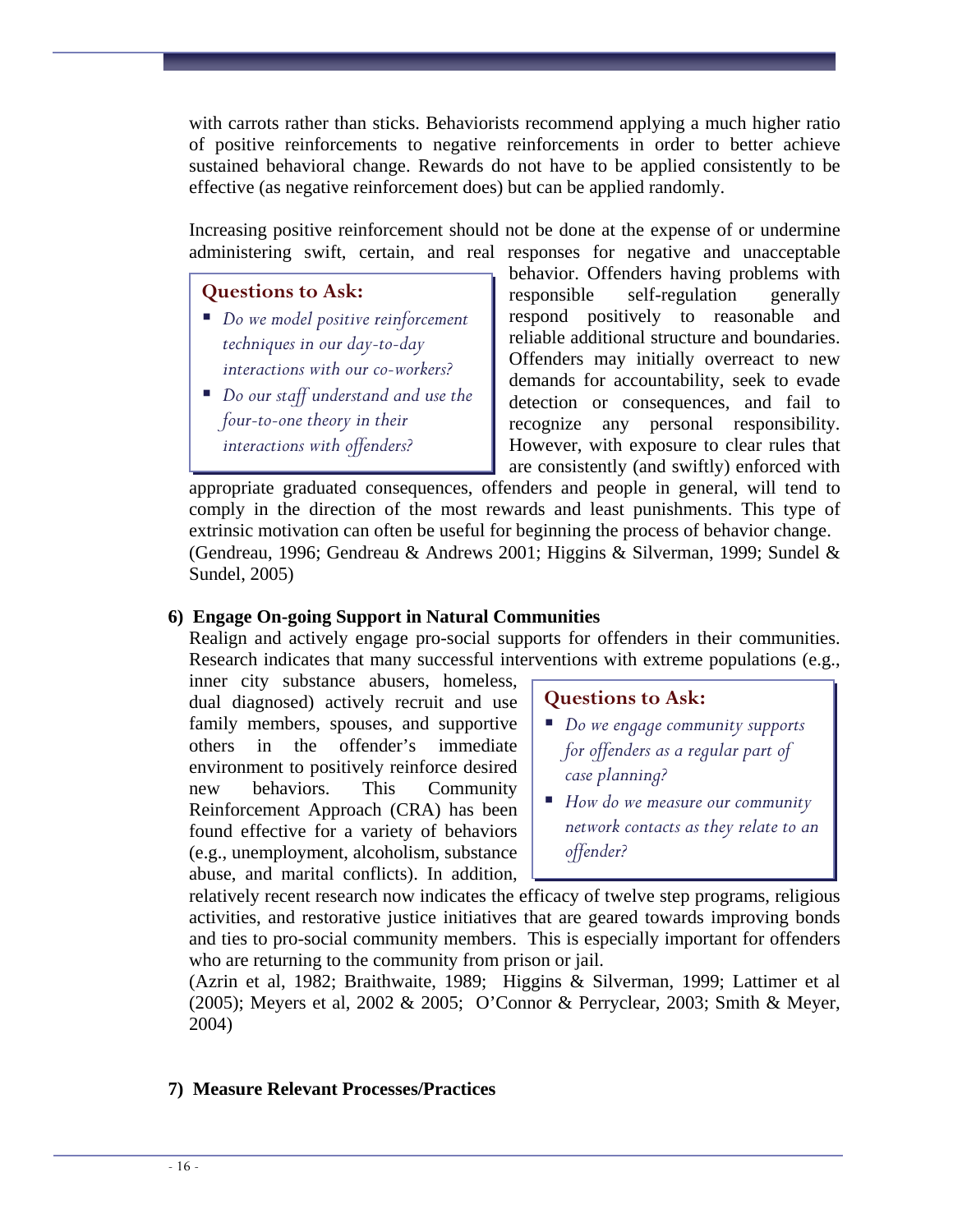with carrots rather than sticks. Behaviorists recommend applying a much higher ratio of positive reinforcements to negative reinforcements in order to better achieve sustained behavioral change. Rewards do not have to be applied consistently to be effective (as negative reinforcement does) but can be applied randomly.

Increasing positive reinforcement should not be done at the expense of or undermine administering swift, certain, and real responses for negative and unacceptable behavior. Offenders having problems with responsible self-regulation generally respond positively to reasonable and reliable additional structure and boundaries. Offenders may initially overreact to new demands for accountability, seek to evade detection or consequences, and fail to recognize any personal responsibility. However, with exposure to clear rules that are consistently (and swiftly) enforced with appropriate graduated consequences, offenders and people in general, will tend to comply in the direction of the most rewards and least punishments. This type of extrinsic motivation can often be useful for beginning the process of behavior change. (Gendreau, 1996; Gendreau & Andrews 2001; Higgins & Silverman, 1999; Sundel & Sundel, 2005)

> **Questions to Ask:**
> - *Do we model positive reinforcement techniques in our day-to-day interactions with our co-workers?*
> - *Do our staff understand and use the four-to-one theory in their interactions with offenders?*

**6) Engage On-going Support in Natural Communities**

Realign and actively engage pro-social supports for offenders in their communities. Research indicates that many successful interventions with extreme populations (e.g., inner city substance abusers, homeless, dual diagnosed) actively recruit and use family members, spouses, and supportive others in the offender's immediate environment to positively reinforce desired new behaviors. This Community Reinforcement Approach (CRA) has been found effective for a variety of behaviors (e.g., unemployment, alcoholism, substance abuse, and marital conflicts). In addition, relatively recent research now indicates the efficacy of twelve step programs, religious activities, and restorative justice initiatives that are geared towards improving bonds and ties to pro-social community members. This is especially important for offenders who are returning to the community from prison or jail.
(Azrin et al, 1982; Braithwaite, 1989; Higgins & Silverman, 1999; Lattimer et al (2005); Meyers et al, 2002 & 2005; O'Connor & Perryclear, 2003; Smith & Meyer, 2004)

> **Questions to Ask:**
> - *Do we engage community supports for offenders as a regular part of case planning?*
> - *How do we measure our community network contacts as they relate to an offender?*

**7) Measure Relevant Processes/Practices**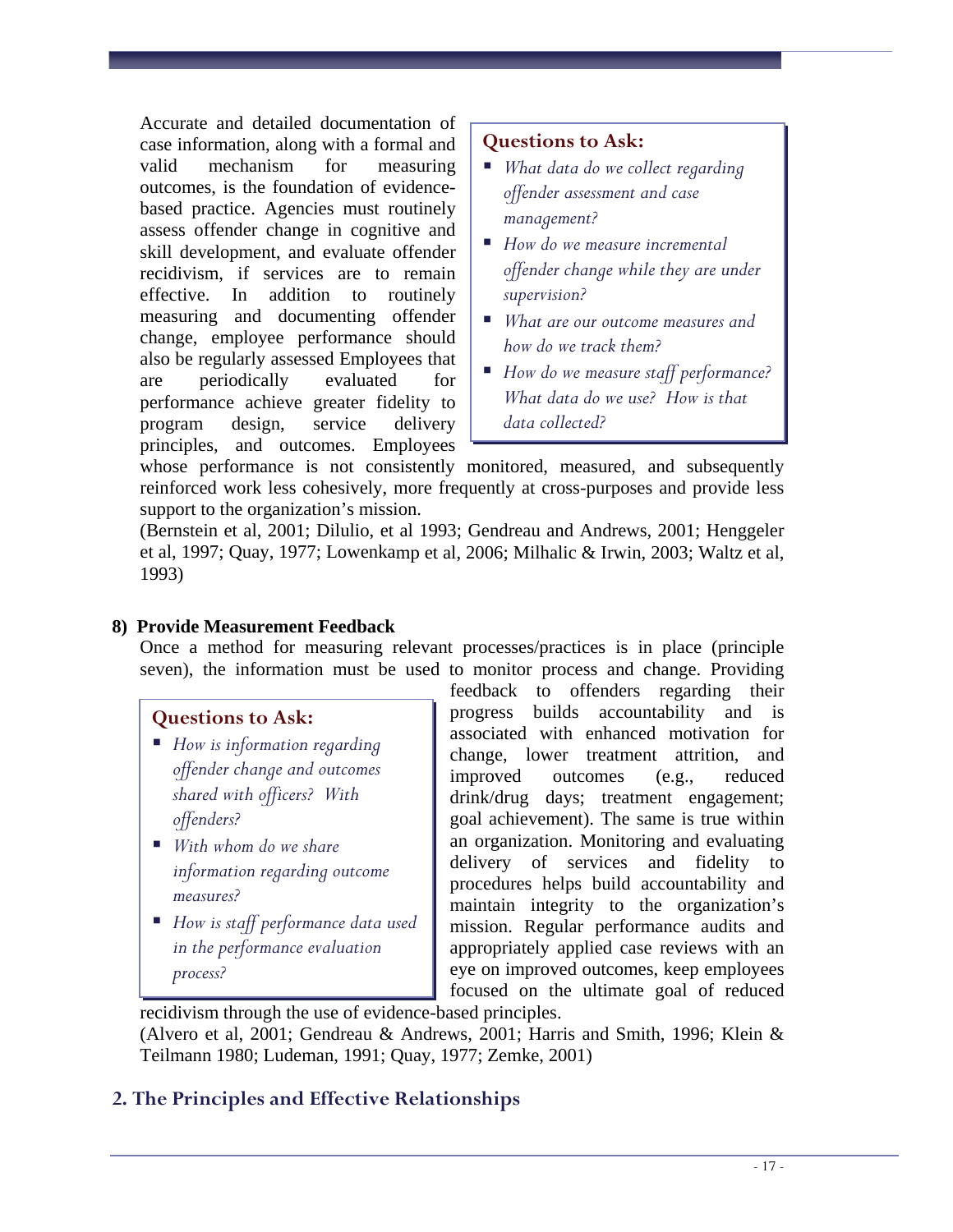Accurate and detailed documentation of case information, along with a formal and valid mechanism for measuring outcomes, is the foundation of evidence-based practice. Agencies must routinely assess offender change in cognitive and skill development, and evaluate offender recidivism, if services are to remain effective. In addition to routinely measuring and documenting offender change, employee performance should also be regularly assessed Employees that are periodically evaluated for performance achieve greater fidelity to program design, service delivery principles, and outcomes. Employees whose performance is not consistently monitored, measured, and subsequently reinforced work less cohesively, more frequently at cross-purposes and provide less support to the organization's mission.

> **Questions to Ask:**
> - *What data do we collect regarding offender assessment and case management?*
> - *How do we measure incremental offender change while they are under supervision?*
> - *What are our outcome measures and how do we track them?*
> - *How do we measure staff performance? What data do we use? How is that data collected?*

(Bernstein et al, 2001; Dilulio, et al 1993; Gendreau and Andrews, 2001; Henggeler et al, 1997; Quay, 1977; Lowenkamp et al, 2006; Milhalic & Irwin, 2003; Waltz et al, 1993)

### 8) Provide Measurement Feedback

Once a method for measuring relevant processes/practices is in place (principle seven), the information must be used to monitor process and change. Providing feedback to offenders regarding their progress builds accountability and is associated with enhanced motivation for change, lower treatment attrition, and improved outcomes (e.g., reduced drink/drug days; treatment engagement; goal achievement). The same is true within an organization. Monitoring and evaluating delivery of services and fidelity to procedures helps build accountability and maintain integrity to the organization's mission. Regular performance audits and appropriately applied case reviews with an eye on improved outcomes, keep employees focused on the ultimate goal of reduced recidivism through the use of evidence-based principles.

> **Questions to Ask:**
> - *How is information regarding offender change and outcomes shared with officers? With offenders?*
> - *With whom do we share information regarding outcome measures?*
> - *How is staff performance data used in the performance evaluation process?*

(Alvero et al, 2001; Gendreau & Andrews, 2001; Harris and Smith, 1996; Klein & Teilmann 1980; Ludeman, 1991; Quay, 1977; Zemke, 2001)

## 2. The Principles and Effective Relationships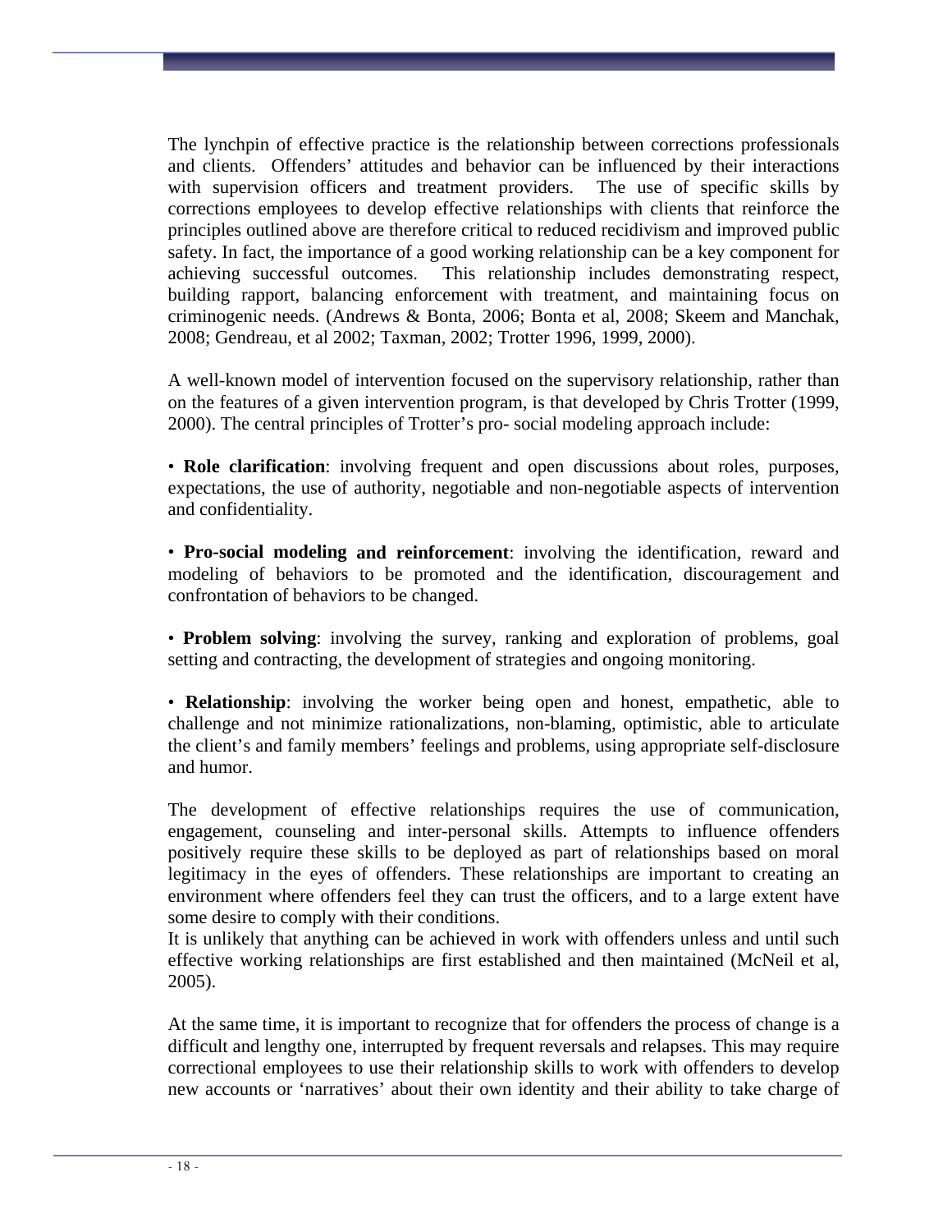The lynchpin of effective practice is the relationship between corrections professionals and clients. Offenders' attitudes and behavior can be influenced by their interactions with supervision officers and treatment providers. The use of specific skills by corrections employees to develop effective relationships with clients that reinforce the principles outlined above are therefore critical to reduced recidivism and improved public safety. In fact, the importance of a good working relationship can be a key component for achieving successful outcomes. This relationship includes demonstrating respect, building rapport, balancing enforcement with treatment, and maintaining focus on criminogenic needs. (Andrews & Bonta, 2006; Bonta et al, 2008; Skeem and Manchak, 2008; Gendreau, et al 2002; Taxman, 2002; Trotter 1996, 1999, 2000).

A well-known model of intervention focused on the supervisory relationship, rather than on the features of a given intervention program, is that developed by Chris Trotter (1999, 2000). The central principles of Trotter's pro- social modeling approach include:

- **Role clarification**: involving frequent and open discussions about roles, purposes, expectations, the use of authority, negotiable and non-negotiable aspects of intervention and confidentiality.

- **Pro-social modeling and reinforcement**: involving the identification, reward and modeling of behaviors to be promoted and the identification, discouragement and confrontation of behaviors to be changed.

- **Problem solving**: involving the survey, ranking and exploration of problems, goal setting and contracting, the development of strategies and ongoing monitoring.

- **Relationship**: involving the worker being open and honest, empathetic, able to challenge and not minimize rationalizations, non-blaming, optimistic, able to articulate the client's and family members' feelings and problems, using appropriate self-disclosure and humor.

The development of effective relationships requires the use of communication, engagement, counseling and inter-personal skills. Attempts to influence offenders positively require these skills to be deployed as part of relationships based on moral legitimacy in the eyes of offenders. These relationships are important to creating an environment where offenders feel they can trust the officers, and to a large extent have some desire to comply with their conditions.

It is unlikely that anything can be achieved in work with offenders unless and until such effective working relationships are first established and then maintained (McNeil et al, 2005).

At the same time, it is important to recognize that for offenders the process of change is a difficult and lengthy one, interrupted by frequent reversals and relapses. This may require correctional employees to use their relationship skills to work with offenders to develop new accounts or 'narratives' about their own identity and their ability to take charge of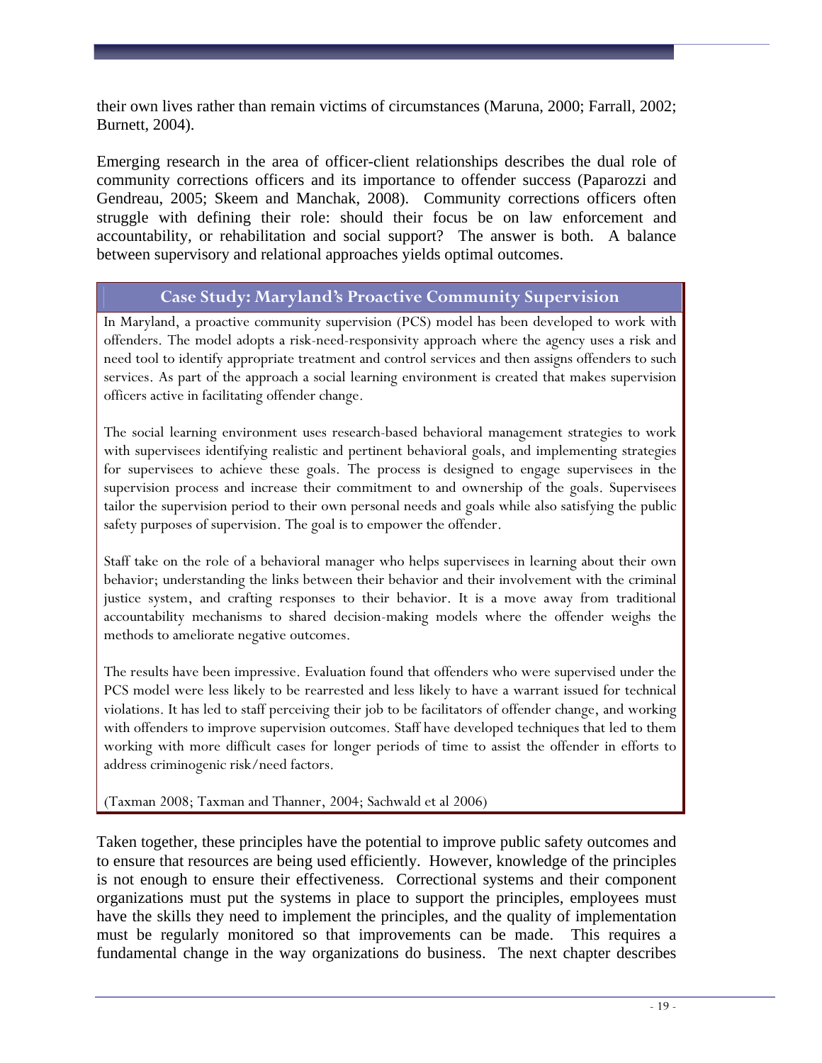their own lives rather than remain victims of circumstances (Maruna, 2000; Farrall, 2002; Burnett, 2004).

Emerging research in the area of officer-client relationships describes the dual role of community corrections officers and its importance to offender success (Paparozzi and Gendreau, 2005; Skeem and Manchak, 2008). Community corrections officers often struggle with defining their role: should their focus be on law enforcement and accountability, or rehabilitation and social support? The answer is both. A balance between supervisory and relational approaches yields optimal outcomes.

### Case Study: Maryland's Proactive Community Supervision

In Maryland, a proactive community supervision (PCS) model has been developed to work with offenders. The model adopts a risk-need-responsivity approach where the agency uses a risk and need tool to identify appropriate treatment and control services and then assigns offenders to such services. As part of the approach a social learning environment is created that makes supervision officers active in facilitating offender change.

The social learning environment uses research-based behavioral management strategies to work with supervisees identifying realistic and pertinent behavioral goals, and implementing strategies for supervisees to achieve these goals. The process is designed to engage supervisees in the supervision process and increase their commitment to and ownership of the goals. Supervisees tailor the supervision period to their own personal needs and goals while also satisfying the public safety purposes of supervision. The goal is to empower the offender.

Staff take on the role of a behavioral manager who helps supervisees in learning about their own behavior; understanding the links between their behavior and their involvement with the criminal justice system, and crafting responses to their behavior. It is a move away from traditional accountability mechanisms to shared decision-making models where the offender weighs the methods to ameliorate negative outcomes.

The results have been impressive. Evaluation found that offenders who were supervised under the PCS model were less likely to be rearrested and less likely to have a warrant issued for technical violations. It has led to staff perceiving their job to be facilitators of offender change, and working with offenders to improve supervision outcomes. Staff have developed techniques that led to them working with more difficult cases for longer periods of time to assist the offender in efforts to address criminogenic risk/need factors.

(Taxman 2008; Taxman and Thanner, 2004; Sachwald et al 2006)

Taken together, these principles have the potential to improve public safety outcomes and to ensure that resources are being used efficiently. However, knowledge of the principles is not enough to ensure their effectiveness. Correctional systems and their component organizations must put the systems in place to support the principles, employees must have the skills they need to implement the principles, and the quality of implementation must be regularly monitored so that improvements can be made. This requires a fundamental change in the way organizations do business. The next chapter describes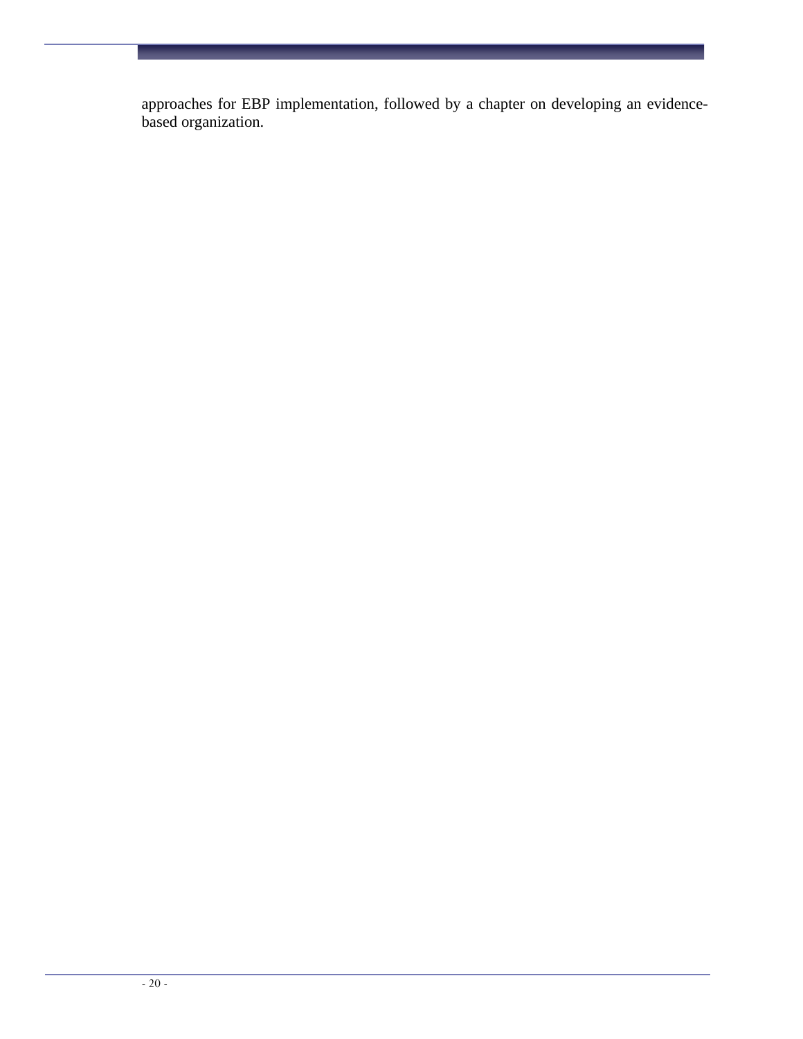approaches for EBP implementation, followed by a chapter on developing an evidence-based organization.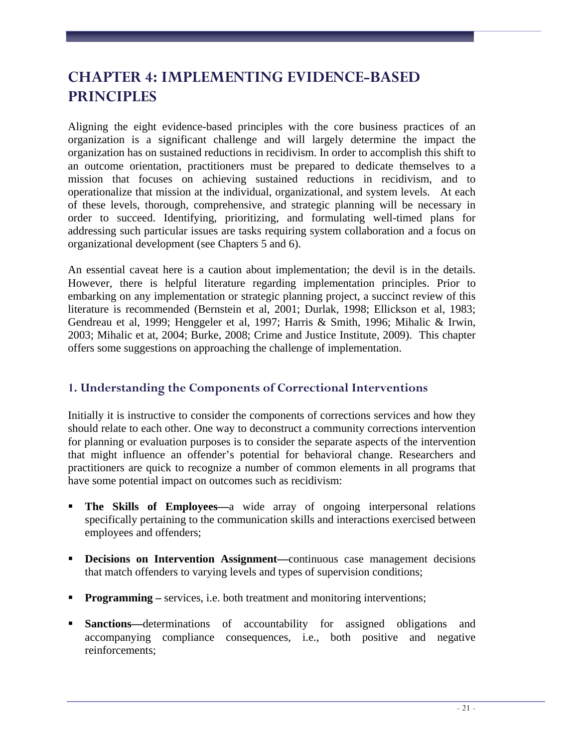# CHAPTER 4: IMPLEMENTING EVIDENCE-BASED PRINCIPLES

Aligning the eight evidence-based principles with the core business practices of an organization is a significant challenge and will largely determine the impact the organization has on sustained reductions in recidivism. In order to accomplish this shift to an outcome orientation, practitioners must be prepared to dedicate themselves to a mission that focuses on achieving sustained reductions in recidivism, and to operationalize that mission at the individual, organizational, and system levels. At each of these levels, thorough, comprehensive, and strategic planning will be necessary in order to succeed. Identifying, prioritizing, and formulating well-timed plans for addressing such particular issues are tasks requiring system collaboration and a focus on organizational development (see Chapters 5 and 6).

An essential caveat here is a caution about implementation; the devil is in the details. However, there is helpful literature regarding implementation principles. Prior to embarking on any implementation or strategic planning project, a succinct review of this literature is recommended (Bernstein et al, 2001; Durlak, 1998; Ellickson et al, 1983; Gendreau et al, 1999; Henggeler et al, 1997; Harris & Smith, 1996; Mihalic & Irwin, 2003; Mihalic et at, 2004; Burke, 2008; Crime and Justice Institute, 2009). This chapter offers some suggestions on approaching the challenge of implementation.

## 1. Understanding the Components of Correctional Interventions

Initially it is instructive to consider the components of corrections services and how they should relate to each other. One way to deconstruct a community corrections intervention for planning or evaluation purposes is to consider the separate aspects of the intervention that might influence an offender's potential for behavioral change. Researchers and practitioners are quick to recognize a number of common elements in all programs that have some potential impact on outcomes such as recidivism:

- **The Skills of Employees—**a wide array of ongoing interpersonal relations specifically pertaining to the communication skills and interactions exercised between employees and offenders;
- **Decisions on Intervention Assignment—**continuous case management decisions that match offenders to varying levels and types of supervision conditions;
- **Programming –** services, i.e. both treatment and monitoring interventions;
- **Sanctions—**determinations of accountability for assigned obligations and accompanying compliance consequences, i.e., both positive and negative reinforcements;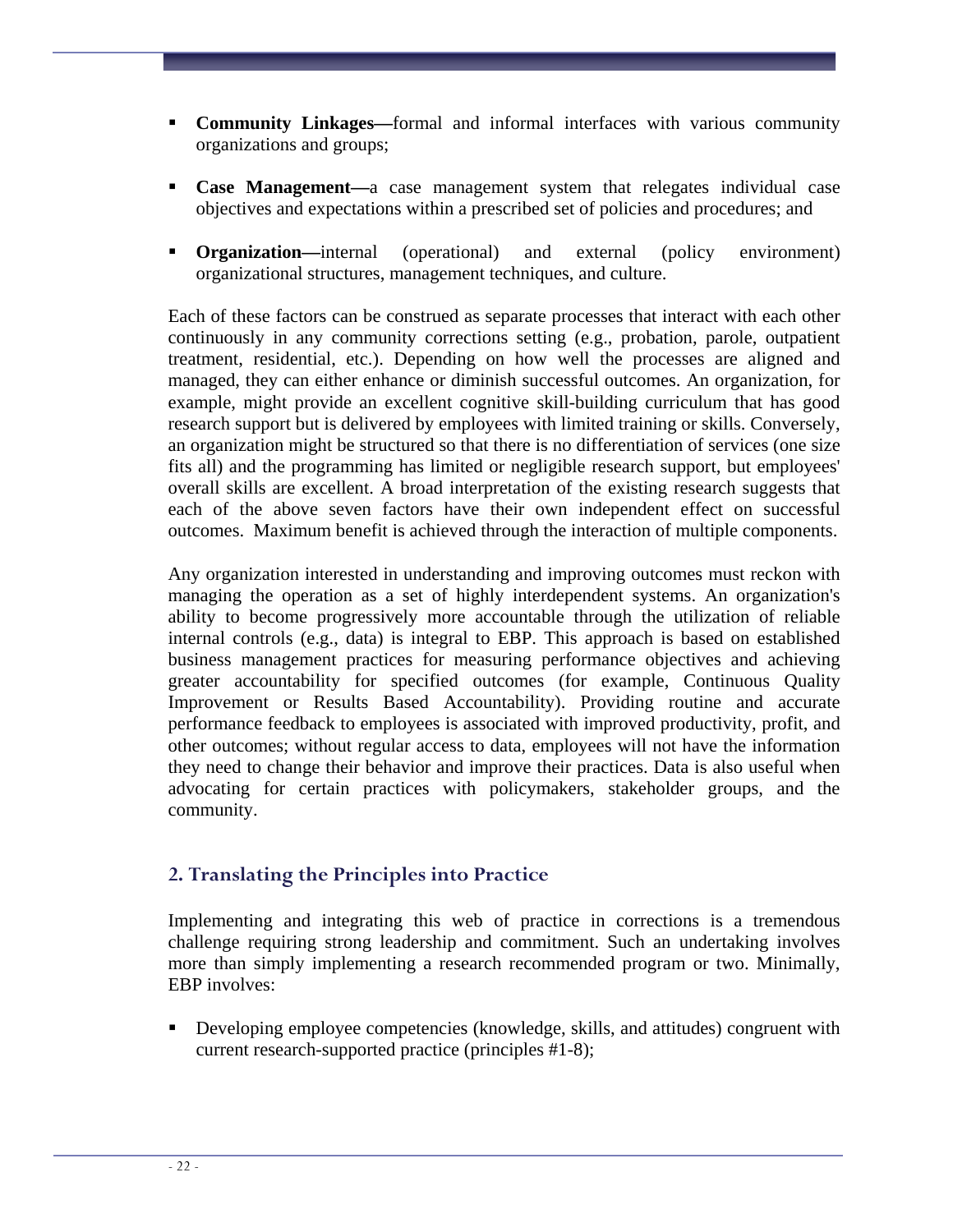- **Community Linkages—**formal and informal interfaces with various community organizations and groups;

- **Case Management—**a case management system that relegates individual case objectives and expectations within a prescribed set of policies and procedures; and

- **Organization—**internal (operational) and external (policy environment) organizational structures, management techniques, and culture.

Each of these factors can be construed as separate processes that interact with each other continuously in any community corrections setting (e.g., probation, parole, outpatient treatment, residential, etc.). Depending on how well the processes are aligned and managed, they can either enhance or diminish successful outcomes. An organization, for example, might provide an excellent cognitive skill-building curriculum that has good research support but is delivered by employees with limited training or skills. Conversely, an organization might be structured so that there is no differentiation of services (one size fits all) and the programming has limited or negligible research support, but employees' overall skills are excellent. A broad interpretation of the existing research suggests that each of the above seven factors have their own independent effect on successful outcomes. Maximum benefit is achieved through the interaction of multiple components.

Any organization interested in understanding and improving outcomes must reckon with managing the operation as a set of highly interdependent systems. An organization's ability to become progressively more accountable through the utilization of reliable internal controls (e.g., data) is integral to EBP. This approach is based on established business management practices for measuring performance objectives and achieving greater accountability for specified outcomes (for example, Continuous Quality Improvement or Results Based Accountability). Providing routine and accurate performance feedback to employees is associated with improved productivity, profit, and other outcomes; without regular access to data, employees will not have the information they need to change their behavior and improve their practices. Data is also useful when advocating for certain practices with policymakers, stakeholder groups, and the community.

## 2. Translating the Principles into Practice

Implementing and integrating this web of practice in corrections is a tremendous challenge requiring strong leadership and commitment. Such an undertaking involves more than simply implementing a research recommended program or two. Minimally, EBP involves:

- Developing employee competencies (knowledge, skills, and attitudes) congruent with current research-supported practice (principles #1-8);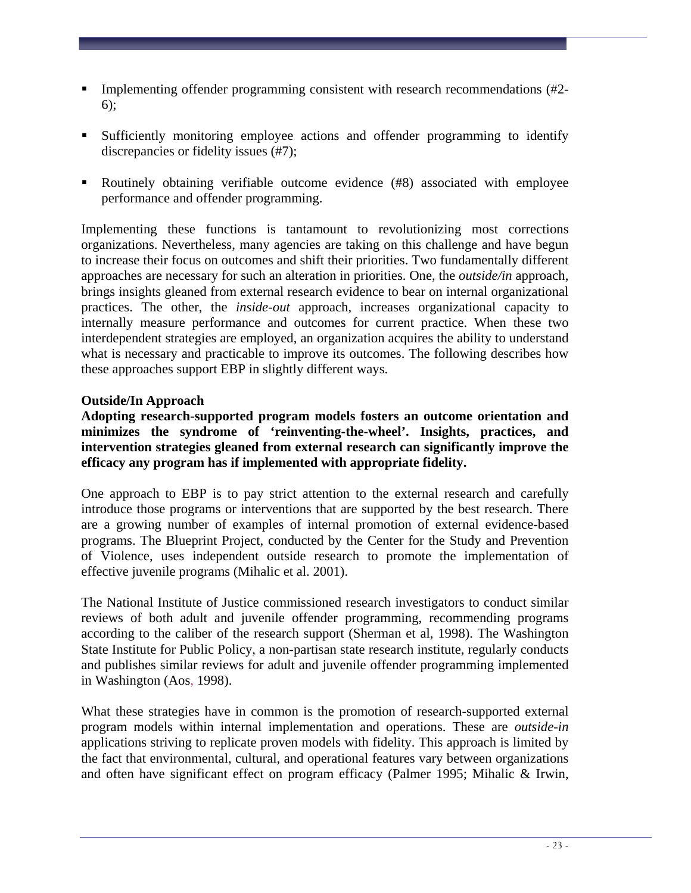- Implementing offender programming consistent with research recommendations (#2-6);
- Sufficiently monitoring employee actions and offender programming to identify discrepancies or fidelity issues (#7);
- Routinely obtaining verifiable outcome evidence (#8) associated with employee performance and offender programming.

Implementing these functions is tantamount to revolutionizing most corrections organizations. Nevertheless, many agencies are taking on this challenge and have begun to increase their focus on outcomes and shift their priorities. Two fundamentally different approaches are necessary for such an alteration in priorities. One, the *outside/in* approach, brings insights gleaned from external research evidence to bear on internal organizational practices. The other, the *inside-out* approach, increases organizational capacity to internally measure performance and outcomes for current practice. When these two interdependent strategies are employed, an organization acquires the ability to understand what is necessary and practicable to improve its outcomes. The following describes how these approaches support EBP in slightly different ways.

**Outside/In Approach**

**Adopting research-supported program models fosters an outcome orientation and minimizes the syndrome of 'reinventing-the-wheel'. Insights, practices, and intervention strategies gleaned from external research can significantly improve the efficacy any program has if implemented with appropriate fidelity.**

One approach to EBP is to pay strict attention to the external research and carefully introduce those programs or interventions that are supported by the best research. There are a growing number of examples of internal promotion of external evidence-based programs. The Blueprint Project, conducted by the Center for the Study and Prevention of Violence, uses independent outside research to promote the implementation of effective juvenile programs (Mihalic et al. 2001).

The National Institute of Justice commissioned research investigators to conduct similar reviews of both adult and juvenile offender programming, recommending programs according to the caliber of the research support (Sherman et al, 1998). The Washington State Institute for Public Policy, a non-partisan state research institute, regularly conducts and publishes similar reviews for adult and juvenile offender programming implemented in Washington (Aos, 1998).

What these strategies have in common is the promotion of research-supported external program models within internal implementation and operations. These are *outside-in* applications striving to replicate proven models with fidelity. This approach is limited by the fact that environmental, cultural, and operational features vary between organizations and often have significant effect on program efficacy (Palmer 1995; Mihalic & Irwin,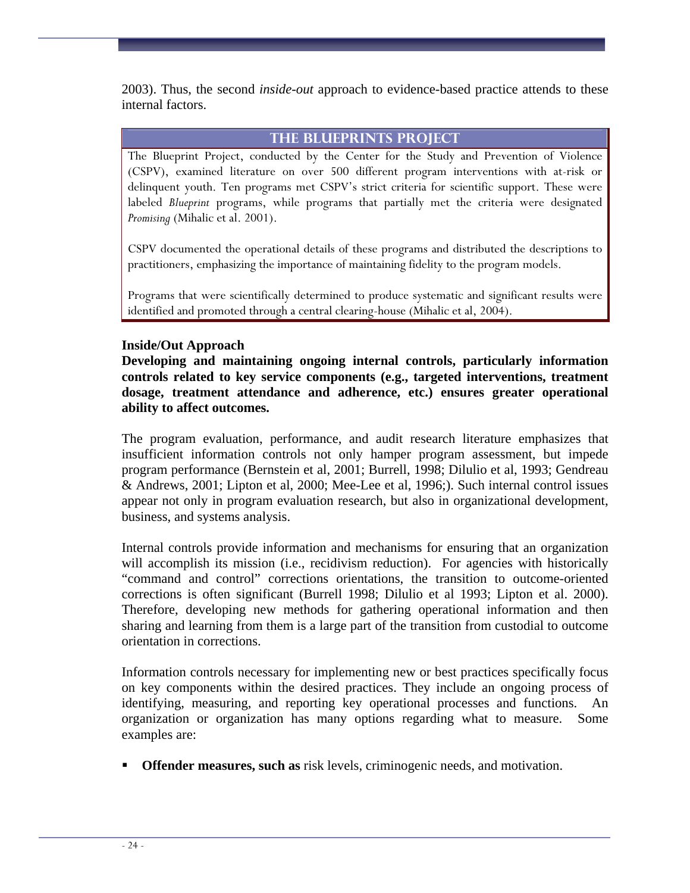2003). Thus, the second *inside-out* approach to evidence-based practice attends to these internal factors.

## THE BLUEPRINTS PROJECT

The Blueprint Project, conducted by the Center for the Study and Prevention of Violence (CSPV), examined literature on over 500 different program interventions with at-risk or delinquent youth. Ten programs met CSPV's strict criteria for scientific support. These were labeled *Blueprint* programs, while programs that partially met the criteria were designated *Promising* (Mihalic et al. 2001).

CSPV documented the operational details of these programs and distributed the descriptions to practitioners, emphasizing the importance of maintaining fidelity to the program models.

Programs that were scientifically determined to produce systematic and significant results were identified and promoted through a central clearing-house (Mihalic et al, 2004).

**Inside/Out Approach**

**Developing and maintaining ongoing internal controls, particularly information controls related to key service components (e.g., targeted interventions, treatment dosage, treatment attendance and adherence, etc.) ensures greater operational ability to affect outcomes.**

The program evaluation, performance, and audit research literature emphasizes that insufficient information controls not only hamper program assessment, but impede program performance (Bernstein et al, 2001; Burrell, 1998; Dilulio et al, 1993; Gendreau & Andrews, 2001; Lipton et al, 2000; Mee-Lee et al, 1996;). Such internal control issues appear not only in program evaluation research, but also in organizational development, business, and systems analysis.

Internal controls provide information and mechanisms for ensuring that an organization will accomplish its mission (i.e., recidivism reduction). For agencies with historically "command and control" corrections orientations, the transition to outcome-oriented corrections is often significant (Burrell 1998; Dilulio et al 1993; Lipton et al. 2000). Therefore, developing new methods for gathering operational information and then sharing and learning from them is a large part of the transition from custodial to outcome orientation in corrections.

Information controls necessary for implementing new or best practices specifically focus on key components within the desired practices. They include an ongoing process of identifying, measuring, and reporting key operational processes and functions. An organization or organization has many options regarding what to measure. Some examples are:

- **Offender measures, such as** risk levels, criminogenic needs, and motivation.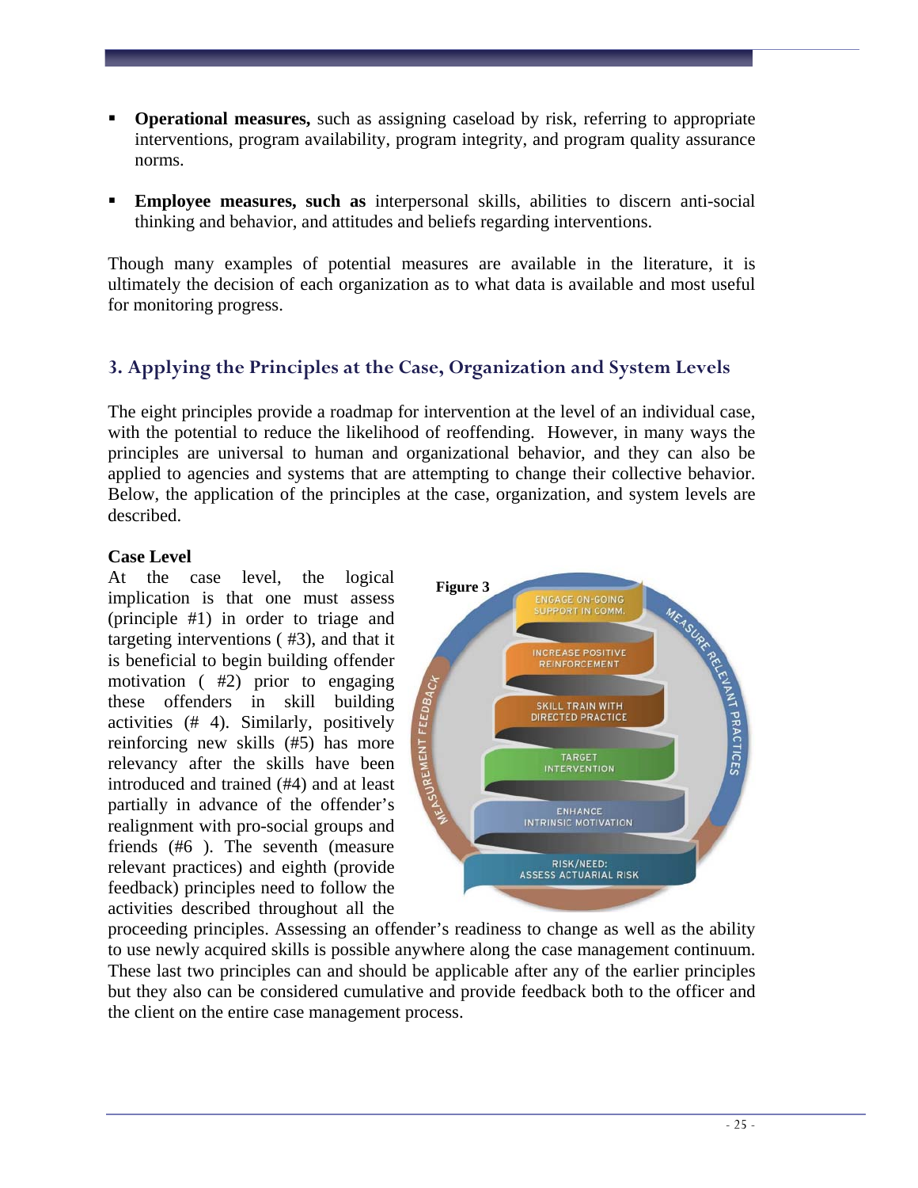- **Operational measures,** such as assigning caseload by risk, referring to appropriate interventions, program availability, program integrity, and program quality assurance norms.

- **Employee measures, such as** interpersonal skills, abilities to discern anti-social thinking and behavior, and attitudes and beliefs regarding interventions.

Though many examples of potential measures are available in the literature, it is ultimately the decision of each organization as to what data is available and most useful for monitoring progress.

## 3. Applying the Principles at the Case, Organization and System Levels

The eight principles provide a roadmap for intervention at the level of an individual case, with the potential to reduce the likelihood of reoffending. However, in many ways the principles are universal to human and organizational behavior, and they can also be applied to agencies and systems that are attempting to change their collective behavior. Below, the application of the principles at the case, organization, and system levels are described.

**Case Level**

At the case level, the logical implication is that one must assess (principle #1) in order to triage and targeting interventions ( #3), and that it is beneficial to begin building offender motivation ( #2) prior to engaging these offenders in skill building activities (# 4). Similarly, positively reinforcing new skills (#5) has more relevancy after the skills have been introduced and trained (#4) and at least partially in advance of the offender's realignment with pro-social groups and friends (#6 ). The seventh (measure relevant practices) and eighth (provide feedback) principles need to follow the activities described throughout all the proceeding principles. Assessing an offender's readiness to change as well as the ability to use newly acquired skills is possible anywhere along the case management continuum. These last two principles can and should be applicable after any of the earlier principles but they also can be considered cumulative and provide feedback both to the officer and the client on the entire case management process.

**Figure 3**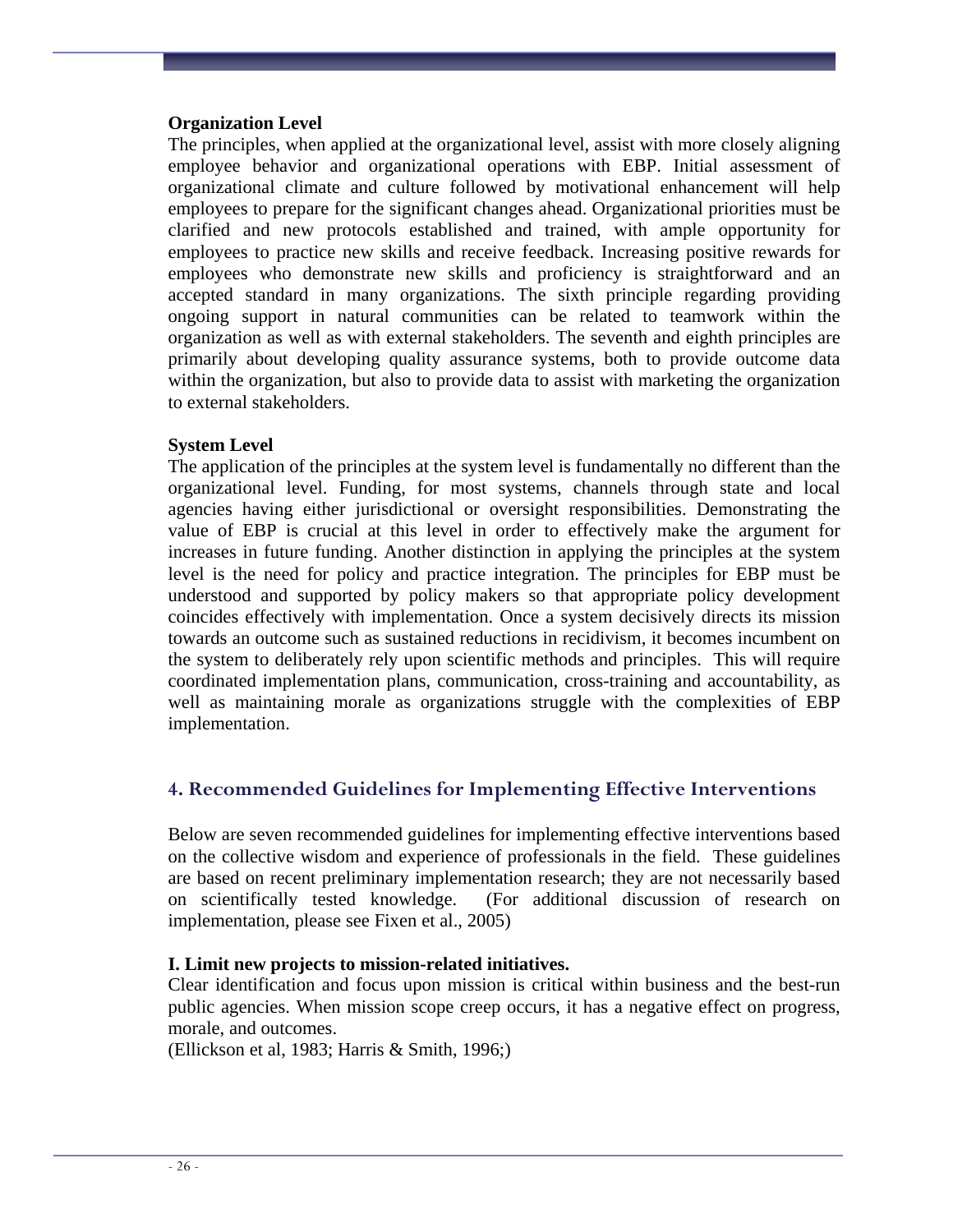**Organization Level**

The principles, when applied at the organizational level, assist with more closely aligning employee behavior and organizational operations with EBP. Initial assessment of organizational climate and culture followed by motivational enhancement will help employees to prepare for the significant changes ahead. Organizational priorities must be clarified and new protocols established and trained, with ample opportunity for employees to practice new skills and receive feedback. Increasing positive rewards for employees who demonstrate new skills and proficiency is straightforward and an accepted standard in many organizations. The sixth principle regarding providing ongoing support in natural communities can be related to teamwork within the organization as well as with external stakeholders. The seventh and eighth principles are primarily about developing quality assurance systems, both to provide outcome data within the organization, but also to provide data to assist with marketing the organization to external stakeholders.

**System Level**

The application of the principles at the system level is fundamentally no different than the organizational level. Funding, for most systems, channels through state and local agencies having either jurisdictional or oversight responsibilities. Demonstrating the value of EBP is crucial at this level in order to effectively make the argument for increases in future funding. Another distinction in applying the principles at the system level is the need for policy and practice integration. The principles for EBP must be understood and supported by policy makers so that appropriate policy development coincides effectively with implementation. Once a system decisively directs its mission towards an outcome such as sustained reductions in recidivism, it becomes incumbent on the system to deliberately rely upon scientific methods and principles. This will require coordinated implementation plans, communication, cross-training and accountability, as well as maintaining morale as organizations struggle with the complexities of EBP implementation.

## 4. Recommended Guidelines for Implementing Effective Interventions

Below are seven recommended guidelines for implementing effective interventions based on the collective wisdom and experience of professionals in the field. These guidelines are based on recent preliminary implementation research; they are not necessarily based on scientifically tested knowledge. (For additional discussion of research on implementation, please see Fixen et al., 2005)

**I. Limit new projects to mission-related initiatives.**

Clear identification and focus upon mission is critical within business and the best-run public agencies. When mission scope creep occurs, it has a negative effect on progress, morale, and outcomes.
(Ellickson et al, 1983; Harris & Smith, 1996;)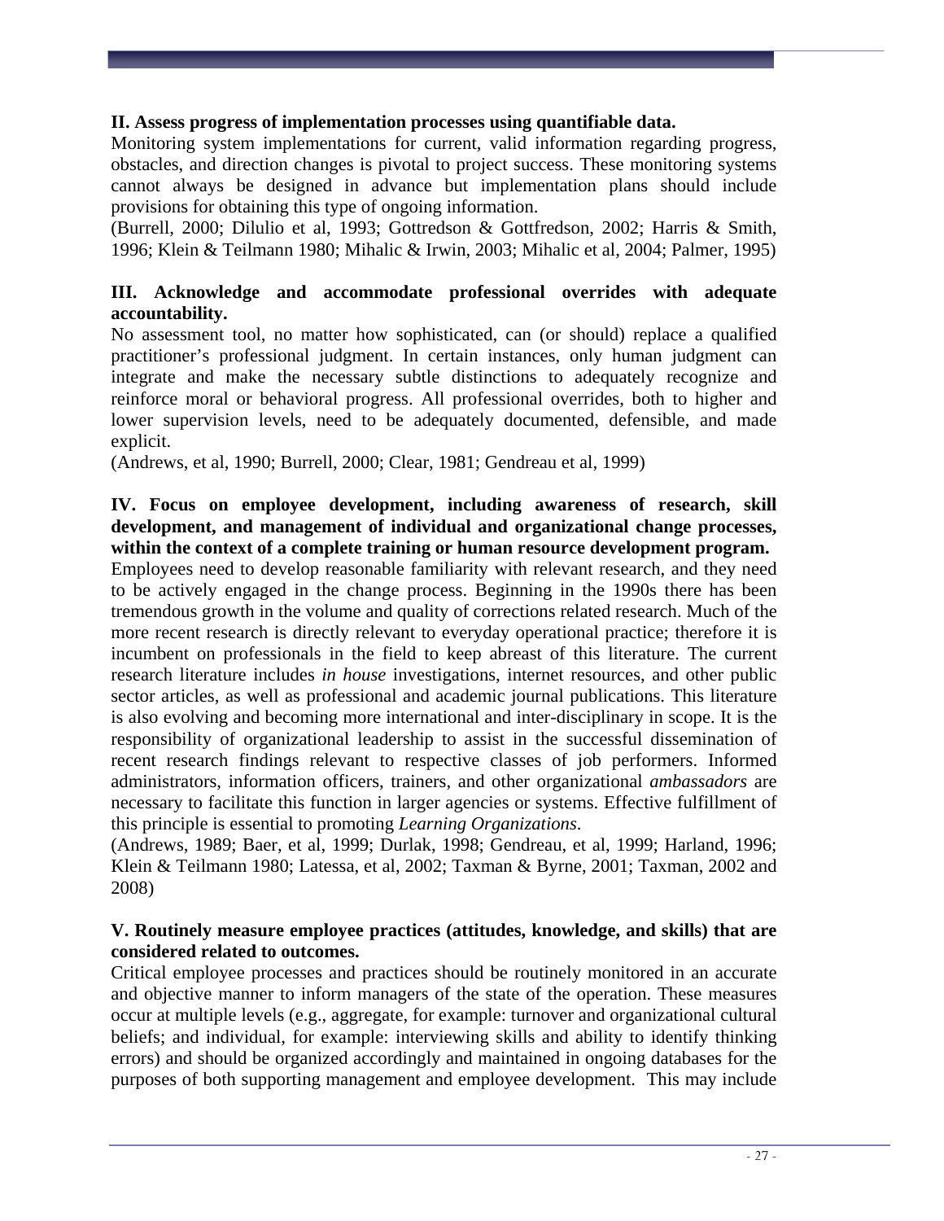**II. Assess progress of implementation processes using quantifiable data.**

Monitoring system implementations for current, valid information regarding progress, obstacles, and direction changes is pivotal to project success. These monitoring systems cannot always be designed in advance but implementation plans should include provisions for obtaining this type of ongoing information.

(Burrell, 2000; Dilulio et al, 1993; Gottredson & Gottfredson, 2002; Harris & Smith, 1996; Klein & Teilmann 1980; Mihalic & Irwin, 2003; Mihalic et al, 2004; Palmer, 1995)

**III. Acknowledge and accommodate professional overrides with adequate accountability.**

No assessment tool, no matter how sophisticated, can (or should) replace a qualified practitioner's professional judgment. In certain instances, only human judgment can integrate and make the necessary subtle distinctions to adequately recognize and reinforce moral or behavioral progress. All professional overrides, both to higher and lower supervision levels, need to be adequately documented, defensible, and made explicit.

(Andrews, et al, 1990; Burrell, 2000; Clear, 1981; Gendreau et al, 1999)

**IV. Focus on employee development, including awareness of research, skill development, and management of individual and organizational change processes, within the context of a complete training or human resource development program.**

Employees need to develop reasonable familiarity with relevant research, and they need to be actively engaged in the change process. Beginning in the 1990s there has been tremendous growth in the volume and quality of corrections related research. Much of the more recent research is directly relevant to everyday operational practice; therefore it is incumbent on professionals in the field to keep abreast of this literature. The current research literature includes *in house* investigations, internet resources, and other public sector articles, as well as professional and academic journal publications. This literature is also evolving and becoming more international and inter-disciplinary in scope. It is the responsibility of organizational leadership to assist in the successful dissemination of recent research findings relevant to respective classes of job performers. Informed administrators, information officers, trainers, and other organizational *ambassadors* are necessary to facilitate this function in larger agencies or systems. Effective fulfillment of this principle is essential to promoting *Learning Organizations*.

(Andrews, 1989; Baer, et al, 1999; Durlak, 1998; Gendreau, et al, 1999; Harland, 1996; Klein & Teilmann 1980; Latessa, et al, 2002; Taxman & Byrne, 2001; Taxman, 2002 and 2008)

**V. Routinely measure employee practices (attitudes, knowledge, and skills) that are considered related to outcomes.**

Critical employee processes and practices should be routinely monitored in an accurate and objective manner to inform managers of the state of the operation. These measures occur at multiple levels (e.g., aggregate, for example: turnover and organizational cultural beliefs; and individual, for example: interviewing skills and ability to identify thinking errors) and should be organized accordingly and maintained in ongoing databases for the purposes of both supporting management and employee development. This may include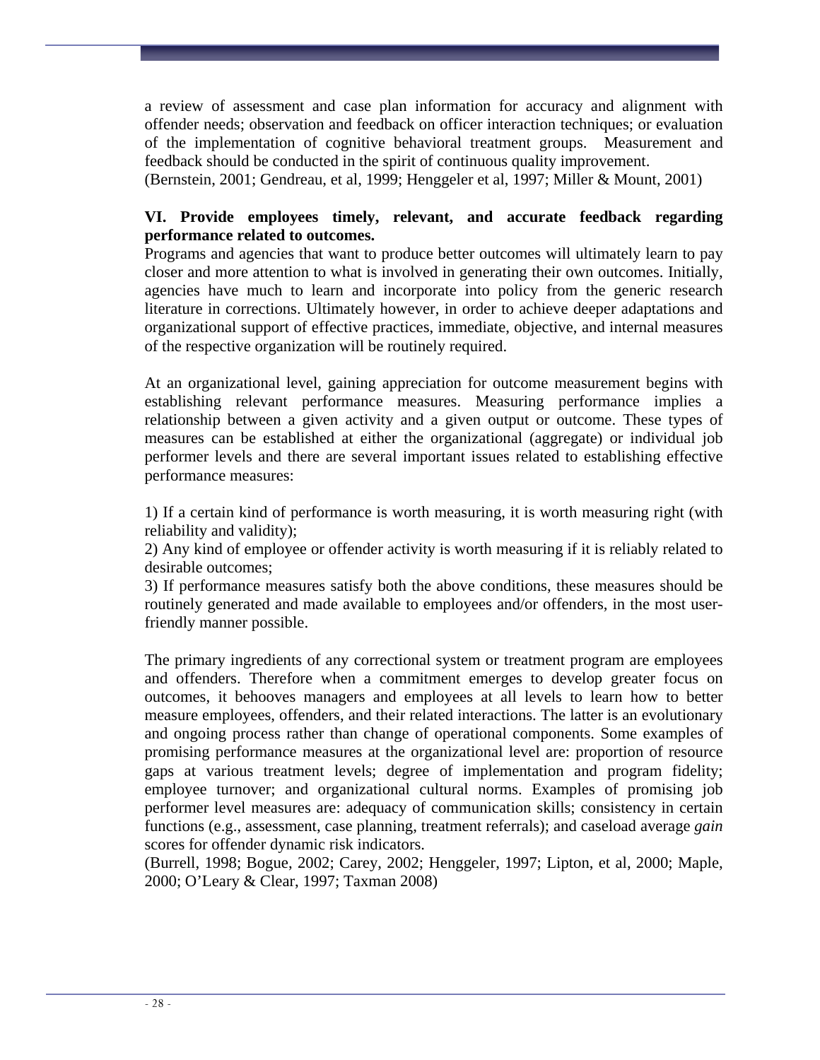a review of assessment and case plan information for accuracy and alignment with offender needs; observation and feedback on officer interaction techniques; or evaluation of the implementation of cognitive behavioral treatment groups. Measurement and feedback should be conducted in the spirit of continuous quality improvement.
(Bernstein, 2001; Gendreau, et al, 1999; Henggeler et al, 1997; Miller & Mount, 2001)

**VI. Provide employees timely, relevant, and accurate feedback regarding performance related to outcomes.**

Programs and agencies that want to produce better outcomes will ultimately learn to pay closer and more attention to what is involved in generating their own outcomes. Initially, agencies have much to learn and incorporate into policy from the generic research literature in corrections. Ultimately however, in order to achieve deeper adaptations and organizational support of effective practices, immediate, objective, and internal measures of the respective organization will be routinely required.

At an organizational level, gaining appreciation for outcome measurement begins with establishing relevant performance measures. Measuring performance implies a relationship between a given activity and a given output or outcome. These types of measures can be established at either the organizational (aggregate) or individual job performer levels and there are several important issues related to establishing effective performance measures:

1) If a certain kind of performance is worth measuring, it is worth measuring right (with reliability and validity);
2) Any kind of employee or offender activity is worth measuring if it is reliably related to desirable outcomes;
3) If performance measures satisfy both the above conditions, these measures should be routinely generated and made available to employees and/or offenders, in the most user-friendly manner possible.

The primary ingredients of any correctional system or treatment program are employees and offenders. Therefore when a commitment emerges to develop greater focus on outcomes, it behooves managers and employees at all levels to learn how to better measure employees, offenders, and their related interactions. The latter is an evolutionary and ongoing process rather than change of operational components. Some examples of promising performance measures at the organizational level are: proportion of resource gaps at various treatment levels; degree of implementation and program fidelity; employee turnover; and organizational cultural norms. Examples of promising job performer level measures are: adequacy of communication skills; consistency in certain functions (e.g., assessment, case planning, treatment referrals); and caseload average *gain* scores for offender dynamic risk indicators.
(Burrell, 1998; Bogue, 2002; Carey, 2002; Henggeler, 1997; Lipton, et al, 2000; Maple, 2000; O'Leary & Clear, 1997; Taxman 2008)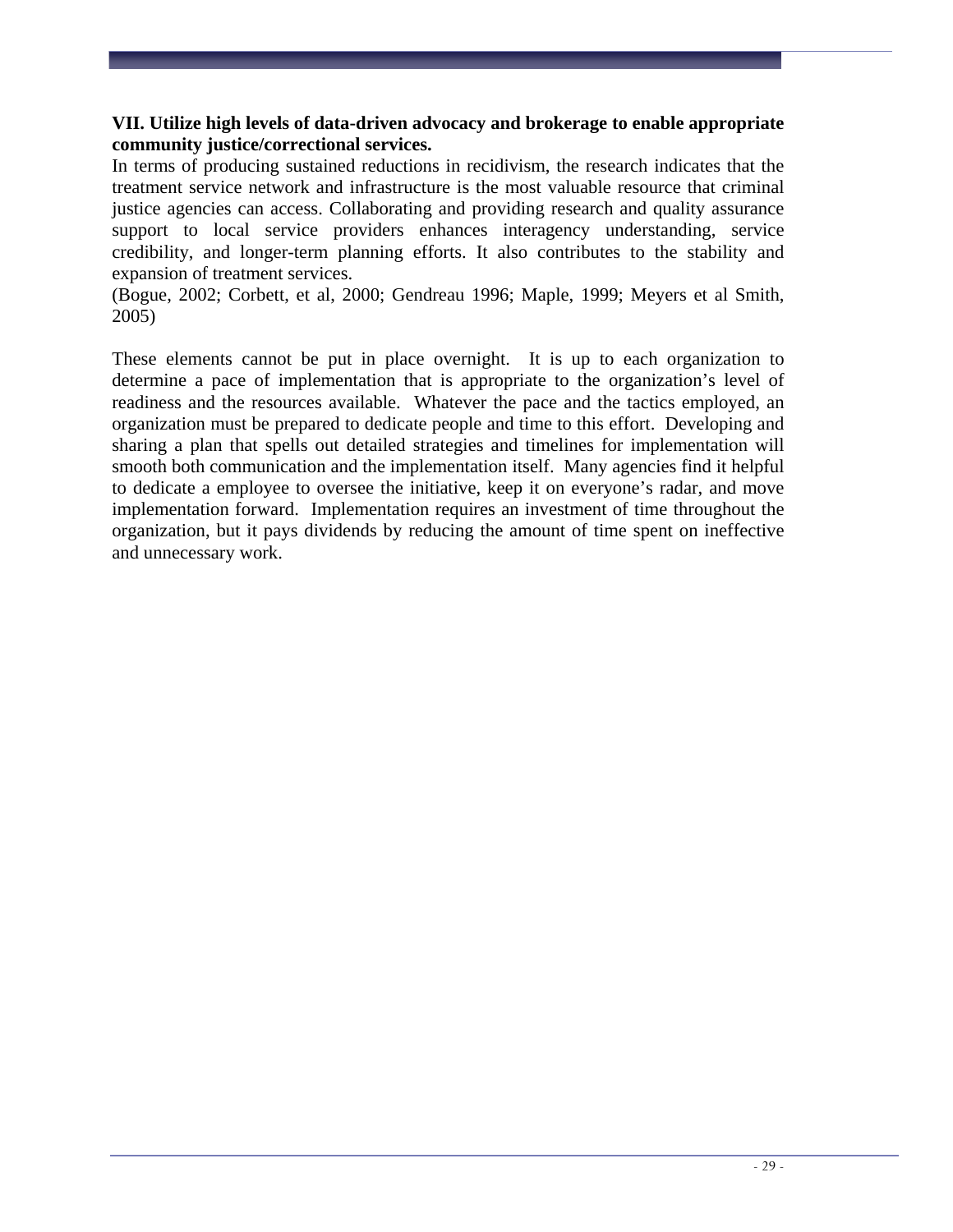**VII. Utilize high levels of data-driven advocacy and brokerage to enable appropriate community justice/correctional services.**

In terms of producing sustained reductions in recidivism, the research indicates that the treatment service network and infrastructure is the most valuable resource that criminal justice agencies can access. Collaborating and providing research and quality assurance support to local service providers enhances interagency understanding, service credibility, and longer-term planning efforts. It also contributes to the stability and expansion of treatment services.

(Bogue, 2002; Corbett, et al, 2000; Gendreau 1996; Maple, 1999; Meyers et al Smith, 2005)

These elements cannot be put in place overnight. It is up to each organization to determine a pace of implementation that is appropriate to the organization's level of readiness and the resources available. Whatever the pace and the tactics employed, an organization must be prepared to dedicate people and time to this effort. Developing and sharing a plan that spells out detailed strategies and timelines for implementation will smooth both communication and the implementation itself. Many agencies find it helpful to dedicate a employee to oversee the initiative, keep it on everyone's radar, and move implementation forward. Implementation requires an investment of time throughout the organization, but it pays dividends by reducing the amount of time spent on ineffective and unnecessary work.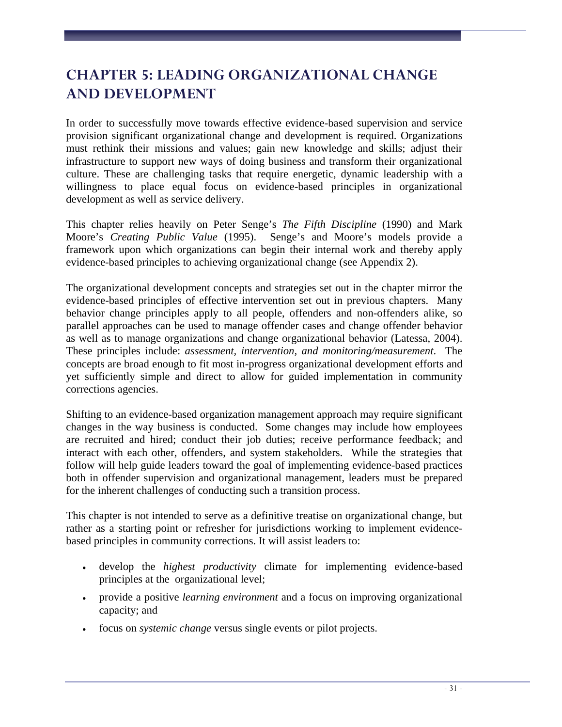# CHAPTER 5: LEADING ORGANIZATIONAL CHANGE AND DEVELOPMENT

In order to successfully move towards effective evidence-based supervision and service provision significant organizational change and development is required. Organizations must rethink their missions and values; gain new knowledge and skills; adjust their infrastructure to support new ways of doing business and transform their organizational culture. These are challenging tasks that require energetic, dynamic leadership with a willingness to place equal focus on evidence-based principles in organizational development as well as service delivery.

This chapter relies heavily on Peter Senge's *The Fifth Discipline* (1990) and Mark Moore's *Creating Public Value* (1995). Senge's and Moore's models provide a framework upon which organizations can begin their internal work and thereby apply evidence-based principles to achieving organizational change (see Appendix 2).

The organizational development concepts and strategies set out in the chapter mirror the evidence-based principles of effective intervention set out in previous chapters. Many behavior change principles apply to all people, offenders and non-offenders alike, so parallel approaches can be used to manage offender cases and change offender behavior as well as to manage organizations and change organizational behavior (Latessa, 2004). These principles include: *assessment, intervention, and monitoring/measurement*. The concepts are broad enough to fit most in-progress organizational development efforts and yet sufficiently simple and direct to allow for guided implementation in community corrections agencies.

Shifting to an evidence-based organization management approach may require significant changes in the way business is conducted. Some changes may include how employees are recruited and hired; conduct their job duties; receive performance feedback; and interact with each other, offenders, and system stakeholders. While the strategies that follow will help guide leaders toward the goal of implementing evidence-based practices both in offender supervision and organizational management, leaders must be prepared for the inherent challenges of conducting such a transition process.

This chapter is not intended to serve as a definitive treatise on organizational change, but rather as a starting point or refresher for jurisdictions working to implement evidence-based principles in community corrections. It will assist leaders to:

- develop the *highest productivity* climate for implementing evidence-based principles at the organizational level;
- provide a positive *learning environment* and a focus on improving organizational capacity; and
- focus on *systemic change* versus single events or pilot projects.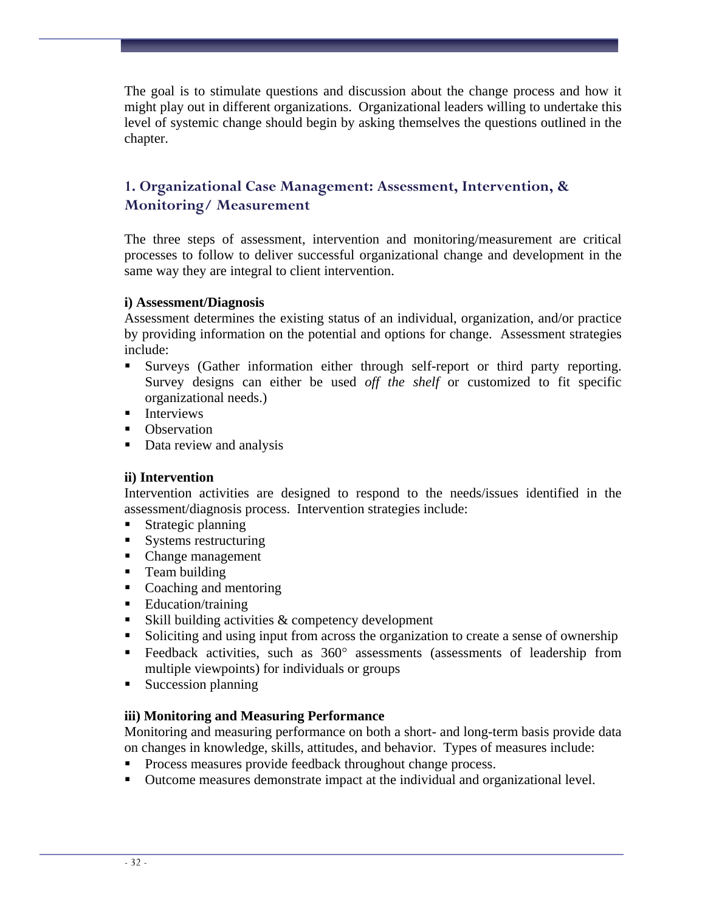The goal is to stimulate questions and discussion about the change process and how it might play out in different organizations. Organizational leaders willing to undertake this level of systemic change should begin by asking themselves the questions outlined in the chapter.

## 1. Organizational Case Management: Assessment, Intervention, & Monitoring/ Measurement

The three steps of assessment, intervention and monitoring/measurement are critical processes to follow to deliver successful organizational change and development in the same way they are integral to client intervention.

**i) Assessment/Diagnosis**

Assessment determines the existing status of an individual, organization, and/or practice by providing information on the potential and options for change. Assessment strategies include:

- Surveys (Gather information either through self-report or third party reporting. Survey designs can either be used *off the shelf* or customized to fit specific organizational needs.)
- Interviews
- Observation
- Data review and analysis

**ii) Intervention**

Intervention activities are designed to respond to the needs/issues identified in the assessment/diagnosis process. Intervention strategies include:

- Strategic planning
- Systems restructuring
- Change management
- Team building
- Coaching and mentoring
- Education/training
- Skill building activities & competency development
- Soliciting and using input from across the organization to create a sense of ownership
- Feedback activities, such as 360° assessments (assessments of leadership from multiple viewpoints) for individuals or groups
- Succession planning

**iii) Monitoring and Measuring Performance**

Monitoring and measuring performance on both a short- and long-term basis provide data on changes in knowledge, skills, attitudes, and behavior. Types of measures include:

- Process measures provide feedback throughout change process.
- Outcome measures demonstrate impact at the individual and organizational level.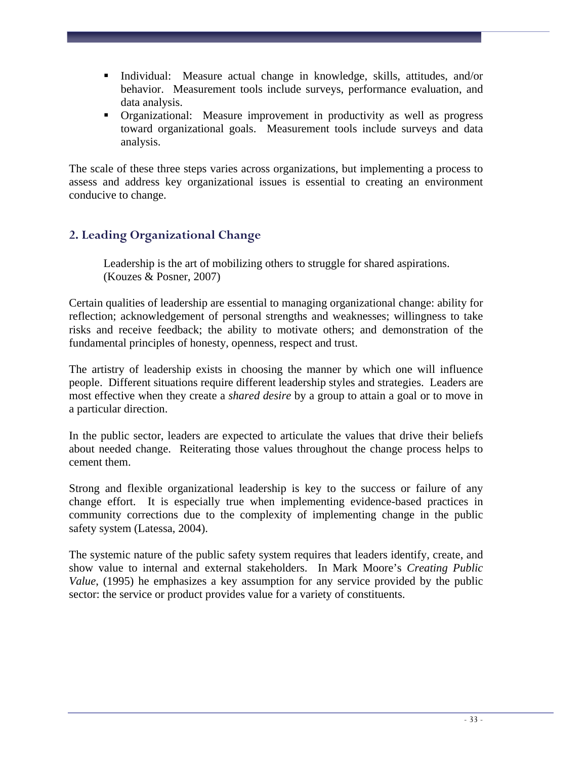- Individual: Measure actual change in knowledge, skills, attitudes, and/or behavior. Measurement tools include surveys, performance evaluation, and data analysis.
- Organizational: Measure improvement in productivity as well as progress toward organizational goals. Measurement tools include surveys and data analysis.

The scale of these three steps varies across organizations, but implementing a process to assess and address key organizational issues is essential to creating an environment conducive to change.

## 2. Leading Organizational Change

> Leadership is the art of mobilizing others to struggle for shared aspirations. (Kouzes & Posner, 2007)

Certain qualities of leadership are essential to managing organizational change: ability for reflection; acknowledgement of personal strengths and weaknesses; willingness to take risks and receive feedback; the ability to motivate others; and demonstration of the fundamental principles of honesty, openness, respect and trust.

The artistry of leadership exists in choosing the manner by which one will influence people. Different situations require different leadership styles and strategies. Leaders are most effective when they create a *shared desire* by a group to attain a goal or to move in a particular direction.

In the public sector, leaders are expected to articulate the values that drive their beliefs about needed change. Reiterating those values throughout the change process helps to cement them.

Strong and flexible organizational leadership is key to the success or failure of any change effort. It is especially true when implementing evidence-based practices in community corrections due to the complexity of implementing change in the public safety system (Latessa, 2004).

The systemic nature of the public safety system requires that leaders identify, create, and show value to internal and external stakeholders. In Mark Moore's *Creating Public Value*, (1995) he emphasizes a key assumption for any service provided by the public sector: the service or product provides value for a variety of constituents.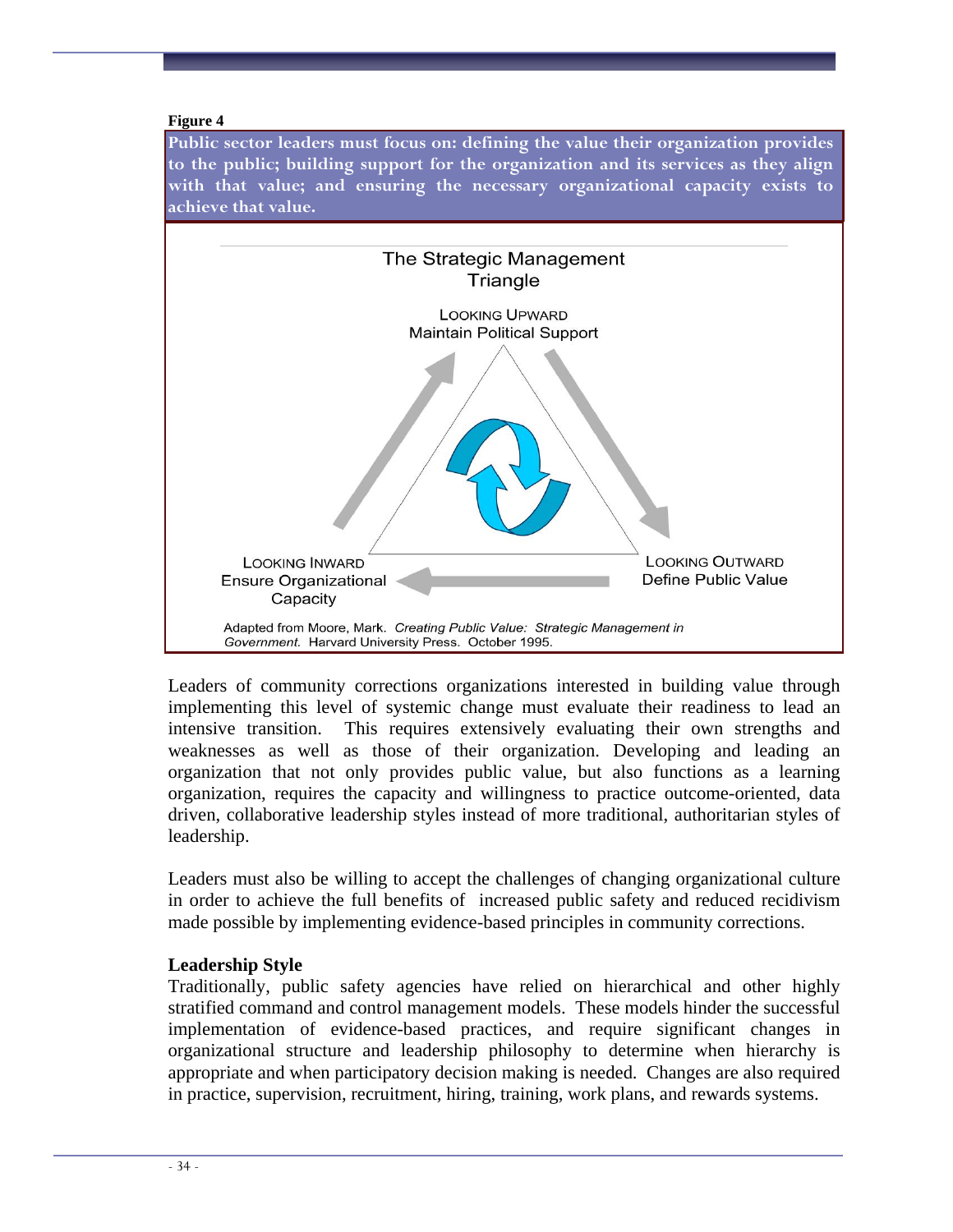**Figure 4**

**Public sector leaders must focus on: defining the value their organization provides to the public; building support for the organization and its services as they align with that value; and ensuring the necessary organizational capacity exists to achieve that value.**

The Strategic Management Triangle

LOOKING UPWARD
Maintain Political Support

LOOKING INWARD
Ensure Organizational Capacity

LOOKING OUTWARD
Define Public Value

Adapted from Moore, Mark. *Creating Public Value: Strategic Management in Government.* Harvard University Press. October 1995.

Leaders of community corrections organizations interested in building value through implementing this level of systemic change must evaluate their readiness to lead an intensive transition. This requires extensively evaluating their own strengths and weaknesses as well as those of their organization. Developing and leading an organization that not only provides public value, but also functions as a learning organization, requires the capacity and willingness to practice outcome-oriented, data driven, collaborative leadership styles instead of more traditional, authoritarian styles of leadership.

Leaders must also be willing to accept the challenges of changing organizational culture in order to achieve the full benefits of increased public safety and reduced recidivism made possible by implementing evidence-based principles in community corrections.

### Leadership Style

Traditionally, public safety agencies have relied on hierarchical and other highly stratified command and control management models. These models hinder the successful implementation of evidence-based practices, and require significant changes in organizational structure and leadership philosophy to determine when hierarchy is appropriate and when participatory decision making is needed. Changes are also required in practice, supervision, recruitment, hiring, training, work plans, and rewards systems.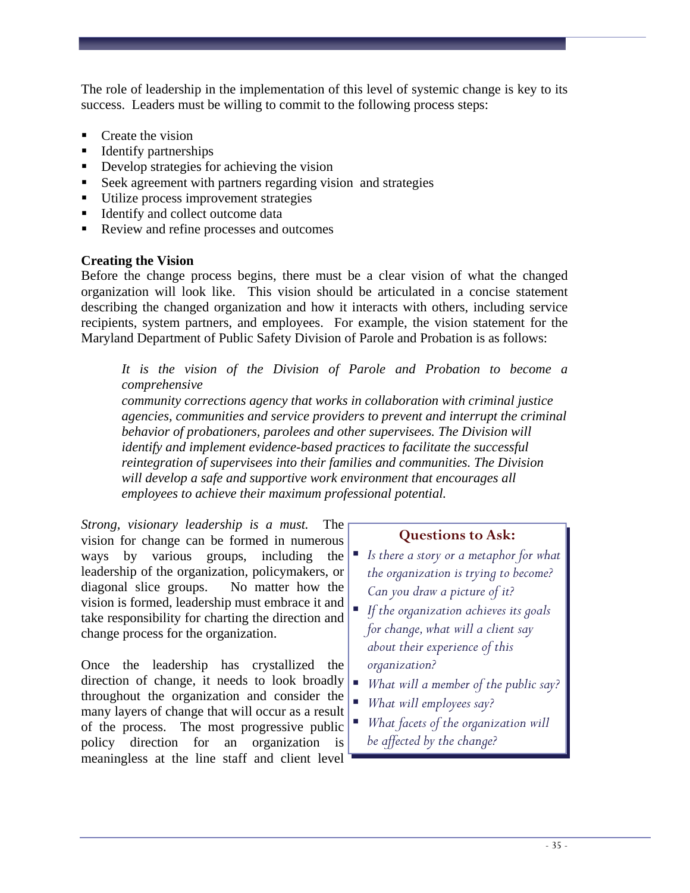The role of leadership in the implementation of this level of systemic change is key to its success. Leaders must be willing to commit to the following process steps:

- Create the vision
- Identify partnerships
- Develop strategies for achieving the vision
- Seek agreement with partners regarding vision and strategies
- Utilize process improvement strategies
- Identify and collect outcome data
- Review and refine processes and outcomes

**Creating the Vision**

Before the change process begins, there must be a clear vision of what the changed organization will look like. This vision should be articulated in a concise statement describing the changed organization and how it interacts with others, including service recipients, system partners, and employees. For example, the vision statement for the Maryland Department of Public Safety Division of Parole and Probation is as follows:

> *It is the vision of the Division of Parole and Probation to become a comprehensive community corrections agency that works in collaboration with criminal justice agencies, communities and service providers to prevent and interrupt the criminal behavior of probationers, parolees and other supervisees. The Division will identify and implement evidence-based practices to facilitate the successful reintegration of supervisees into their families and communities. The Division will develop a safe and supportive work environment that encourages all employees to achieve their maximum professional potential.*

*Strong, visionary leadership is a must.* The vision for change can be formed in numerous ways by various groups, including the leadership of the organization, policymakers, or diagonal slice groups. No matter how the vision is formed, leadership must embrace it and take responsibility for charting the direction and change process for the organization.

Once the leadership has crystallized the direction of change, it needs to look broadly throughout the organization and consider the many layers of change that will occur as a result of the process. The most progressive public policy direction for an organization is meaningless at the line staff and client level

**Questions to Ask:**

- *Is there a story or a metaphor for what the organization is trying to become? Can you draw a picture of it?*
- *If the organization achieves its goals for change, what will a client say about their experience of this organization?*
- *What will a member of the public say?*
- *What will employees say?*
- *What facets of the organization will be affected by the change?*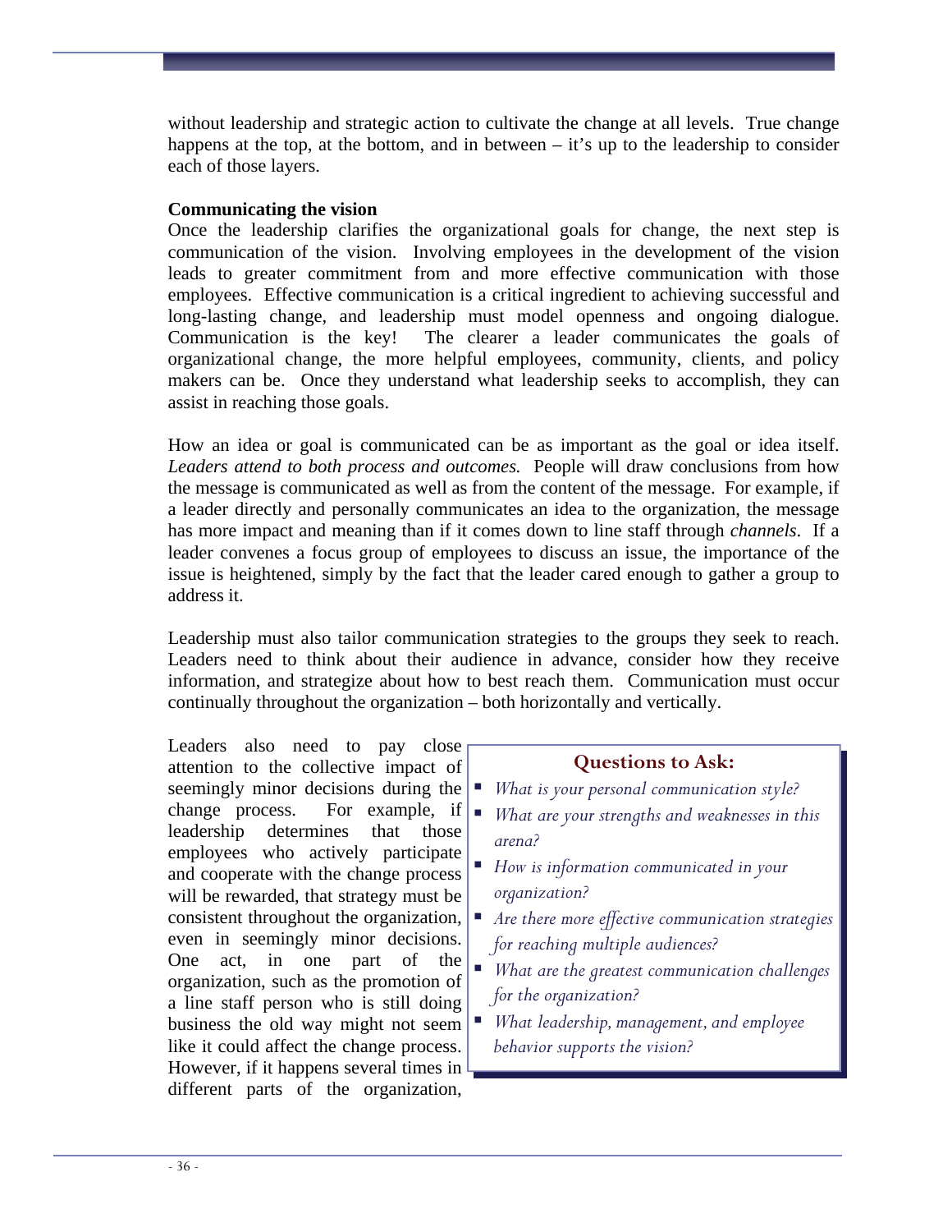without leadership and strategic action to cultivate the change at all levels. True change happens at the top, at the bottom, and in between – it's up to the leadership to consider each of those layers.

**Communicating the vision**

Once the leadership clarifies the organizational goals for change, the next step is communication of the vision. Involving employees in the development of the vision leads to greater commitment from and more effective communication with those employees. Effective communication is a critical ingredient to achieving successful and long-lasting change, and leadership must model openness and ongoing dialogue. Communication is the key! The clearer a leader communicates the goals of organizational change, the more helpful employees, community, clients, and policy makers can be. Once they understand what leadership seeks to accomplish, they can assist in reaching those goals.

How an idea or goal is communicated can be as important as the goal or idea itself. *Leaders attend to both process and outcomes.* People will draw conclusions from how the message is communicated as well as from the content of the message. For example, if a leader directly and personally communicates an idea to the organization, the message has more impact and meaning than if it comes down to line staff through *channels*. If a leader convenes a focus group of employees to discuss an issue, the importance of the issue is heightened, simply by the fact that the leader cared enough to gather a group to address it.

Leadership must also tailor communication strategies to the groups they seek to reach. Leaders need to think about their audience in advance, consider how they receive information, and strategize about how to best reach them. Communication must occur continually throughout the organization – both horizontally and vertically.

Leaders also need to pay close attention to the collective impact of seemingly minor decisions during the change process. For example, if leadership determines that those employees who actively participate and cooperate with the change process will be rewarded, that strategy must be consistent throughout the organization, even in seemingly minor decisions. One act, in one part of the organization, such as the promotion of a line staff person who is still doing business the old way might not seem like it could affect the change process. However, if it happens several times in different parts of the organization,

**Questions to Ask:**

- *What is your personal communication style?*
- *What are your strengths and weaknesses in this arena?*
- *How is information communicated in your organization?*
- *Are there more effective communication strategies for reaching multiple audiences?*
- *What are the greatest communication challenges for the organization?*
- *What leadership, management, and employee behavior supports the vision?*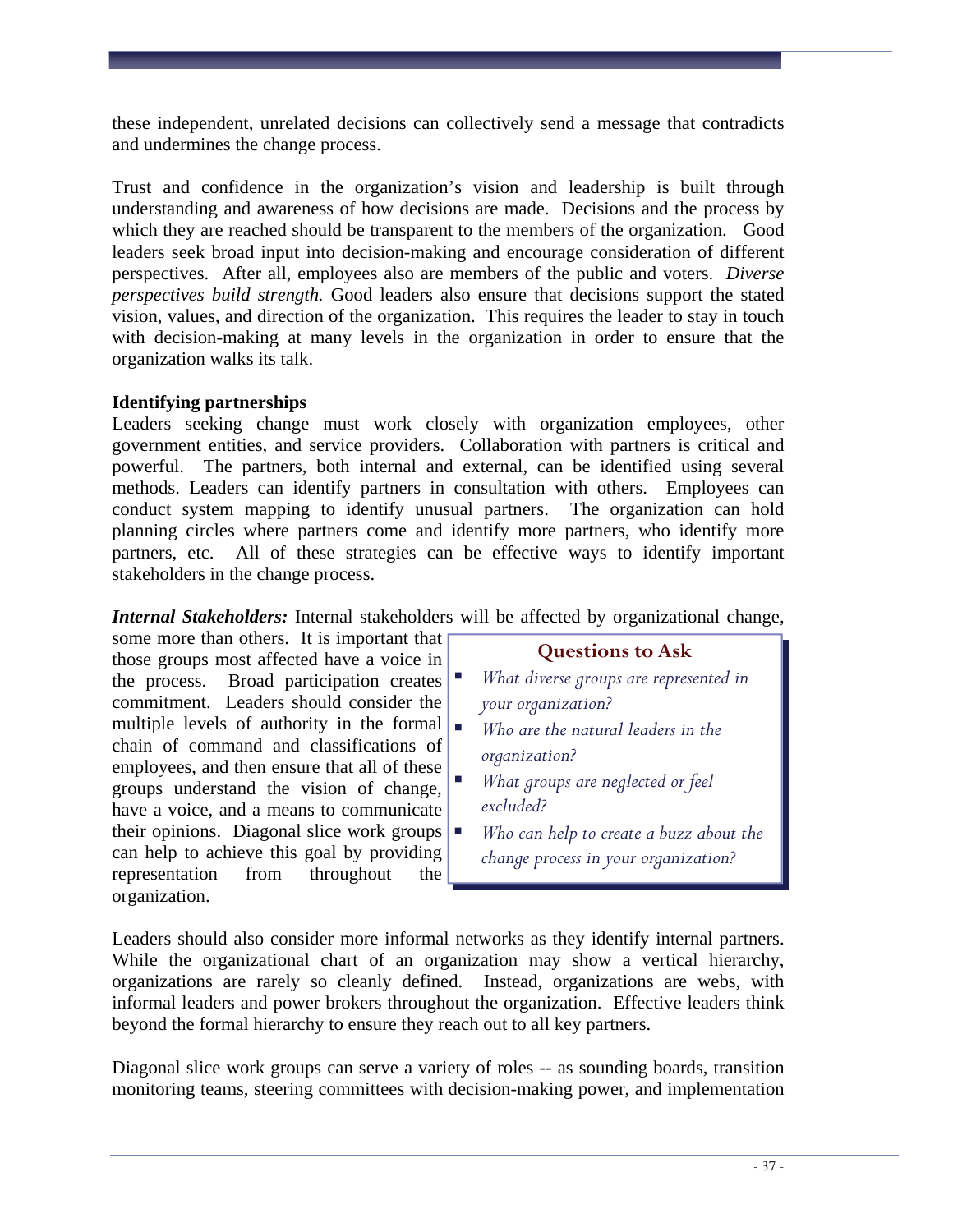these independent, unrelated decisions can collectively send a message that contradicts and undermines the change process.

Trust and confidence in the organization's vision and leadership is built through understanding and awareness of how decisions are made. Decisions and the process by which they are reached should be transparent to the members of the organization. Good leaders seek broad input into decision-making and encourage consideration of different perspectives. After all, employees also are members of the public and voters. *Diverse perspectives build strength.* Good leaders also ensure that decisions support the stated vision, values, and direction of the organization. This requires the leader to stay in touch with decision-making at many levels in the organization in order to ensure that the organization walks its talk.

**Identifying partnerships**

Leaders seeking change must work closely with organization employees, other government entities, and service providers. Collaboration with partners is critical and powerful. The partners, both internal and external, can be identified using several methods. Leaders can identify partners in consultation with others. Employees can conduct system mapping to identify unusual partners. The organization can hold planning circles where partners come and identify more partners, who identify more partners, etc. All of these strategies can be effective ways to identify important stakeholders in the change process.

***Internal Stakeholders:*** Internal stakeholders will be affected by organizational change, some more than others. It is important that those groups most affected have a voice in the process. Broad participation creates commitment. Leaders should consider the multiple levels of authority in the formal chain of command and classifications of employees, and then ensure that all of these groups understand the vision of change, have a voice, and a means to communicate their opinions. Diagonal slice work groups can help to achieve this goal by providing representation from throughout the organization.

> **Questions to Ask**
>
> - *What diverse groups are represented in your organization?*
> - *Who are the natural leaders in the organization?*
> - *What groups are neglected or feel excluded?*
> - *Who can help to create a buzz about the change process in your organization?*

Leaders should also consider more informal networks as they identify internal partners. While the organizational chart of an organization may show a vertical hierarchy, organizations are rarely so cleanly defined. Instead, organizations are webs, with informal leaders and power brokers throughout the organization. Effective leaders think beyond the formal hierarchy to ensure they reach out to all key partners.

Diagonal slice work groups can serve a variety of roles -- as sounding boards, transition monitoring teams, steering committees with decision-making power, and implementation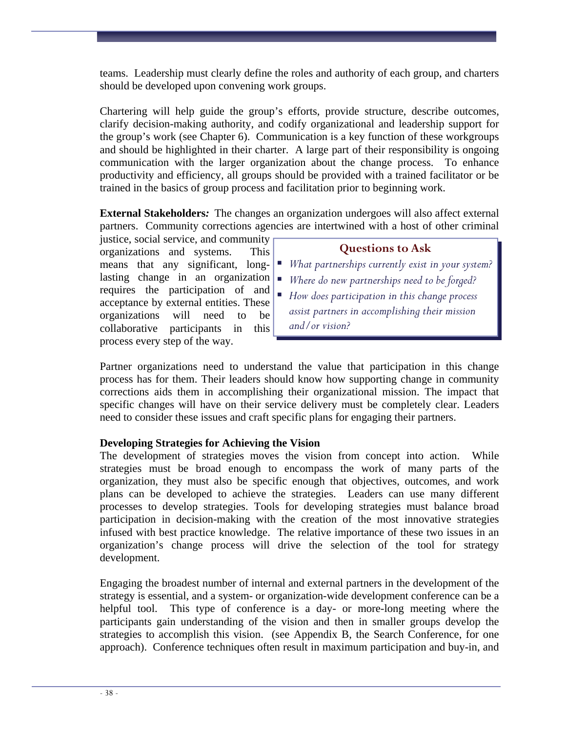teams. Leadership must clearly define the roles and authority of each group, and charters should be developed upon convening work groups.

Chartering will help guide the group's efforts, provide structure, describe outcomes, clarify decision-making authority, and codify organizational and leadership support for the group's work (see Chapter 6). Communication is a key function of these workgroups and should be highlighted in their charter. A large part of their responsibility is ongoing communication with the larger organization about the change process. To enhance productivity and efficiency, all groups should be provided with a trained facilitator or be trained in the basics of group process and facilitation prior to beginning work.

**External Stakeholders*:*** The changes an organization undergoes will also affect external partners. Community corrections agencies are intertwined with a host of other criminal justice, social service, and community organizations and systems. This means that any significant, long-lasting change in an organization requires the participation of and acceptance by external entities. These organizations will need to be collaborative participants in this process every step of the way.

> **Questions to Ask**
>
> - *What partnerships currently exist in your system?*
> - *Where do new partnerships need to be forged?*
> - *How does participation in this change process assist partners in accomplishing their mission and/or vision?*

Partner organizations need to understand the value that participation in this change process has for them. Their leaders should know how supporting change in community corrections aids them in accomplishing their organizational mission. The impact that specific changes will have on their service delivery must be completely clear. Leaders need to consider these issues and craft specific plans for engaging their partners.

**Developing Strategies for Achieving the Vision**

The development of strategies moves the vision from concept into action. While strategies must be broad enough to encompass the work of many parts of the organization, they must also be specific enough that objectives, outcomes, and work plans can be developed to achieve the strategies. Leaders can use many different processes to develop strategies. Tools for developing strategies must balance broad participation in decision-making with the creation of the most innovative strategies infused with best practice knowledge. The relative importance of these two issues in an organization's change process will drive the selection of the tool for strategy development.

Engaging the broadest number of internal and external partners in the development of the strategy is essential, and a system- or organization-wide development conference can be a helpful tool. This type of conference is a day- or more-long meeting where the participants gain understanding of the vision and then in smaller groups develop the strategies to accomplish this vision. (see Appendix B, the Search Conference, for one approach). Conference techniques often result in maximum participation and buy-in, and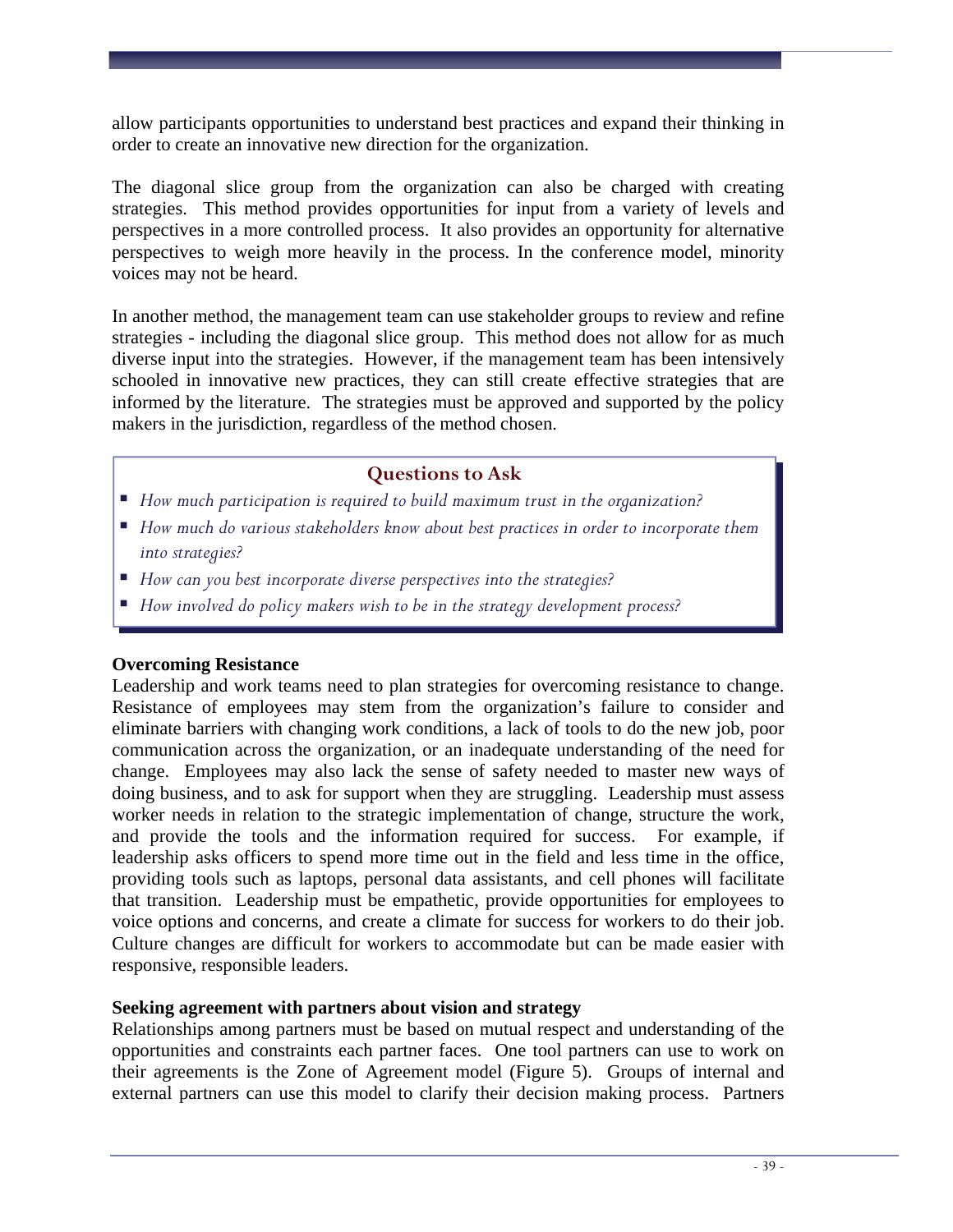allow participants opportunities to understand best practices and expand their thinking in order to create an innovative new direction for the organization.

The diagonal slice group from the organization can also be charged with creating strategies. This method provides opportunities for input from a variety of levels and perspectives in a more controlled process. It also provides an opportunity for alternative perspectives to weigh more heavily in the process. In the conference model, minority voices may not be heard.

In another method, the management team can use stakeholder groups to review and refine strategies - including the diagonal slice group. This method does not allow for as much diverse input into the strategies. However, if the management team has been intensively schooled in innovative new practices, they can still create effective strategies that are informed by the literature. The strategies must be approved and supported by the policy makers in the jurisdiction, regardless of the method chosen.

> **Questions to Ask**
>
> - *How much participation is required to build maximum trust in the organization?*
> - *How much do various stakeholders know about best practices in order to incorporate them into strategies?*
> - *How can you best incorporate diverse perspectives into the strategies?*
> - *How involved do policy makers wish to be in the strategy development process?*

**Overcoming Resistance**

Leadership and work teams need to plan strategies for overcoming resistance to change. Resistance of employees may stem from the organization's failure to consider and eliminate barriers with changing work conditions, a lack of tools to do the new job, poor communication across the organization, or an inadequate understanding of the need for change. Employees may also lack the sense of safety needed to master new ways of doing business, and to ask for support when they are struggling. Leadership must assess worker needs in relation to the strategic implementation of change, structure the work, and provide the tools and the information required for success. For example, if leadership asks officers to spend more time out in the field and less time in the office, providing tools such as laptops, personal data assistants, and cell phones will facilitate that transition. Leadership must be empathetic, provide opportunities for employees to voice options and concerns, and create a climate for success for workers to do their job. Culture changes are difficult for workers to accommodate but can be made easier with responsive, responsible leaders.

**Seeking agreement with partners about vision and strategy**

Relationships among partners must be based on mutual respect and understanding of the opportunities and constraints each partner faces. One tool partners can use to work on their agreements is the Zone of Agreement model (Figure 5). Groups of internal and external partners can use this model to clarify their decision making process. Partners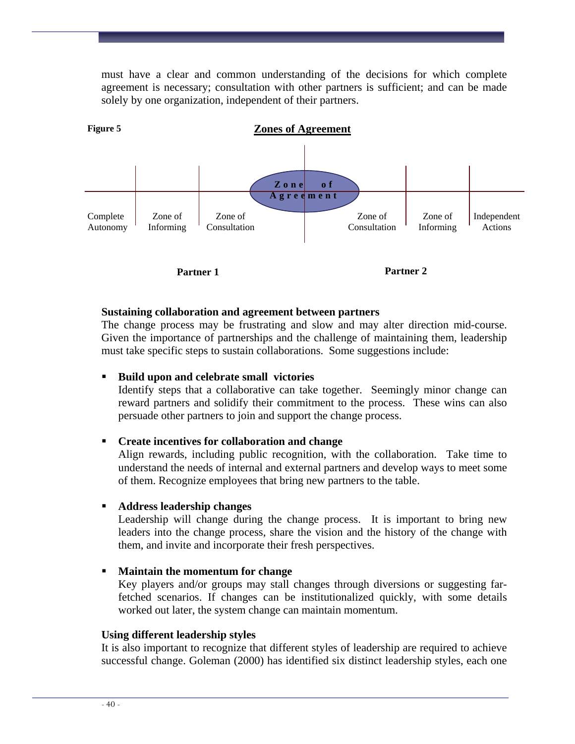must have a clear and common understanding of the decisions for which complete agreement is necessary; consultation with other partners is sufficient; and can be made solely by one organization, independent of their partners.

**Figure 5**

**Zones of Agreement**

| Complete Autonomy | Zone of Informing | Zone of Consultation | Zone of Agreement | Zone of Consultation | Zone of Informing | Independent Actions |
|---|---|---|---|---|---|---|

**Partner 1** — **Partner 2**

**Sustaining collaboration and agreement between partners**

The change process may be frustrating and slow and may alter direction mid-course. Given the importance of partnerships and the challenge of maintaining them, leadership must take specific steps to sustain collaborations. Some suggestions include:

- **Build upon and celebrate small victories**
  Identify steps that a collaborative can take together. Seemingly minor change can reward partners and solidify their commitment to the process. These wins can also persuade other partners to join and support the change process.

- **Create incentives for collaboration and change**
  Align rewards, including public recognition, with the collaboration. Take time to understand the needs of internal and external partners and develop ways to meet some of them. Recognize employees that bring new partners to the table.

- **Address leadership changes**
  Leadership will change during the change process. It is important to bring new leaders into the change process, share the vision and the history of the change with them, and invite and incorporate their fresh perspectives.

- **Maintain the momentum for change**
  Key players and/or groups may stall changes through diversions or suggesting far-fetched scenarios. If changes can be institutionalized quickly, with some details worked out later, the system change can maintain momentum.

**Using different leadership styles**

It is also important to recognize that different styles of leadership are required to achieve successful change. Goleman (2000) has identified six distinct leadership styles, each one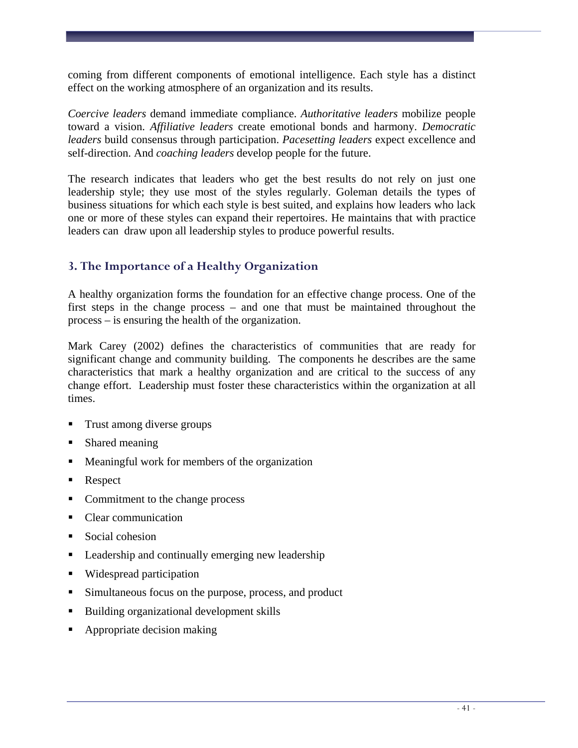coming from different components of emotional intelligence. Each style has a distinct effect on the working atmosphere of an organization and its results.

*Coercive leaders* demand immediate compliance. *Authoritative leaders* mobilize people toward a vision. *Affiliative leaders* create emotional bonds and harmony. *Democratic leaders* build consensus through participation. *Pacesetting leaders* expect excellence and self-direction. And *coaching leaders* develop people for the future.

The research indicates that leaders who get the best results do not rely on just one leadership style; they use most of the styles regularly. Goleman details the types of business situations for which each style is best suited, and explains how leaders who lack one or more of these styles can expand their repertoires. He maintains that with practice leaders can draw upon all leadership styles to produce powerful results.

## 3. The Importance of a Healthy Organization

A healthy organization forms the foundation for an effective change process. One of the first steps in the change process – and one that must be maintained throughout the process – is ensuring the health of the organization.

Mark Carey (2002) defines the characteristics of communities that are ready for significant change and community building. The components he describes are the same characteristics that mark a healthy organization and are critical to the success of any change effort. Leadership must foster these characteristics within the organization at all times.

- Trust among diverse groups
- Shared meaning
- Meaningful work for members of the organization
- Respect
- Commitment to the change process
- Clear communication
- Social cohesion
- Leadership and continually emerging new leadership
- Widespread participation
- Simultaneous focus on the purpose, process, and product
- Building organizational development skills
- Appropriate decision making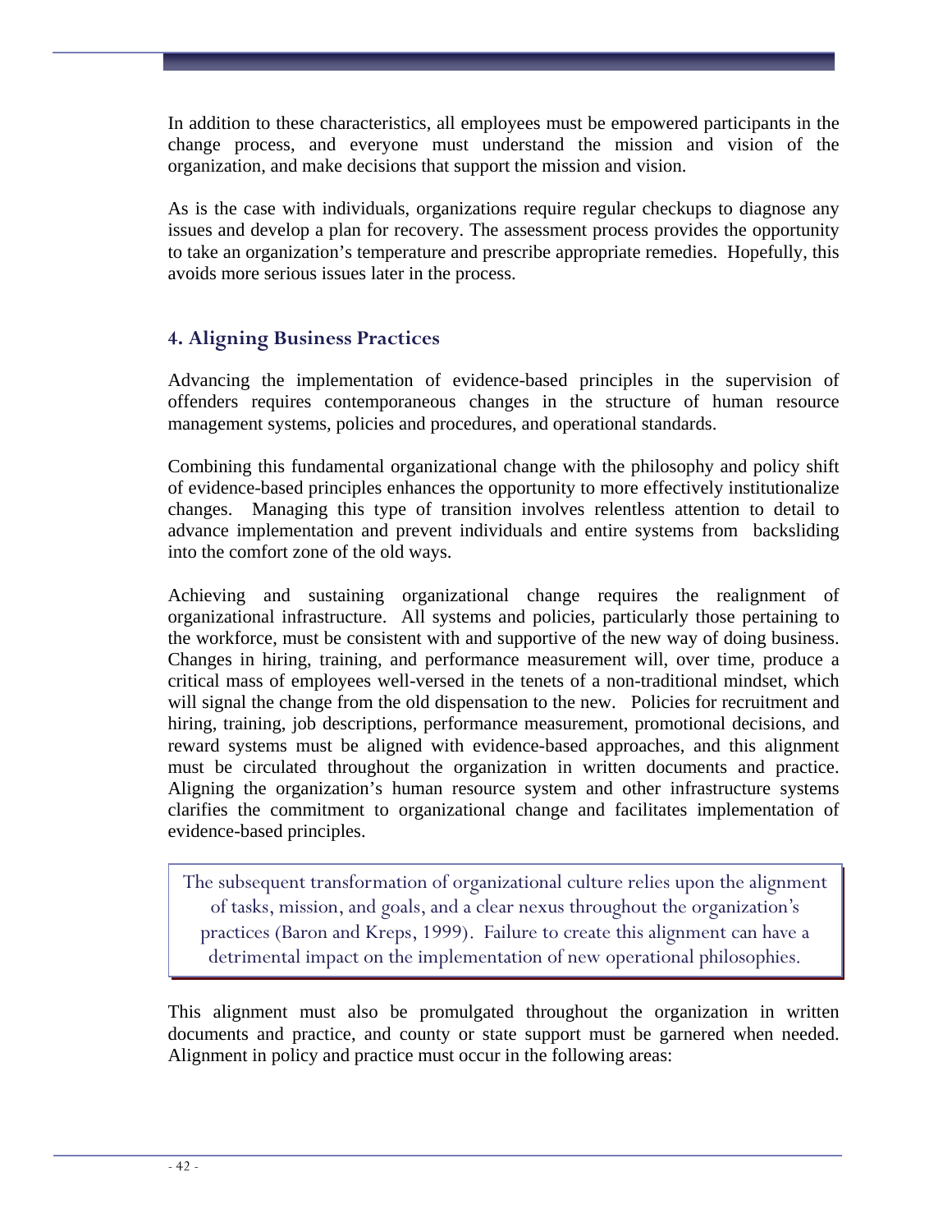In addition to these characteristics, all employees must be empowered participants in the change process, and everyone must understand the mission and vision of the organization, and make decisions that support the mission and vision.

As is the case with individuals, organizations require regular checkups to diagnose any issues and develop a plan for recovery. The assessment process provides the opportunity to take an organization's temperature and prescribe appropriate remedies. Hopefully, this avoids more serious issues later in the process.

## 4. Aligning Business Practices

Advancing the implementation of evidence-based principles in the supervision of offenders requires contemporaneous changes in the structure of human resource management systems, policies and procedures, and operational standards.

Combining this fundamental organizational change with the philosophy and policy shift of evidence-based principles enhances the opportunity to more effectively institutionalize changes. Managing this type of transition involves relentless attention to detail to advance implementation and prevent individuals and entire systems from backsliding into the comfort zone of the old ways.

Achieving and sustaining organizational change requires the realignment of organizational infrastructure. All systems and policies, particularly those pertaining to the workforce, must be consistent with and supportive of the new way of doing business. Changes in hiring, training, and performance measurement will, over time, produce a critical mass of employees well-versed in the tenets of a non-traditional mindset, which will signal the change from the old dispensation to the new. Policies for recruitment and hiring, training, job descriptions, performance measurement, promotional decisions, and reward systems must be aligned with evidence-based approaches, and this alignment must be circulated throughout the organization in written documents and practice. Aligning the organization's human resource system and other infrastructure systems clarifies the commitment to organizational change and facilitates implementation of evidence-based principles.

> The subsequent transformation of organizational culture relies upon the alignment of tasks, mission, and goals, and a clear nexus throughout the organization's practices (Baron and Kreps, 1999). Failure to create this alignment can have a detrimental impact on the implementation of new operational philosophies.

This alignment must also be promulgated throughout the organization in written documents and practice, and county or state support must be garnered when needed. Alignment in policy and practice must occur in the following areas: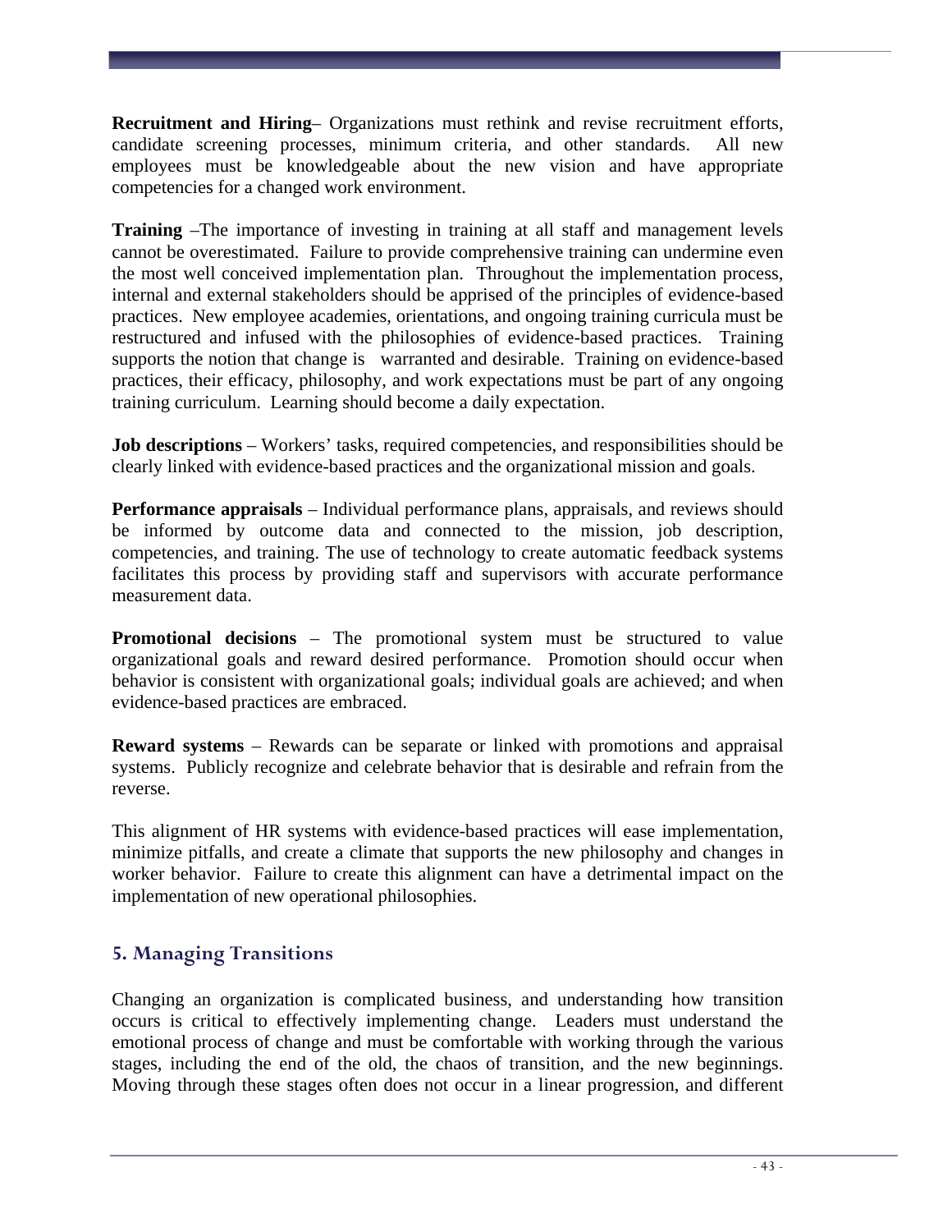**Recruitment and Hiring**– Organizations must rethink and revise recruitment efforts, candidate screening processes, minimum criteria, and other standards. All new employees must be knowledgeable about the new vision and have appropriate competencies for a changed work environment.

**Training** –The importance of investing in training at all staff and management levels cannot be overestimated. Failure to provide comprehensive training can undermine even the most well conceived implementation plan. Throughout the implementation process, internal and external stakeholders should be apprised of the principles of evidence-based practices. New employee academies, orientations, and ongoing training curricula must be restructured and infused with the philosophies of evidence-based practices. Training supports the notion that change is warranted and desirable. Training on evidence-based practices, their efficacy, philosophy, and work expectations must be part of any ongoing training curriculum. Learning should become a daily expectation.

**Job descriptions** – Workers' tasks, required competencies, and responsibilities should be clearly linked with evidence-based practices and the organizational mission and goals.

**Performance appraisals** – Individual performance plans, appraisals, and reviews should be informed by outcome data and connected to the mission, job description, competencies, and training. The use of technology to create automatic feedback systems facilitates this process by providing staff and supervisors with accurate performance measurement data.

**Promotional decisions** – The promotional system must be structured to value organizational goals and reward desired performance. Promotion should occur when behavior is consistent with organizational goals; individual goals are achieved; and when evidence-based practices are embraced.

**Reward systems** – Rewards can be separate or linked with promotions and appraisal systems. Publicly recognize and celebrate behavior that is desirable and refrain from the reverse.

This alignment of HR systems with evidence-based practices will ease implementation, minimize pitfalls, and create a climate that supports the new philosophy and changes in worker behavior. Failure to create this alignment can have a detrimental impact on the implementation of new operational philosophies.

## 5. Managing Transitions

Changing an organization is complicated business, and understanding how transition occurs is critical to effectively implementing change. Leaders must understand the emotional process of change and must be comfortable with working through the various stages, including the end of the old, the chaos of transition, and the new beginnings. Moving through these stages often does not occur in a linear progression, and different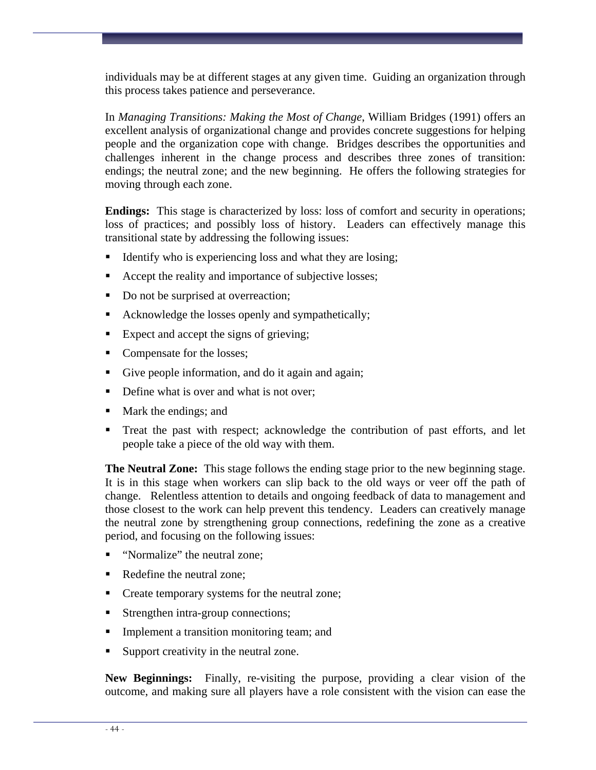individuals may be at different stages at any given time. Guiding an organization through this process takes patience and perseverance.

In *Managing Transitions: Making the Most of Change*, William Bridges (1991) offers an excellent analysis of organizational change and provides concrete suggestions for helping people and the organization cope with change. Bridges describes the opportunities and challenges inherent in the change process and describes three zones of transition: endings; the neutral zone; and the new beginning. He offers the following strategies for moving through each zone.

**Endings:** This stage is characterized by loss: loss of comfort and security in operations; loss of practices; and possibly loss of history. Leaders can effectively manage this transitional state by addressing the following issues:

- Identify who is experiencing loss and what they are losing;
- Accept the reality and importance of subjective losses;
- Do not be surprised at overreaction;
- Acknowledge the losses openly and sympathetically;
- Expect and accept the signs of grieving;
- Compensate for the losses;
- Give people information, and do it again and again;
- Define what is over and what is not over;
- Mark the endings; and
- Treat the past with respect; acknowledge the contribution of past efforts, and let people take a piece of the old way with them.

**The Neutral Zone:** This stage follows the ending stage prior to the new beginning stage. It is in this stage when workers can slip back to the old ways or veer off the path of change. Relentless attention to details and ongoing feedback of data to management and those closest to the work can help prevent this tendency. Leaders can creatively manage the neutral zone by strengthening group connections, redefining the zone as a creative period, and focusing on the following issues:

- "Normalize" the neutral zone;
- Redefine the neutral zone;
- Create temporary systems for the neutral zone;
- Strengthen intra-group connections;
- Implement a transition monitoring team; and
- Support creativity in the neutral zone.

**New Beginnings:** Finally, re-visiting the purpose, providing a clear vision of the outcome, and making sure all players have a role consistent with the vision can ease the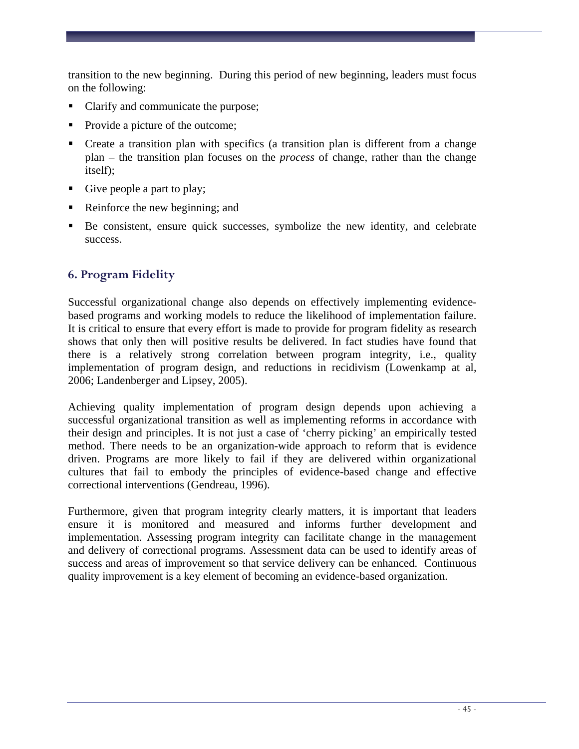transition to the new beginning. During this period of new beginning, leaders must focus on the following:

- Clarify and communicate the purpose;
- Provide a picture of the outcome;
- Create a transition plan with specifics (a transition plan is different from a change plan – the transition plan focuses on the *process* of change, rather than the change itself);
- Give people a part to play;
- Reinforce the new beginning; and
- Be consistent, ensure quick successes, symbolize the new identity, and celebrate success.

## 6. Program Fidelity

Successful organizational change also depends on effectively implementing evidence-based programs and working models to reduce the likelihood of implementation failure. It is critical to ensure that every effort is made to provide for program fidelity as research shows that only then will positive results be delivered. In fact studies have found that there is a relatively strong correlation between program integrity, i.e., quality implementation of program design, and reductions in recidivism (Lowenkamp at al, 2006; Landenberger and Lipsey, 2005).

Achieving quality implementation of program design depends upon achieving a successful organizational transition as well as implementing reforms in accordance with their design and principles. It is not just a case of 'cherry picking' an empirically tested method. There needs to be an organization-wide approach to reform that is evidence driven. Programs are more likely to fail if they are delivered within organizational cultures that fail to embody the principles of evidence-based change and effective correctional interventions (Gendreau, 1996).

Furthermore, given that program integrity clearly matters, it is important that leaders ensure it is monitored and measured and informs further development and implementation. Assessing program integrity can facilitate change in the management and delivery of correctional programs. Assessment data can be used to identify areas of success and areas of improvement so that service delivery can be enhanced. Continuous quality improvement is a key element of becoming an evidence-based organization.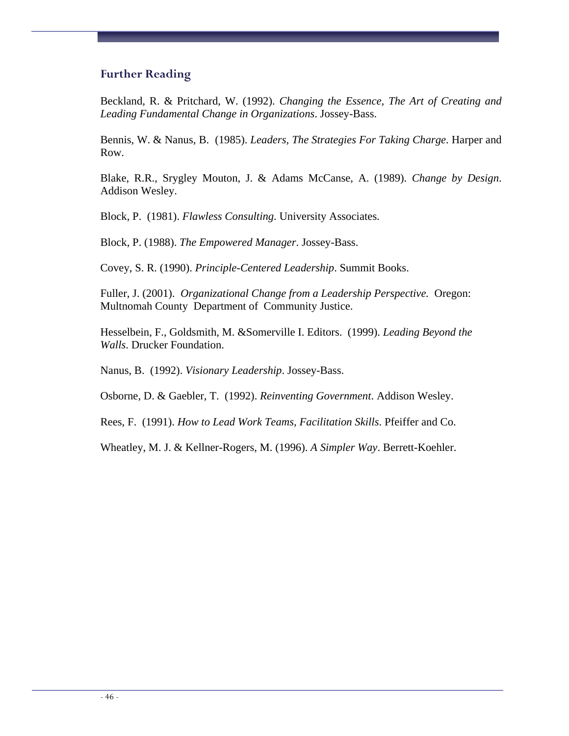## Further Reading

Beckland, R. & Pritchard, W. (1992). *Changing the Essence, The Art of Creating and Leading Fundamental Change in Organizations*. Jossey-Bass.

Bennis, W. & Nanus, B. (1985). *Leaders, The Strategies For Taking Charge*. Harper and Row.

Blake, R.R., Srygley Mouton, J. & Adams McCanse, A. (1989). *Change by Design*. Addison Wesley.

Block, P. (1981). *Flawless Consulting*. University Associates.

Block, P. (1988). *The Empowered Manager*. Jossey-Bass.

Covey, S. R. (1990). *Principle-Centered Leadership*. Summit Books.

Fuller, J. (2001). *Organizational Change from a Leadership Perspective.* Oregon: Multnomah County Department of Community Justice.

Hesselbein, F., Goldsmith, M. &Somerville I. Editors. (1999). *Leading Beyond the Walls*. Drucker Foundation.

Nanus, B. (1992). *Visionary Leadership*. Jossey-Bass.

Osborne, D. & Gaebler, T. (1992). *Reinventing Government*. Addison Wesley.

Rees, F. (1991). *How to Lead Work Teams, Facilitation Skills*. Pfeiffer and Co.

Wheatley, M. J. & Kellner-Rogers, M. (1996). *A Simpler Way*. Berrett-Koehler.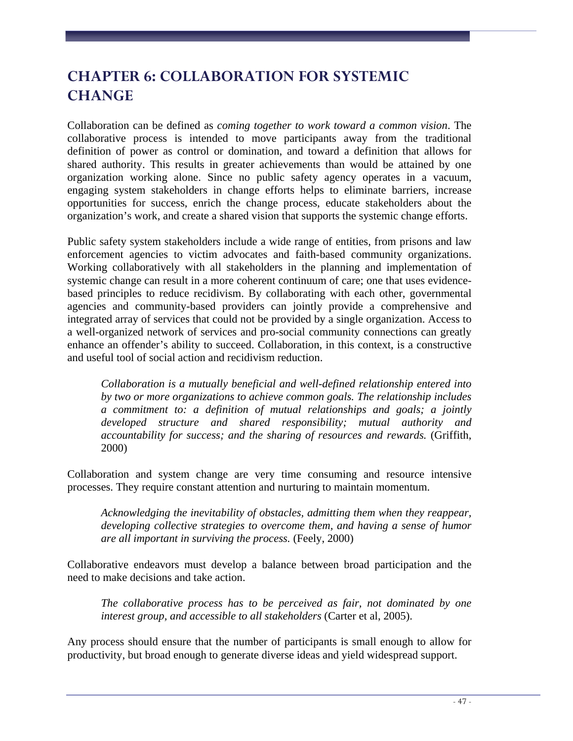# CHAPTER 6: COLLABORATION FOR SYSTEMIC CHANGE

Collaboration can be defined as *coming together to work toward a common vision*. The collaborative process is intended to move participants away from the traditional definition of power as control or domination, and toward a definition that allows for shared authority. This results in greater achievements than would be attained by one organization working alone. Since no public safety agency operates in a vacuum, engaging system stakeholders in change efforts helps to eliminate barriers, increase opportunities for success, enrich the change process, educate stakeholders about the organization's work, and create a shared vision that supports the systemic change efforts.

Public safety system stakeholders include a wide range of entities, from prisons and law enforcement agencies to victim advocates and faith-based community organizations. Working collaboratively with all stakeholders in the planning and implementation of systemic change can result in a more coherent continuum of care; one that uses evidence-based principles to reduce recidivism. By collaborating with each other, governmental agencies and community-based providers can jointly provide a comprehensive and integrated array of services that could not be provided by a single organization. Access to a well-organized network of services and pro-social community connections can greatly enhance an offender's ability to succeed. Collaboration, in this context, is a constructive and useful tool of social action and recidivism reduction.

> *Collaboration is a mutually beneficial and well-defined relationship entered into by two or more organizations to achieve common goals. The relationship includes a commitment to: a definition of mutual relationships and goals; a jointly developed structure and shared responsibility; mutual authority and accountability for success; and the sharing of resources and rewards.* (Griffith, 2000)

Collaboration and system change are very time consuming and resource intensive processes. They require constant attention and nurturing to maintain momentum.

> *Acknowledging the inevitability of obstacles, admitting them when they reappear, developing collective strategies to overcome them, and having a sense of humor are all important in surviving the process.* (Feely, 2000)

Collaborative endeavors must develop a balance between broad participation and the need to make decisions and take action.

> *The collaborative process has to be perceived as fair, not dominated by one interest group, and accessible to all stakeholders* (Carter et al, 2005).

Any process should ensure that the number of participants is small enough to allow for productivity, but broad enough to generate diverse ideas and yield widespread support.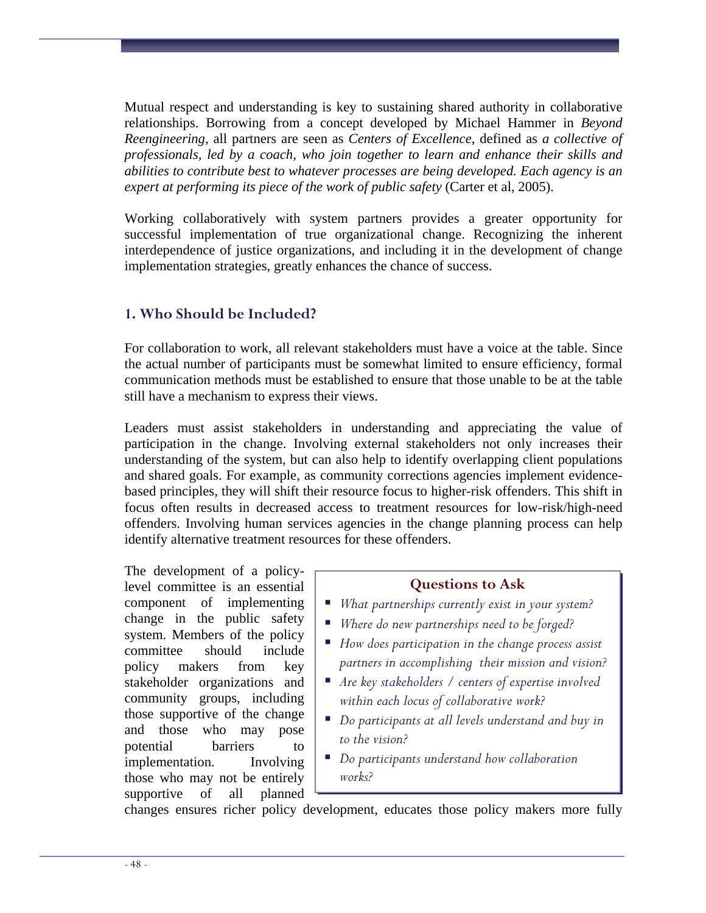Mutual respect and understanding is key to sustaining shared authority in collaborative relationships. Borrowing from a concept developed by Michael Hammer in *Beyond Reengineering*, all partners are seen as *Centers of Excellence*, defined as *a collective of professionals, led by a coach, who join together to learn and enhance their skills and abilities to contribute best to whatever processes are being developed. Each agency is an expert at performing its piece of the work of public safety* (Carter et al, 2005).

Working collaboratively with system partners provides a greater opportunity for successful implementation of true organizational change. Recognizing the inherent interdependence of justice organizations, and including it in the development of change implementation strategies, greatly enhances the chance of success.

## 1. Who Should be Included?

For collaboration to work, all relevant stakeholders must have a voice at the table. Since the actual number of participants must be somewhat limited to ensure efficiency, formal communication methods must be established to ensure that those unable to be at the table still have a mechanism to express their views.

Leaders must assist stakeholders in understanding and appreciating the value of participation in the change. Involving external stakeholders not only increases their understanding of the system, but can also help to identify overlapping client populations and shared goals. For example, as community corrections agencies implement evidence-based principles, they will shift their resource focus to higher-risk offenders. This shift in focus often results in decreased access to treatment resources for low-risk/high-need offenders. Involving human services agencies in the change planning process can help identify alternative treatment resources for these offenders.

> **Questions to Ask**
>
> - *What partnerships currently exist in your system?*
> - *Where do new partnerships need to be forged?*
> - *How does participation in the change process assist partners in accomplishing their mission and vision?*
> - *Are key stakeholders / centers of expertise involved within each locus of collaborative work?*
> - *Do participants at all levels understand and buy in to the vision?*
> - *Do participants understand how collaboration works?*

The development of a policy-level committee is an essential component of implementing change in the public safety system. Members of the policy committee should include policy makers from key stakeholder organizations and community groups, including those supportive of the change and those who may pose potential barriers to implementation. Involving those who may not be entirely supportive of all planned changes ensures richer policy development, educates those policy makers more fully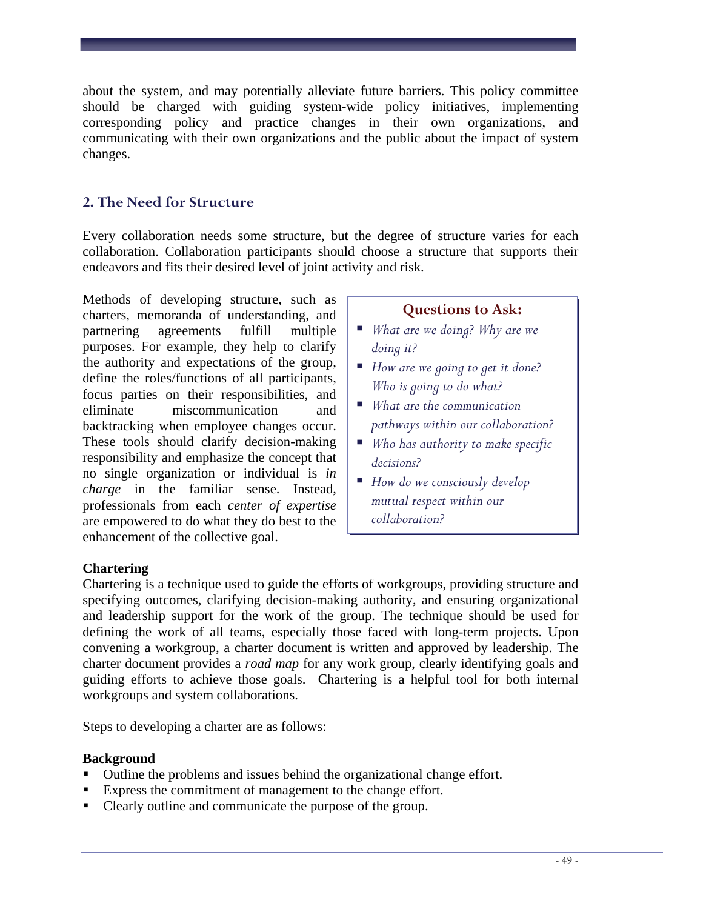about the system, and may potentially alleviate future barriers. This policy committee should be charged with guiding system-wide policy initiatives, implementing corresponding policy and practice changes in their own organizations, and communicating with their own organizations and the public about the impact of system changes.

## 2. The Need for Structure

Every collaboration needs some structure, but the degree of structure varies for each collaboration. Collaboration participants should choose a structure that supports their endeavors and fits their desired level of joint activity and risk.

Methods of developing structure, such as charters, memoranda of understanding, and partnering agreements fulfill multiple purposes. For example, they help to clarify the authority and expectations of the group, define the roles/functions of all participants, focus parties on their responsibilities, and eliminate miscommunication and backtracking when employee changes occur. These tools should clarify decision-making responsibility and emphasize the concept that no single organization or individual is *in charge* in the familiar sense. Instead, professionals from each *center of expertise* are empowered to do what they do best to the enhancement of the collective goal.

> **Questions to Ask:**
> - *What are we doing? Why are we doing it?*
> - *How are we going to get it done? Who is going to do what?*
> - *What are the communication pathways within our collaboration?*
> - *Who has authority to make specific decisions?*
> - *How do we consciously develop mutual respect within our collaboration?*

**Chartering**

Chartering is a technique used to guide the efforts of workgroups, providing structure and specifying outcomes, clarifying decision-making authority, and ensuring organizational and leadership support for the work of the group. The technique should be used for defining the work of all teams, especially those faced with long-term projects. Upon convening a workgroup, a charter document is written and approved by leadership. The charter document provides a *road map* for any work group, clearly identifying goals and guiding efforts to achieve those goals. Chartering is a helpful tool for both internal workgroups and system collaborations.

Steps to developing a charter are as follows:

**Background**

- Outline the problems and issues behind the organizational change effort.
- Express the commitment of management to the change effort.
- Clearly outline and communicate the purpose of the group.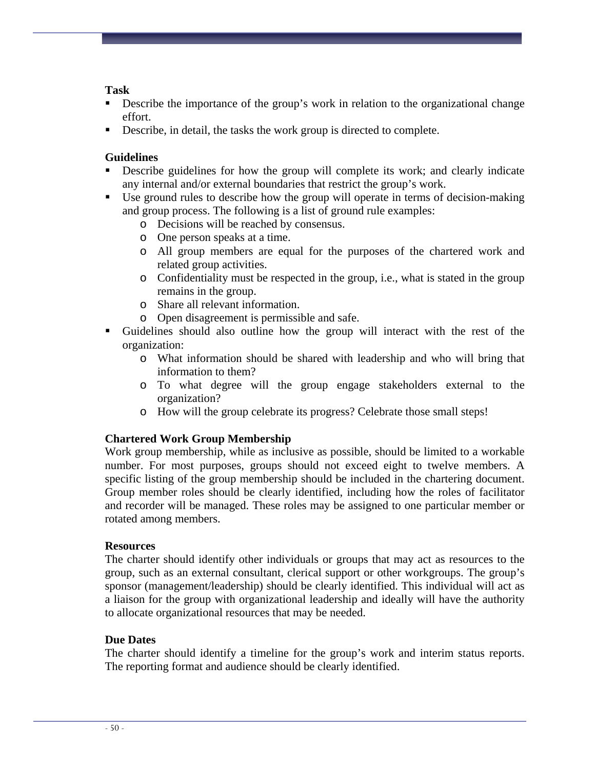**Task**

- Describe the importance of the group's work in relation to the organizational change effort.
- Describe, in detail, the tasks the work group is directed to complete.

**Guidelines**

- Describe guidelines for how the group will complete its work; and clearly indicate any internal and/or external boundaries that restrict the group's work.
- Use ground rules to describe how the group will operate in terms of decision-making and group process. The following is a list of ground rule examples:
  - Decisions will be reached by consensus.
  - One person speaks at a time.
  - All group members are equal for the purposes of the chartered work and related group activities.
  - Confidentiality must be respected in the group, i.e., what is stated in the group remains in the group.
  - Share all relevant information.
  - Open disagreement is permissible and safe.
- Guidelines should also outline how the group will interact with the rest of the organization:
  - What information should be shared with leadership and who will bring that information to them?
  - To what degree will the group engage stakeholders external to the organization?
  - How will the group celebrate its progress? Celebrate those small steps!

**Chartered Work Group Membership**

Work group membership, while as inclusive as possible, should be limited to a workable number. For most purposes, groups should not exceed eight to twelve members. A specific listing of the group membership should be included in the chartering document. Group member roles should be clearly identified, including how the roles of facilitator and recorder will be managed. These roles may be assigned to one particular member or rotated among members.

**Resources**

The charter should identify other individuals or groups that may act as resources to the group, such as an external consultant, clerical support or other workgroups. The group's sponsor (management/leadership) should be clearly identified. This individual will act as a liaison for the group with organizational leadership and ideally will have the authority to allocate organizational resources that may be needed.

**Due Dates**

The charter should identify a timeline for the group's work and interim status reports. The reporting format and audience should be clearly identified.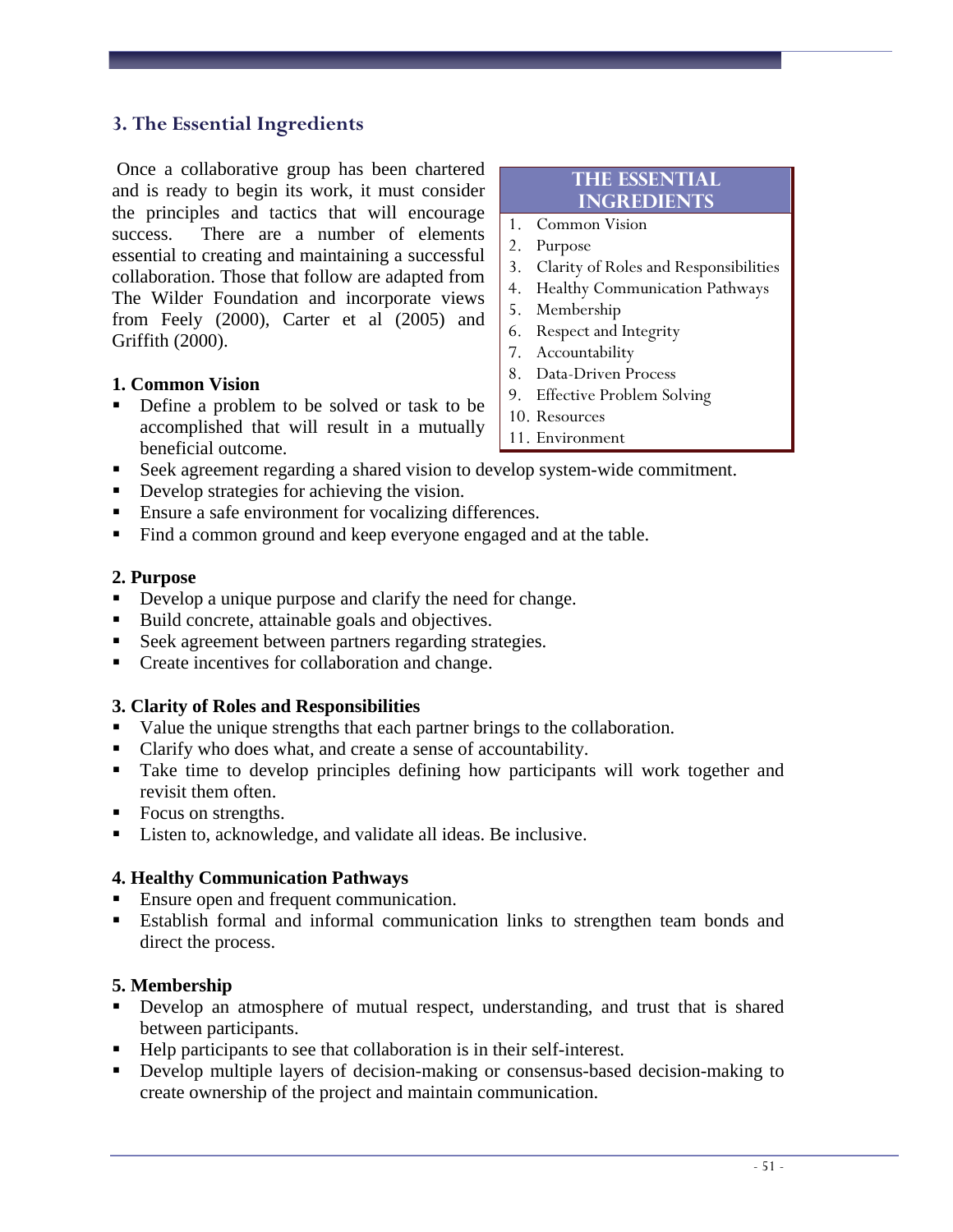## 3. The Essential Ingredients

Once a collaborative group has been chartered and is ready to begin its work, it must consider the principles and tactics that will encourage success. There are a number of elements essential to creating and maintaining a successful collaboration. Those that follow are adapted from The Wilder Foundation and incorporate views from Feely (2000), Carter et al (2005) and Griffith (2000).

**The Essential Ingredients**

1. Common Vision
2. Purpose
3. Clarity of Roles and Responsibilities
4. Healthy Communication Pathways
5. Membership
6. Respect and Integrity
7. Accountability
8. Data-Driven Process
9. Effective Problem Solving
10. Resources
11. Environment

**1. Common Vision**

- Define a problem to be solved or task to be accomplished that will result in a mutually beneficial outcome.
- Seek agreement regarding a shared vision to develop system-wide commitment.
- Develop strategies for achieving the vision.
- Ensure a safe environment for vocalizing differences.
- Find a common ground and keep everyone engaged and at the table.

**2. Purpose**

- Develop a unique purpose and clarify the need for change.
- Build concrete, attainable goals and objectives.
- Seek agreement between partners regarding strategies.
- Create incentives for collaboration and change.

**3. Clarity of Roles and Responsibilities**

- Value the unique strengths that each partner brings to the collaboration.
- Clarify who does what, and create a sense of accountability.
- Take time to develop principles defining how participants will work together and revisit them often.
- Focus on strengths.
- Listen to, acknowledge, and validate all ideas. Be inclusive.

**4. Healthy Communication Pathways**

- Ensure open and frequent communication.
- Establish formal and informal communication links to strengthen team bonds and direct the process.

**5. Membership**

- Develop an atmosphere of mutual respect, understanding, and trust that is shared between participants.
- Help participants to see that collaboration is in their self-interest.
- Develop multiple layers of decision-making or consensus-based decision-making to create ownership of the project and maintain communication.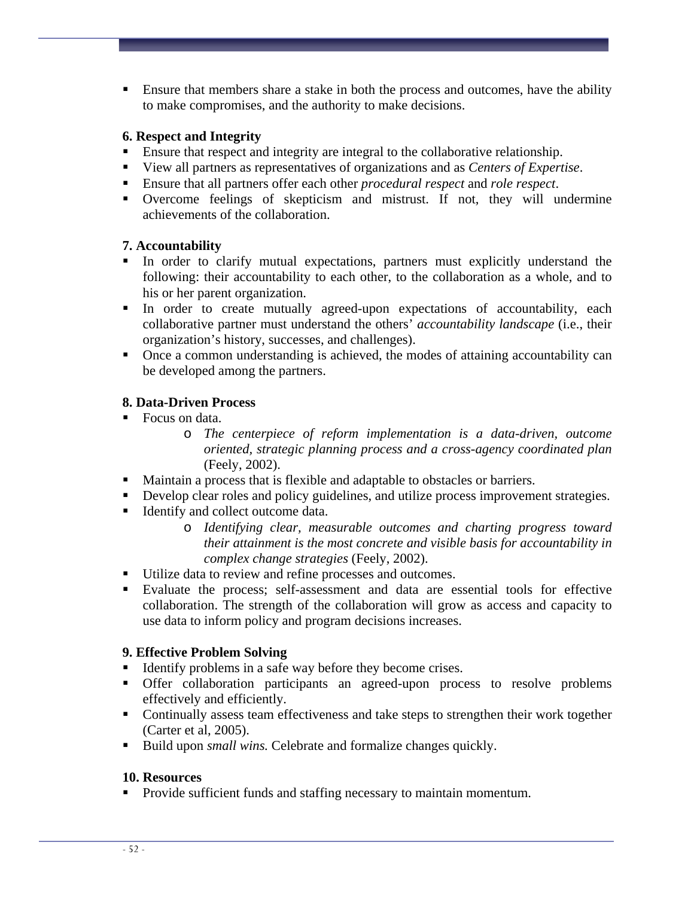- Ensure that members share a stake in both the process and outcomes, have the ability to make compromises, and the authority to make decisions.

**6. Respect and Integrity**

- Ensure that respect and integrity are integral to the collaborative relationship.
- View all partners as representatives of organizations and as *Centers of Expertise*.
- Ensure that all partners offer each other *procedural respect* and *role respect*.
- Overcome feelings of skepticism and mistrust. If not, they will undermine achievements of the collaboration.

**7. Accountability**

- In order to clarify mutual expectations, partners must explicitly understand the following: their accountability to each other, to the collaboration as a whole, and to his or her parent organization.
- In order to create mutually agreed-upon expectations of accountability, each collaborative partner must understand the others' *accountability landscape* (i.e., their organization's history, successes, and challenges).
- Once a common understanding is achieved, the modes of attaining accountability can be developed among the partners.

**8. Data-Driven Process**

- Focus on data.
  - *The centerpiece of reform implementation is a data-driven, outcome oriented, strategic planning process and a cross-agency coordinated plan* (Feely, 2002).
- Maintain a process that is flexible and adaptable to obstacles or barriers.
- Develop clear roles and policy guidelines, and utilize process improvement strategies.
- Identify and collect outcome data.
  - *Identifying clear, measurable outcomes and charting progress toward their attainment is the most concrete and visible basis for accountability in complex change strategies* (Feely, 2002).
- Utilize data to review and refine processes and outcomes.
- Evaluate the process; self-assessment and data are essential tools for effective collaboration. The strength of the collaboration will grow as access and capacity to use data to inform policy and program decisions increases.

**9. Effective Problem Solving**

- Identify problems in a safe way before they become crises.
- Offer collaboration participants an agreed-upon process to resolve problems effectively and efficiently.
- Continually assess team effectiveness and take steps to strengthen their work together (Carter et al, 2005).
- Build upon *small wins.* Celebrate and formalize changes quickly.

**10. Resources**

- Provide sufficient funds and staffing necessary to maintain momentum.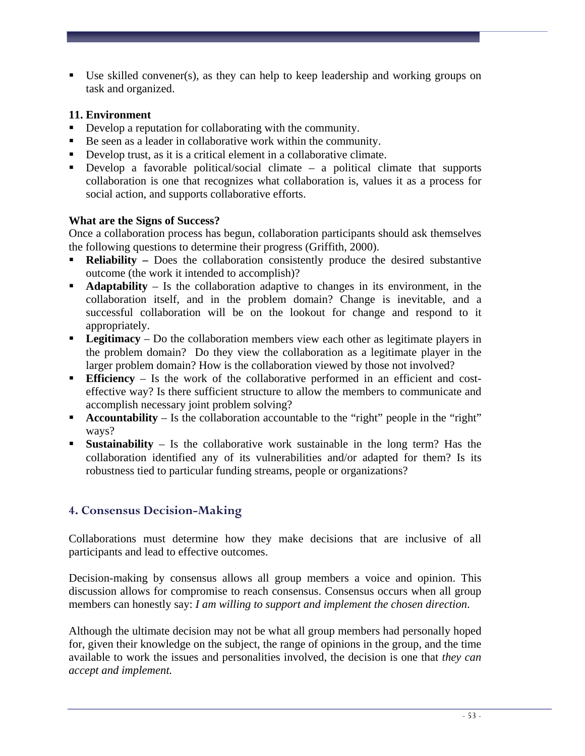- Use skilled convener(s), as they can help to keep leadership and working groups on task and organized.

**11. Environment**

- Develop a reputation for collaborating with the community.
- Be seen as a leader in collaborative work within the community.
- Develop trust, as it is a critical element in a collaborative climate.
- Develop a favorable political/social climate – a political climate that supports collaboration is one that recognizes what collaboration is, values it as a process for social action, and supports collaborative efforts.

**What are the Signs of Success?**

Once a collaboration process has begun, collaboration participants should ask themselves the following questions to determine their progress (Griffith, 2000).

- **Reliability –** Does the collaboration consistently produce the desired substantive outcome (the work it intended to accomplish)?
- **Adaptability** – Is the collaboration adaptive to changes in its environment, in the collaboration itself, and in the problem domain? Change is inevitable, and a successful collaboration will be on the lookout for change and respond to it appropriately.
- **Legitimacy** – Do the collaboration members view each other as legitimate players in the problem domain? Do they view the collaboration as a legitimate player in the larger problem domain? How is the collaboration viewed by those not involved?
- **Efficiency** – Is the work of the collaborative performed in an efficient and cost-effective way? Is there sufficient structure to allow the members to communicate and accomplish necessary joint problem solving?
- **Accountability** – Is the collaboration accountable to the "right" people in the "right" ways?
- **Sustainability** – Is the collaborative work sustainable in the long term? Has the collaboration identified any of its vulnerabilities and/or adapted for them? Is its robustness tied to particular funding streams, people or organizations?

## 4. Consensus Decision-Making

Collaborations must determine how they make decisions that are inclusive of all participants and lead to effective outcomes.

Decision-making by consensus allows all group members a voice and opinion. This discussion allows for compromise to reach consensus. Consensus occurs when all group members can honestly say: *I am willing to support and implement the chosen direction.*

Although the ultimate decision may not be what all group members had personally hoped for, given their knowledge on the subject, the range of opinions in the group, and the time available to work the issues and personalities involved, the decision is one that *they can accept and implement.*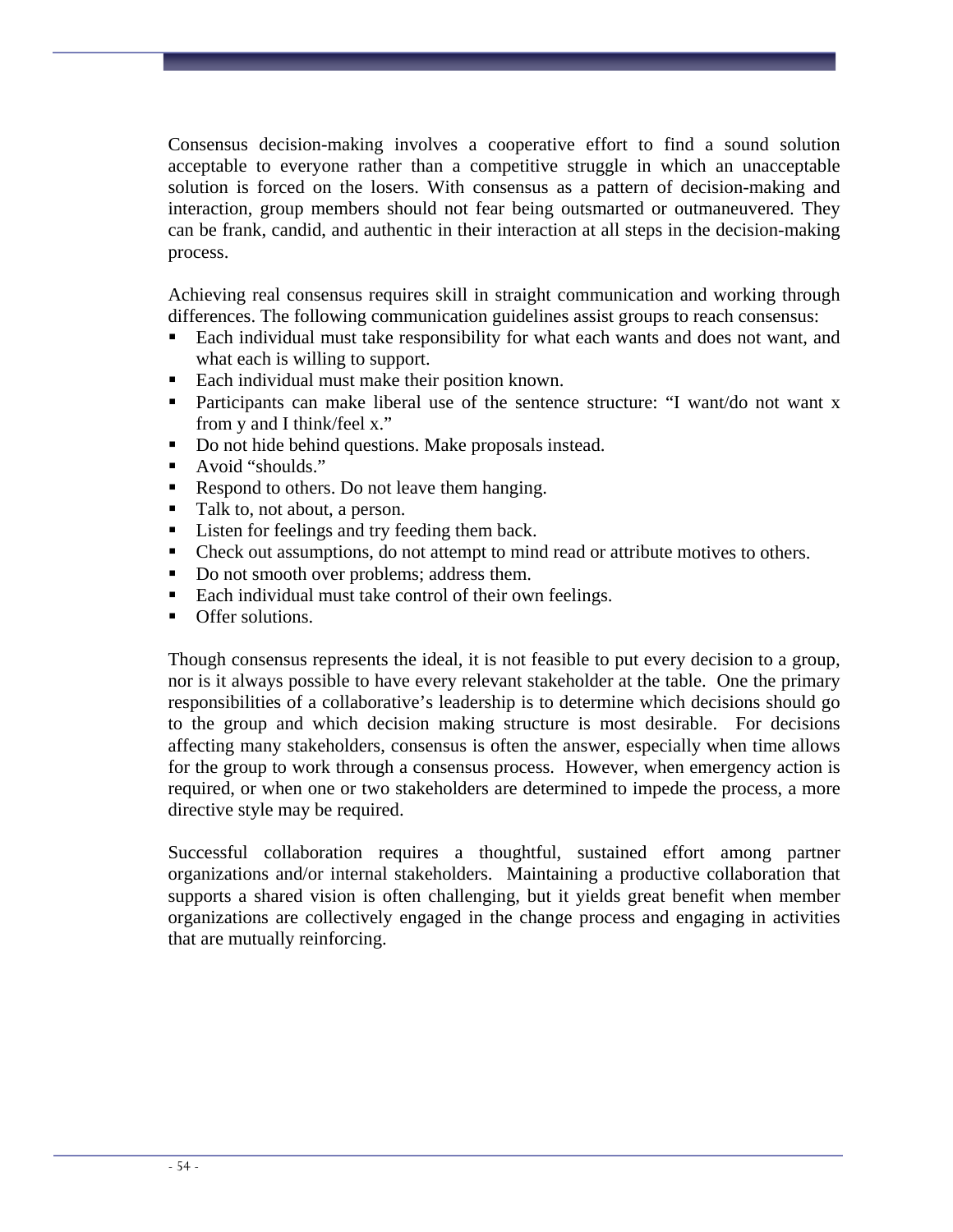Consensus decision-making involves a cooperative effort to find a sound solution acceptable to everyone rather than a competitive struggle in which an unacceptable solution is forced on the losers. With consensus as a pattern of decision-making and interaction, group members should not fear being outsmarted or outmaneuvered. They can be frank, candid, and authentic in their interaction at all steps in the decision-making process.

Achieving real consensus requires skill in straight communication and working through differences. The following communication guidelines assist groups to reach consensus:

- Each individual must take responsibility for what each wants and does not want, and what each is willing to support.
- Each individual must make their position known.
- Participants can make liberal use of the sentence structure: "I want/do not want x from y and I think/feel x."
- Do not hide behind questions. Make proposals instead.
- Avoid "shoulds."
- Respond to others. Do not leave them hanging.
- Talk to, not about, a person.
- Listen for feelings and try feeding them back.
- Check out assumptions, do not attempt to mind read or attribute motives to others.
- Do not smooth over problems; address them.
- Each individual must take control of their own feelings.
- Offer solutions.

Though consensus represents the ideal, it is not feasible to put every decision to a group, nor is it always possible to have every relevant stakeholder at the table. One the primary responsibilities of a collaborative's leadership is to determine which decisions should go to the group and which decision making structure is most desirable. For decisions affecting many stakeholders, consensus is often the answer, especially when time allows for the group to work through a consensus process. However, when emergency action is required, or when one or two stakeholders are determined to impede the process, a more directive style may be required.

Successful collaboration requires a thoughtful, sustained effort among partner organizations and/or internal stakeholders. Maintaining a productive collaboration that supports a shared vision is often challenging, but it yields great benefit when member organizations are collectively engaged in the change process and engaging in activities that are mutually reinforcing.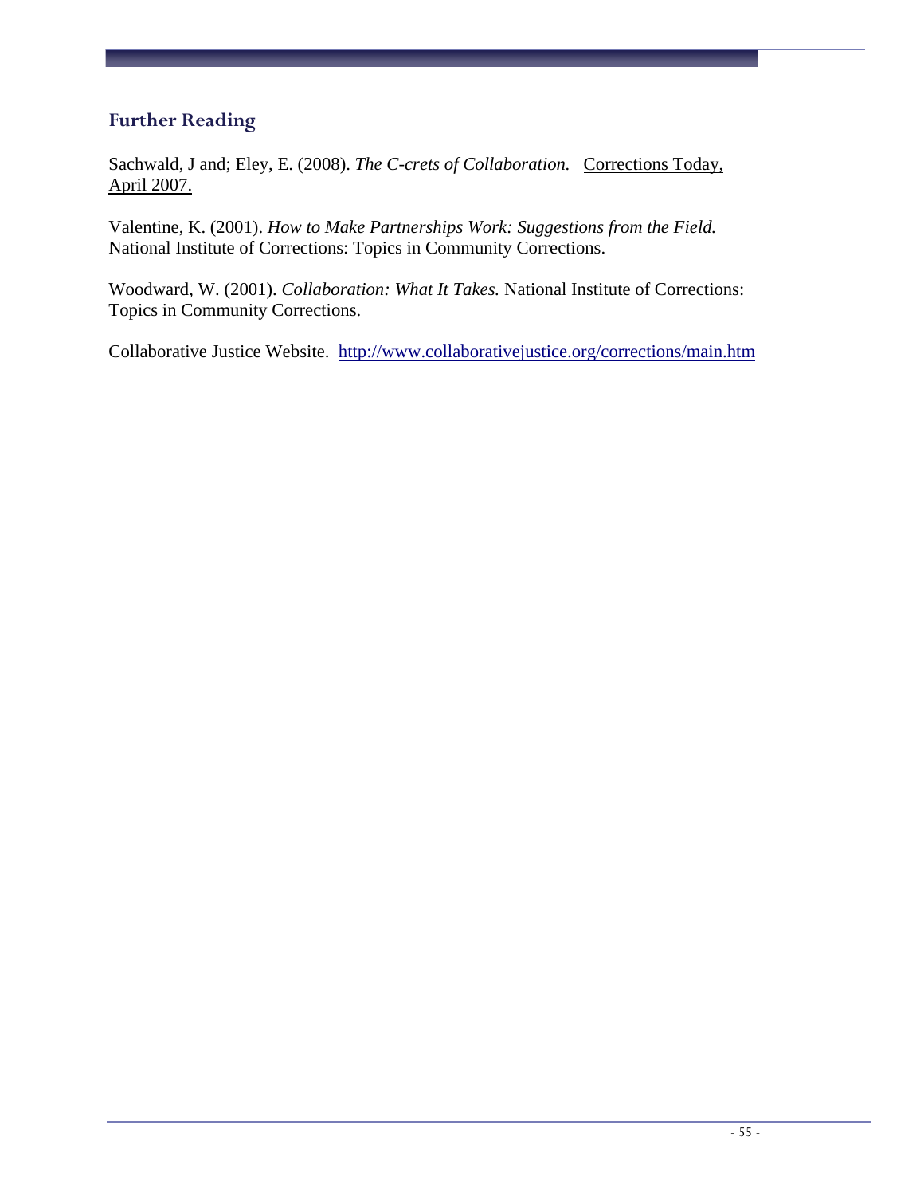## Further Reading

Sachwald, J and; Eley, E. (2008). *The C-crets of Collaboration.* Corrections Today, April 2007.

Valentine, K. (2001). *How to Make Partnerships Work: Suggestions from the Field.* National Institute of Corrections: Topics in Community Corrections.

Woodward, W. (2001). *Collaboration: What It Takes.* National Institute of Corrections: Topics in Community Corrections.

Collaborative Justice Website. http://www.collaborativejustice.org/corrections/main.htm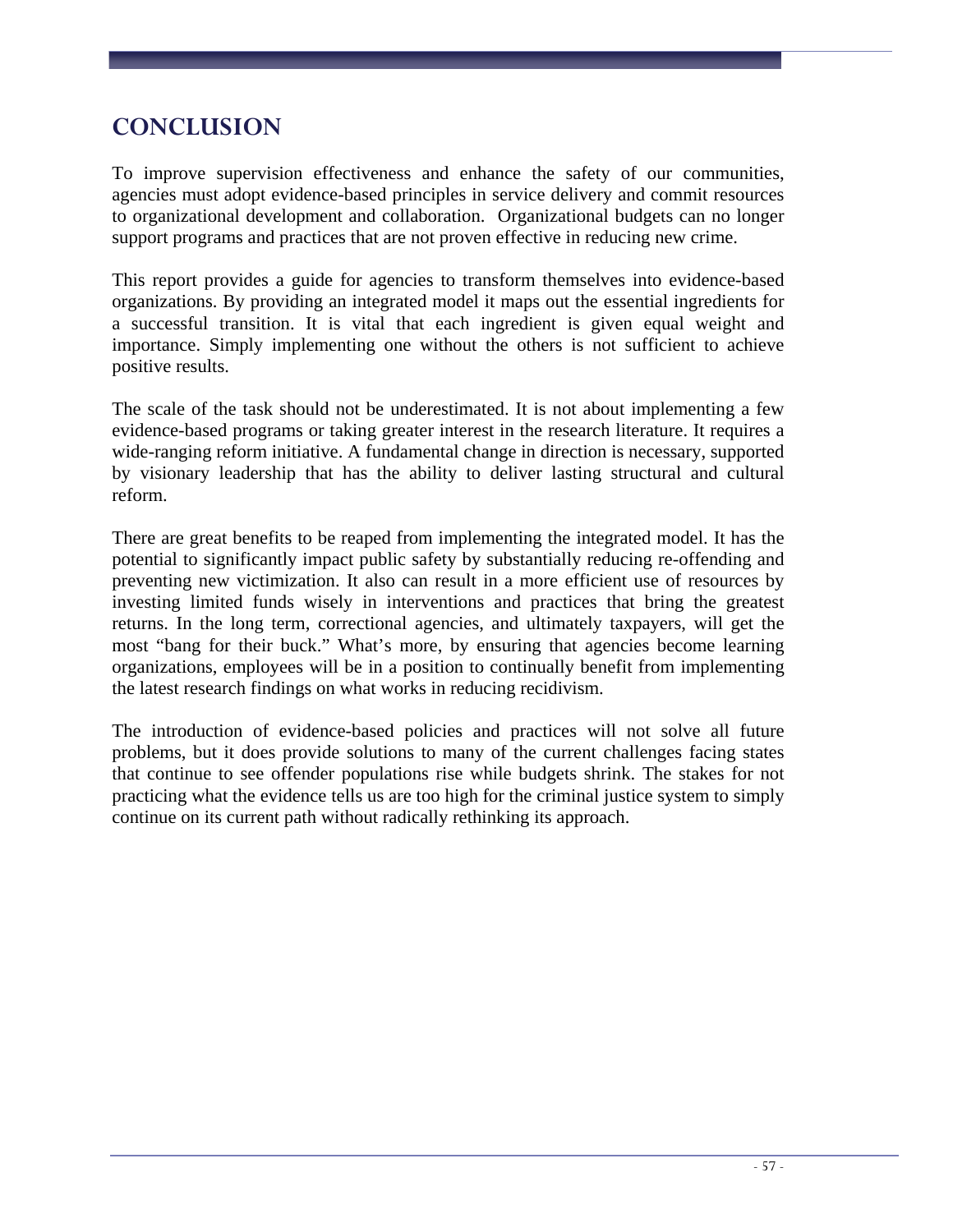# CONCLUSION

To improve supervision effectiveness and enhance the safety of our communities, agencies must adopt evidence-based principles in service delivery and commit resources to organizational development and collaboration. Organizational budgets can no longer support programs and practices that are not proven effective in reducing new crime.

This report provides a guide for agencies to transform themselves into evidence-based organizations. By providing an integrated model it maps out the essential ingredients for a successful transition. It is vital that each ingredient is given equal weight and importance. Simply implementing one without the others is not sufficient to achieve positive results.

The scale of the task should not be underestimated. It is not about implementing a few evidence-based programs or taking greater interest in the research literature. It requires a wide-ranging reform initiative. A fundamental change in direction is necessary, supported by visionary leadership that has the ability to deliver lasting structural and cultural reform.

There are great benefits to be reaped from implementing the integrated model. It has the potential to significantly impact public safety by substantially reducing re-offending and preventing new victimization. It also can result in a more efficient use of resources by investing limited funds wisely in interventions and practices that bring the greatest returns. In the long term, correctional agencies, and ultimately taxpayers, will get the most "bang for their buck." What's more, by ensuring that agencies become learning organizations, employees will be in a position to continually benefit from implementing the latest research findings on what works in reducing recidivism.

The introduction of evidence-based policies and practices will not solve all future problems, but it does provide solutions to many of the current challenges facing states that continue to see offender populations rise while budgets shrink. The stakes for not practicing what the evidence tells us are too high for the criminal justice system to simply continue on its current path without radically rethinking its approach.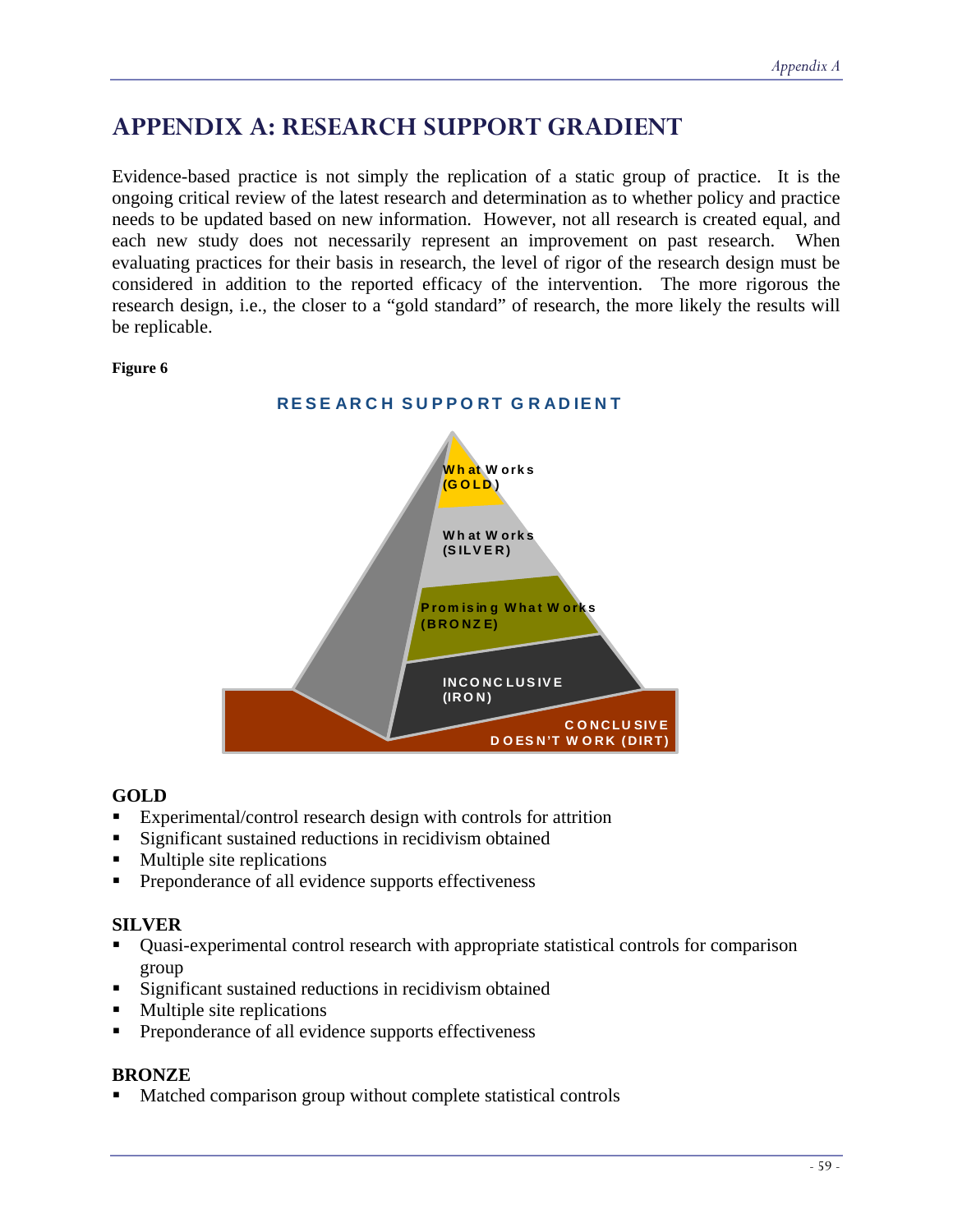# APPENDIX A: RESEARCH SUPPORT GRADIENT

Evidence-based practice is not simply the replication of a static group of practice. It is the ongoing critical review of the latest research and determination as to whether policy and practice needs to be updated based on new information. However, not all research is created equal, and each new study does not necessarily represent an improvement on past research. When evaluating practices for their basis in research, the level of rigor of the research design must be considered in addition to the reported efficacy of the intervention. The more rigorous the research design, i.e., the closer to a "gold standard" of research, the more likely the results will be replicable.

**Figure 6**

RESEARCH SUPPORT GRADIENT

What Works (GOLD)

What Works (SILVER)

Promising What Works (BRONZE)

INCONCLUSIVE (IRON)

CONCLUSIVE DOESN'T WORK (DIRT)

**GOLD**

- Experimental/control research design with controls for attrition
- Significant sustained reductions in recidivism obtained
- Multiple site replications
- Preponderance of all evidence supports effectiveness

**SILVER**

- Quasi-experimental control research with appropriate statistical controls for comparison group
- Significant sustained reductions in recidivism obtained
- Multiple site replications
- Preponderance of all evidence supports effectiveness

**BRONZE**

- Matched comparison group without complete statistical controls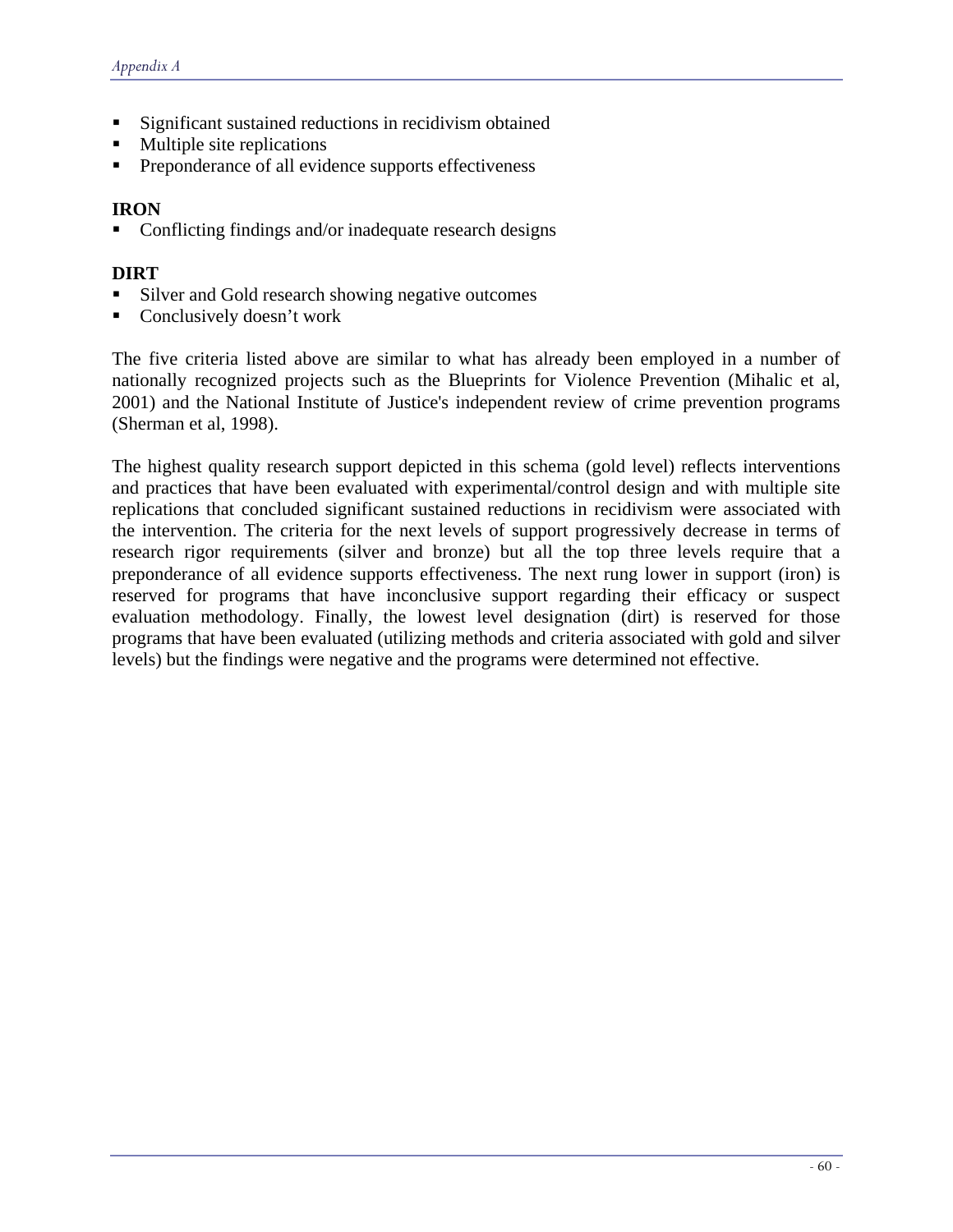- Significant sustained reductions in recidivism obtained
- Multiple site replications
- Preponderance of all evidence supports effectiveness

**IRON**

- Conflicting findings and/or inadequate research designs

**DIRT**

- Silver and Gold research showing negative outcomes
- Conclusively doesn't work

The five criteria listed above are similar to what has already been employed in a number of nationally recognized projects such as the Blueprints for Violence Prevention (Mihalic et al, 2001) and the National Institute of Justice's independent review of crime prevention programs (Sherman et al, 1998).

The highest quality research support depicted in this schema (gold level) reflects interventions and practices that have been evaluated with experimental/control design and with multiple site replications that concluded significant sustained reductions in recidivism were associated with the intervention. The criteria for the next levels of support progressively decrease in terms of research rigor requirements (silver and bronze) but all the top three levels require that a preponderance of all evidence supports effectiveness. The next rung lower in support (iron) is reserved for programs that have inconclusive support regarding their efficacy or suspect evaluation methodology. Finally, the lowest level designation (dirt) is reserved for those programs that have been evaluated (utilizing methods and criteria associated with gold and silver levels) but the findings were negative and the programs were determined not effective.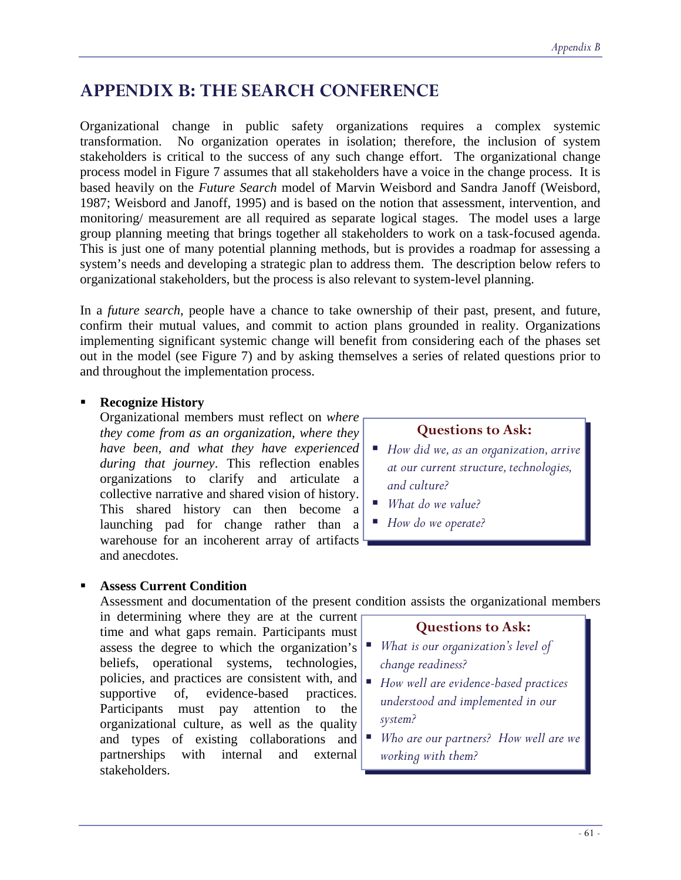# APPENDIX B: THE SEARCH CONFERENCE

Organizational change in public safety organizations requires a complex systemic transformation. No organization operates in isolation; therefore, the inclusion of system stakeholders is critical to the success of any such change effort. The organizational change process model in Figure 7 assumes that all stakeholders have a voice in the change process. It is based heavily on the *Future Search* model of Marvin Weisbord and Sandra Janoff (Weisbord, 1987; Weisbord and Janoff, 1995) and is based on the notion that assessment, intervention, and monitoring/ measurement are all required as separate logical stages. The model uses a large group planning meeting that brings together all stakeholders to work on a task-focused agenda. This is just one of many potential planning methods, but is provides a roadmap for assessing a system's needs and developing a strategic plan to address them. The description below refers to organizational stakeholders, but the process is also relevant to system-level planning.

In a *future search*, people have a chance to take ownership of their past, present, and future, confirm their mutual values, and commit to action plans grounded in reality. Organizations implementing significant systemic change will benefit from considering each of the phases set out in the model (see Figure 7) and by asking themselves a series of related questions prior to and throughout the implementation process.

- **Recognize History**

  Organizational members must reflect on *where they come from as an organization, where they have been, and what they have experienced during that journey*. This reflection enables organizations to clarify and articulate a collective narrative and shared vision of history. This shared history can then become a launching pad for change rather than a warehouse for an incoherent array of artifacts and anecdotes.

  **Questions to Ask:**
  - *How did we, as an organization, arrive at our current structure, technologies, and culture?*
  - *What do we value?*
  - *How do we operate?*

- **Assess Current Condition**

  Assessment and documentation of the present condition assists the organizational members in determining where they are at the current time and what gaps remain. Participants must assess the degree to which the organization's beliefs, operational systems, technologies, policies, and practices are consistent with, and supportive of, evidence-based practices. Participants must pay attention to the organizational culture, as well as the quality and types of existing collaborations and partnerships with internal and external stakeholders.

  **Questions to Ask:**
  - *What is our organization's level of change readiness?*
  - *How well are evidence-based practices understood and implemented in our system?*
  - *Who are our partners? How well are we working with them?*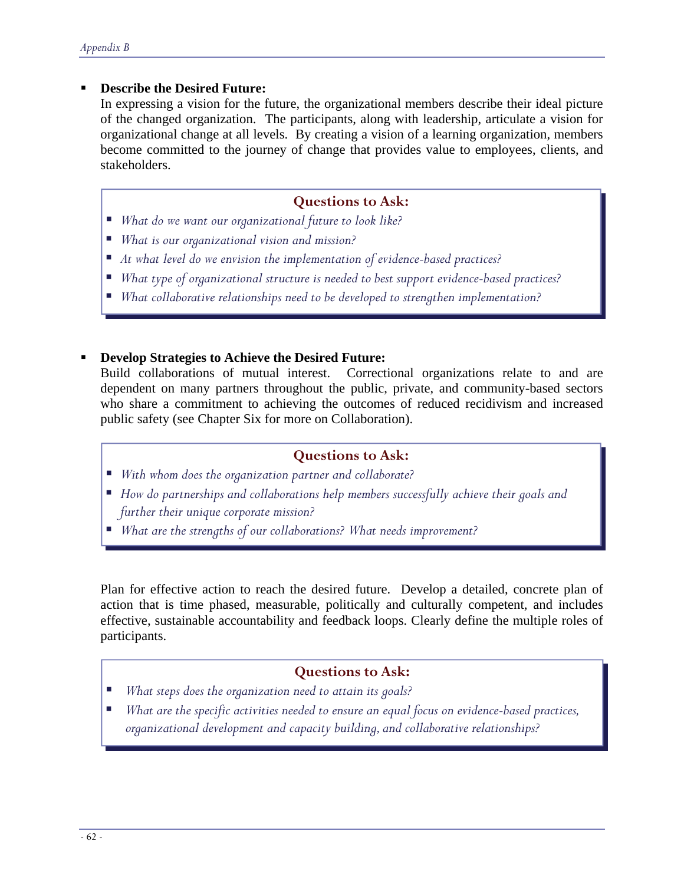- **Describe the Desired Future:**

  In expressing a vision for the future, the organizational members describe their ideal picture of the changed organization. The participants, along with leadership, articulate a vision for organizational change at all levels. By creating a vision of a learning organization, members become committed to the journey of change that provides value to employees, clients, and stakeholders.

> **Questions to Ask:**
> - *What do we want our organizational future to look like?*
> - *What is our organizational vision and mission?*
> - *At what level do we envision the implementation of evidence-based practices?*
> - *What type of organizational structure is needed to best support evidence-based practices?*
> - *What collaborative relationships need to be developed to strengthen implementation?*

- **Develop Strategies to Achieve the Desired Future:**

  Build collaborations of mutual interest. Correctional organizations relate to and are dependent on many partners throughout the public, private, and community-based sectors who share a commitment to achieving the outcomes of reduced recidivism and increased public safety (see Chapter Six for more on Collaboration).

> **Questions to Ask:**
> - *With whom does the organization partner and collaborate?*
> - *How do partnerships and collaborations help members successfully achieve their goals and further their unique corporate mission?*
> - *What are the strengths of our collaborations? What needs improvement?*

Plan for effective action to reach the desired future. Develop a detailed, concrete plan of action that is time phased, measurable, politically and culturally competent, and includes effective, sustainable accountability and feedback loops. Clearly define the multiple roles of participants.

> **Questions to Ask:**
> - *What steps does the organization need to attain its goals?*
> - *What are the specific activities needed to ensure an equal focus on evidence-based practices, organizational development and capacity building, and collaborative relationships?*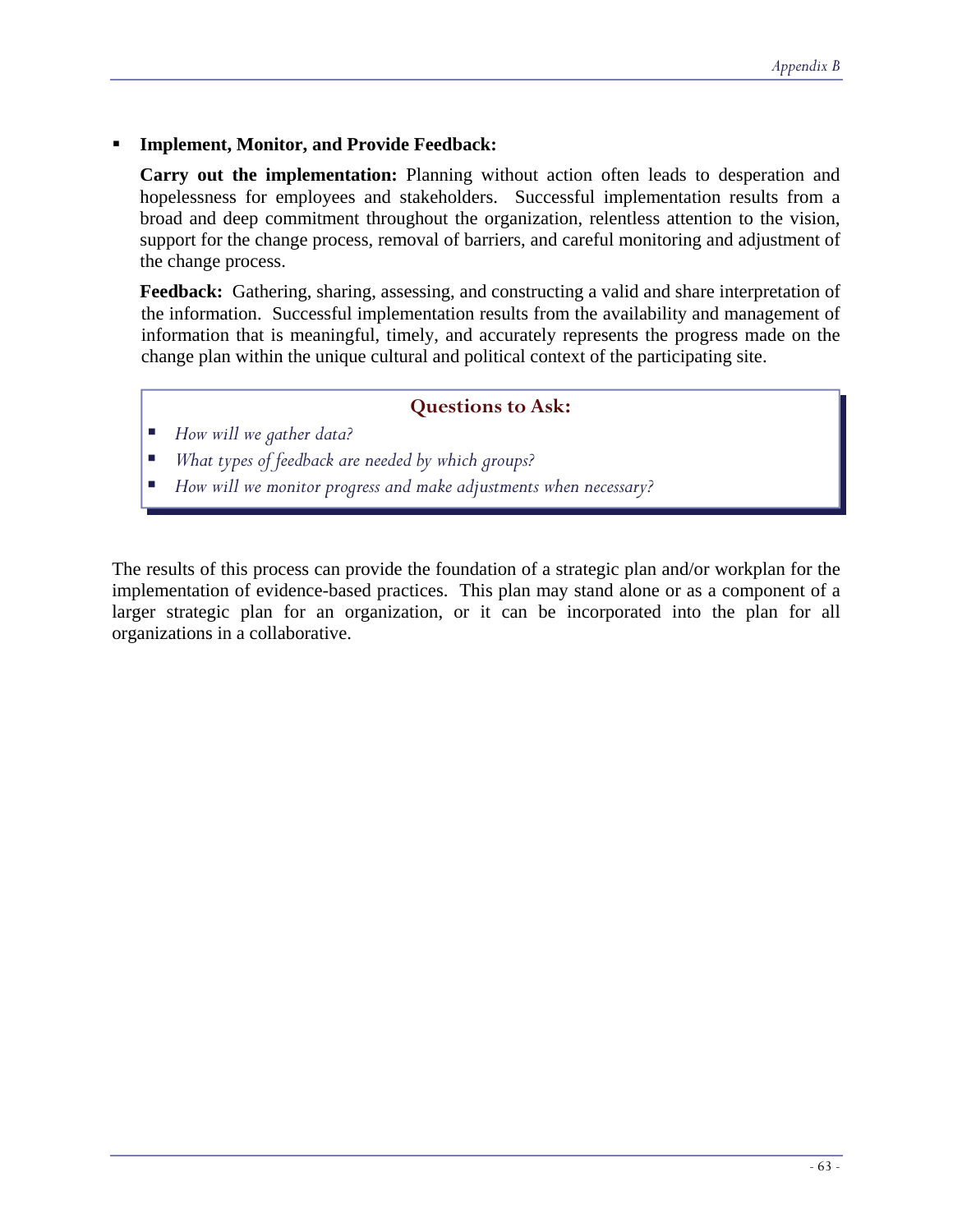- **Implement, Monitor, and Provide Feedback:**

  **Carry out the implementation:** Planning without action often leads to desperation and hopelessness for employees and stakeholders. Successful implementation results from a broad and deep commitment throughout the organization, relentless attention to the vision, support for the change process, removal of barriers, and careful monitoring and adjustment of the change process.

  **Feedback:** Gathering, sharing, assessing, and constructing a valid and share interpretation of the information. Successful implementation results from the availability and management of information that is meaningful, timely, and accurately represents the progress made on the change plan within the unique cultural and political context of the participating site.

> **Questions to Ask:**
>
> - *How will we gather data?*
> - *What types of feedback are needed by which groups?*
> - *How will we monitor progress and make adjustments when necessary?*

The results of this process can provide the foundation of a strategic plan and/or workplan for the implementation of evidence-based practices. This plan may stand alone or as a component of a larger strategic plan for an organization, or it can be incorporated into the plan for all organizations in a collaborative.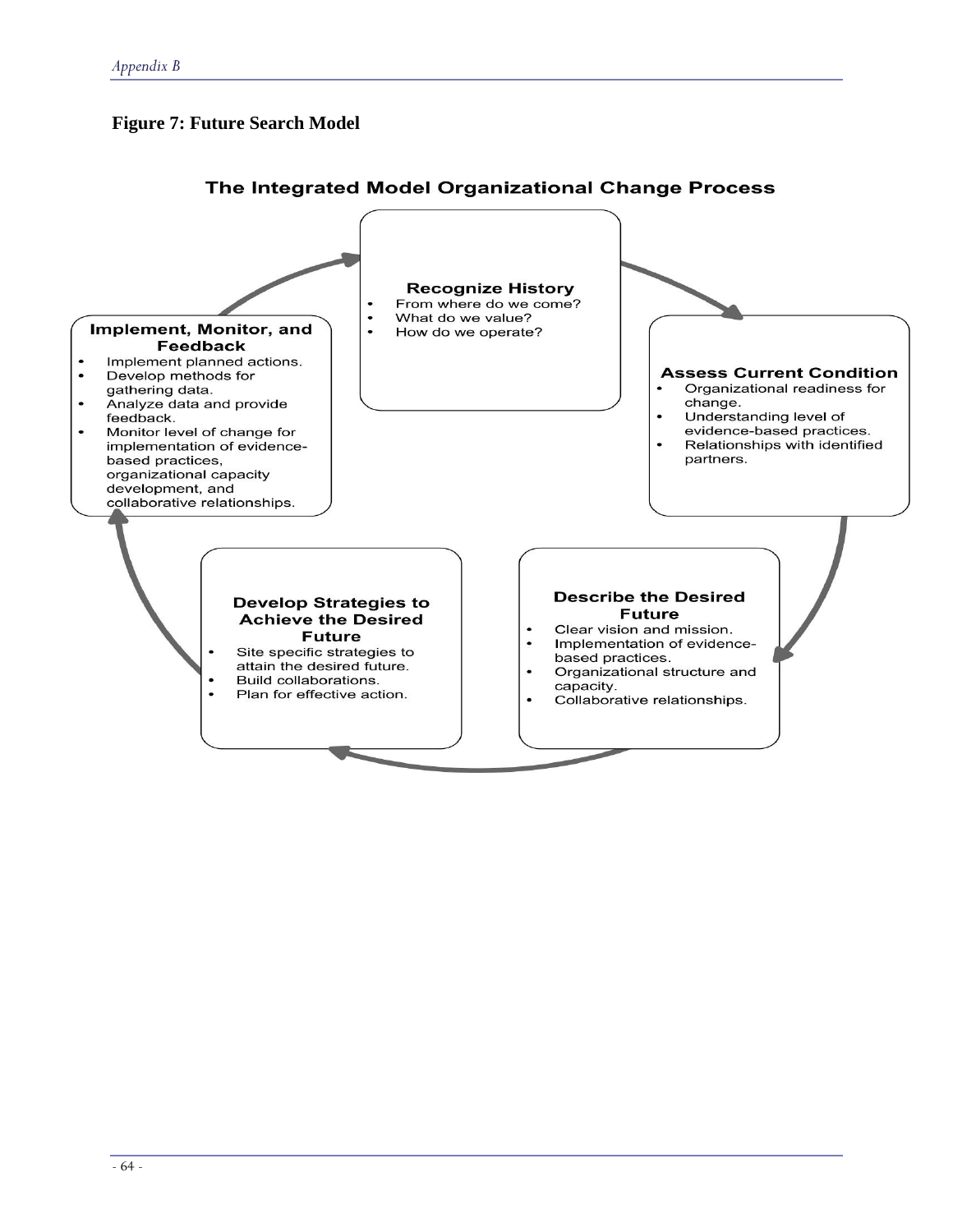**Figure 7: Future Search Model**

## The Integrated Model Organizational Change Process

**Recognize History**

- From where do we come?
- What do we value?
- How do we operate?

**Assess Current Condition**

- Organizational readiness for change.
- Understanding level of evidence-based practices.
- Relationships with identified partners.

**Describe the Desired Future**

- Clear vision and mission.
- Implementation of evidence-based practices.
- Organizational structure and capacity.
- Collaborative relationships.

**Develop Strategies to Achieve the Desired Future**

- Site specific strategies to attain the desired future.
- Build collaborations.
- Plan for effective action.

**Implement, Monitor, and Feedback**

- Implement planned actions.
- Develop methods for gathering data.
- Analyze data and provide feedback.
- Monitor level of change for implementation of evidence-based practices, organizational capacity development, and collaborative relationships.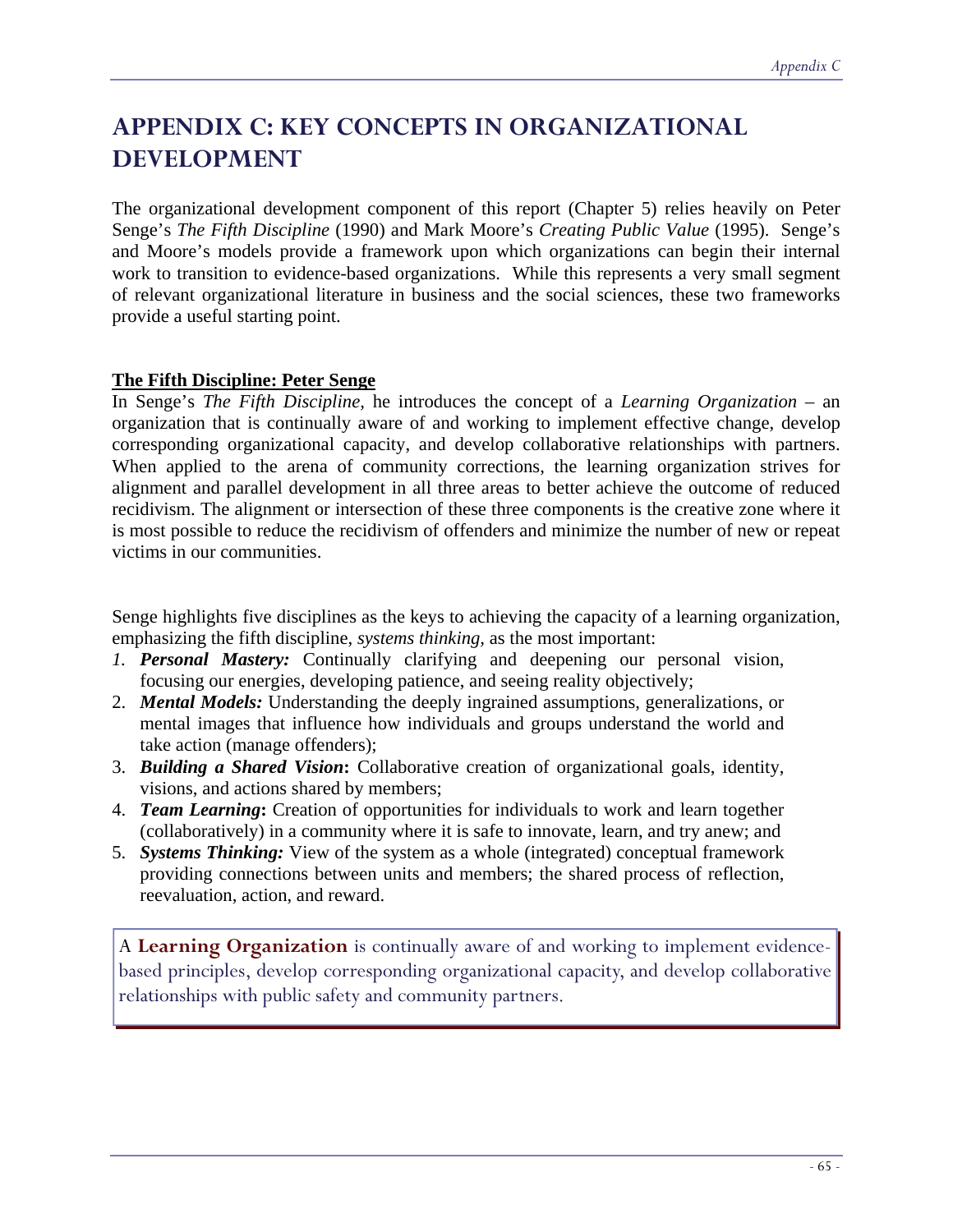# APPENDIX C: KEY CONCEPTS IN ORGANIZATIONAL DEVELOPMENT

The organizational development component of this report (Chapter 5) relies heavily on Peter Senge's *The Fifth Discipline* (1990) and Mark Moore's *Creating Public Value* (1995). Senge's and Moore's models provide a framework upon which organizations can begin their internal work to transition to evidence-based organizations. While this represents a very small segment of relevant organizational literature in business and the social sciences, these two frameworks provide a useful starting point.

**The Fifth Discipline: Peter Senge**

In Senge's *The Fifth Discipline,* he introduces the concept of a *Learning Organization* – an organization that is continually aware of and working to implement effective change, develop corresponding organizational capacity, and develop collaborative relationships with partners. When applied to the arena of community corrections, the learning organization strives for alignment and parallel development in all three areas to better achieve the outcome of reduced recidivism. The alignment or intersection of these three components is the creative zone where it is most possible to reduce the recidivism of offenders and minimize the number of new or repeat victims in our communities.

Senge highlights five disciplines as the keys to achieving the capacity of a learning organization, emphasizing the fifth discipline, *systems thinking,* as the most important:

1. ***Personal Mastery:*** Continually clarifying and deepening our personal vision, focusing our energies, developing patience, and seeing reality objectively;
2. ***Mental Models:*** Understanding the deeply ingrained assumptions, generalizations, or mental images that influence how individuals and groups understand the world and take action (manage offenders);
3. ***Building a Shared Vision*:** Collaborative creation of organizational goals, identity, visions, and actions shared by members;
4. ***Team Learning*:** Creation of opportunities for individuals to work and learn together (collaboratively) in a community where it is safe to innovate, learn, and try anew; and
5. ***Systems Thinking:*** View of the system as a whole (integrated) conceptual framework providing connections between units and members; the shared process of reflection, reevaluation, action, and reward.

> A **Learning Organization** is continually aware of and working to implement evidence-based principles, develop corresponding organizational capacity, and develop collaborative relationships with public safety and community partners.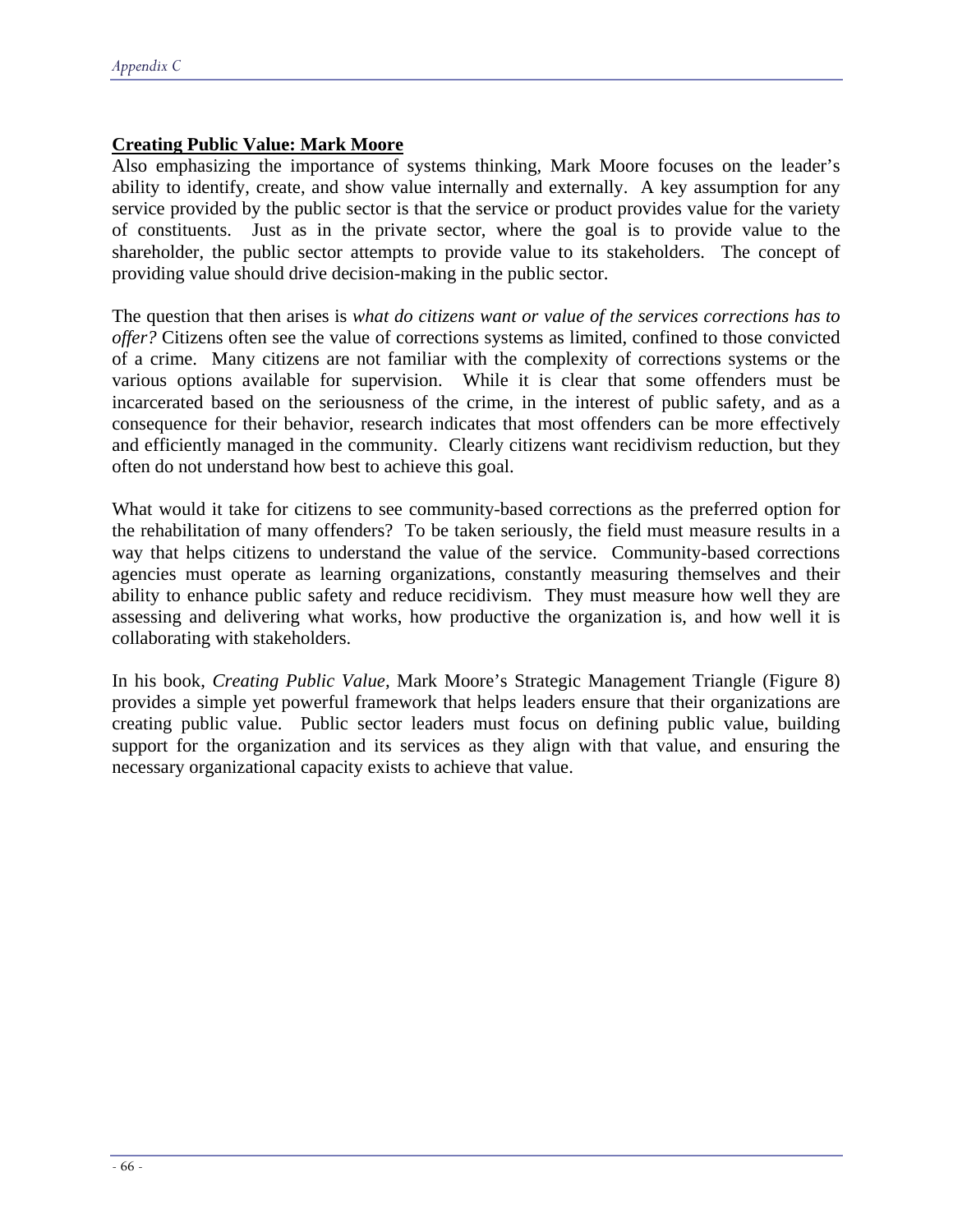**Creating Public Value: Mark Moore**

Also emphasizing the importance of systems thinking, Mark Moore focuses on the leader's ability to identify, create, and show value internally and externally. A key assumption for any service provided by the public sector is that the service or product provides value for the variety of constituents. Just as in the private sector, where the goal is to provide value to the shareholder, the public sector attempts to provide value to its stakeholders. The concept of providing value should drive decision-making in the public sector.

The question that then arises is *what do citizens want or value of the services corrections has to offer?* Citizens often see the value of corrections systems as limited, confined to those convicted of a crime. Many citizens are not familiar with the complexity of corrections systems or the various options available for supervision. While it is clear that some offenders must be incarcerated based on the seriousness of the crime, in the interest of public safety, and as a consequence for their behavior, research indicates that most offenders can be more effectively and efficiently managed in the community. Clearly citizens want recidivism reduction, but they often do not understand how best to achieve this goal.

What would it take for citizens to see community-based corrections as the preferred option for the rehabilitation of many offenders? To be taken seriously, the field must measure results in a way that helps citizens to understand the value of the service. Community-based corrections agencies must operate as learning organizations, constantly measuring themselves and their ability to enhance public safety and reduce recidivism. They must measure how well they are assessing and delivering what works, how productive the organization is, and how well it is collaborating with stakeholders.

In his book, *Creating Public Value,* Mark Moore's Strategic Management Triangle (Figure 8) provides a simple yet powerful framework that helps leaders ensure that their organizations are creating public value. Public sector leaders must focus on defining public value, building support for the organization and its services as they align with that value, and ensuring the necessary organizational capacity exists to achieve that value.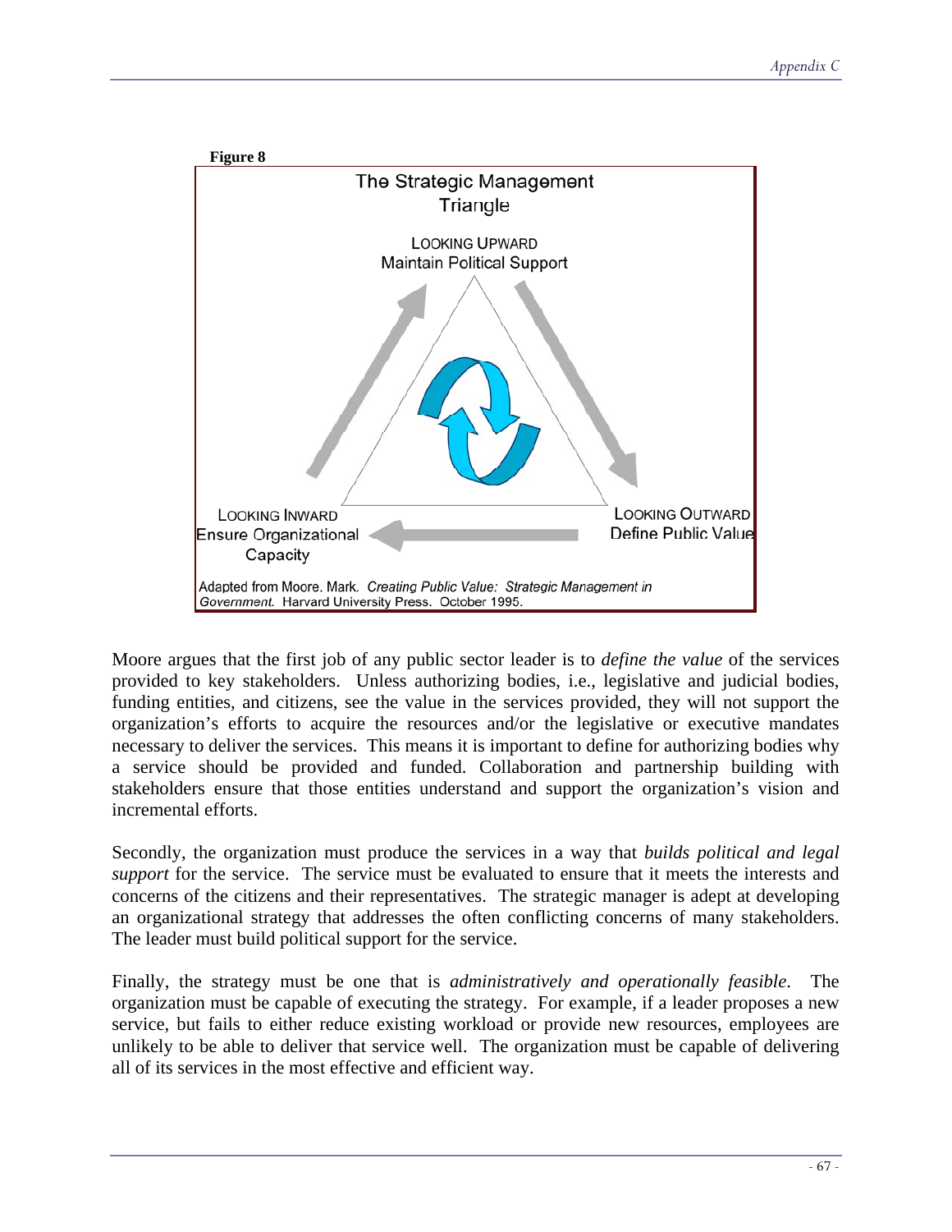**Figure 8**

The Strategic Management Triangle

LOOKING UPWARD
Maintain Political Support

LOOKING INWARD
Ensure Organizational Capacity

LOOKING OUTWARD
Define Public Value

Adapted from Moore. Mark. *Creating Public Value: Strategic Management in Government.* Harvard University Press. October 1995.

Moore argues that the first job of any public sector leader is to *define the value* of the services provided to key stakeholders. Unless authorizing bodies, i.e., legislative and judicial bodies, funding entities, and citizens, see the value in the services provided, they will not support the organization's efforts to acquire the resources and/or the legislative or executive mandates necessary to deliver the services. This means it is important to define for authorizing bodies why a service should be provided and funded. Collaboration and partnership building with stakeholders ensure that those entities understand and support the organization's vision and incremental efforts.

Secondly, the organization must produce the services in a way that *builds political and legal support* for the service. The service must be evaluated to ensure that it meets the interests and concerns of the citizens and their representatives. The strategic manager is adept at developing an organizational strategy that addresses the often conflicting concerns of many stakeholders. The leader must build political support for the service.

Finally, the strategy must be one that is *administratively and operationally feasible*. The organization must be capable of executing the strategy. For example, if a leader proposes a new service, but fails to either reduce existing workload or provide new resources, employees are unlikely to be able to deliver that service well. The organization must be capable of delivering all of its services in the most effective and efficient way.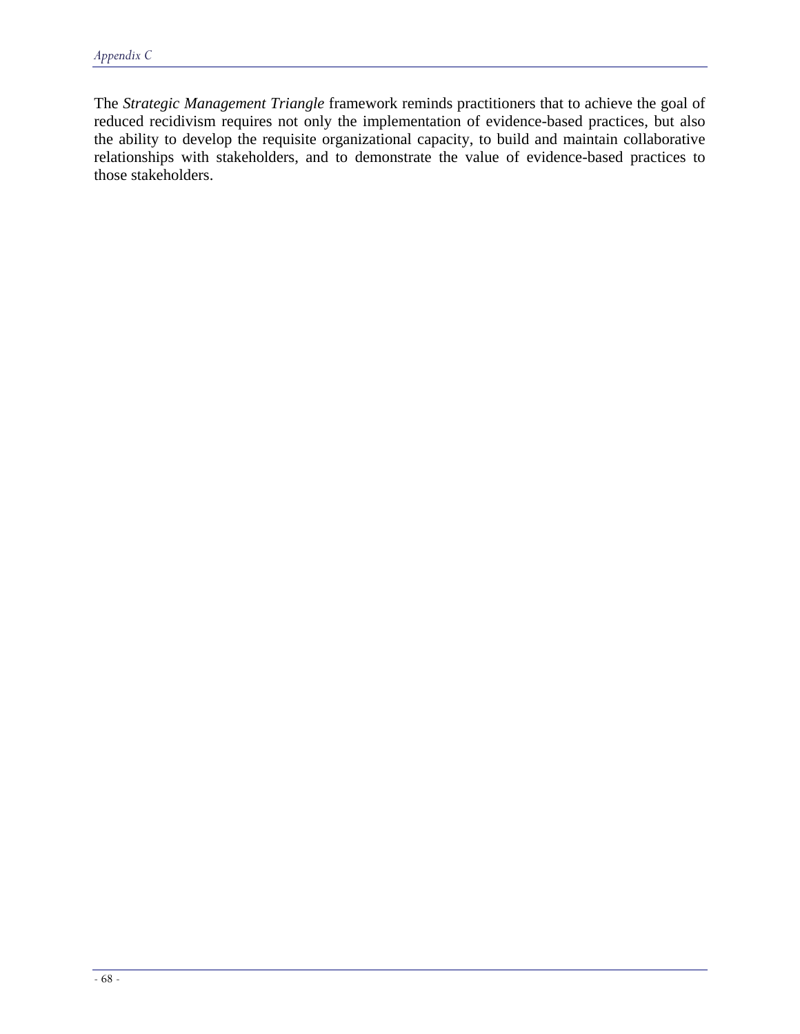The *Strategic Management Triangle* framework reminds practitioners that to achieve the goal of reduced recidivism requires not only the implementation of evidence-based practices, but also the ability to develop the requisite organizational capacity, to build and maintain collaborative relationships with stakeholders, and to demonstrate the value of evidence-based practices to those stakeholders.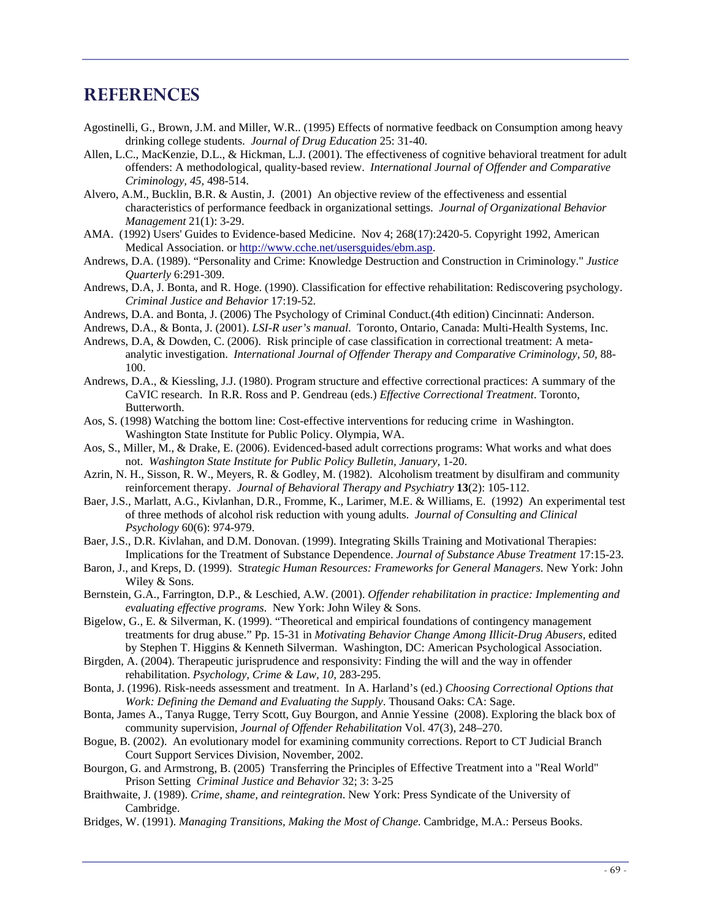# REFERENCES

Agostinelli, G., Brown, J.M. and Miller, W.R.. (1995) Effects of normative feedback on Consumption among heavy drinking college students. *Journal of Drug Education* 25: 31-40.

Allen, L.C., MacKenzie, D.L., & Hickman, L.J. (2001). The effectiveness of cognitive behavioral treatment for adult offenders: A methodological, quality-based review. *International Journal of Offender and Comparative Criminology, 45*, 498-514.

Alvero, A.M., Bucklin, B.R. & Austin, J. (2001) An objective review of the effectiveness and essential characteristics of performance feedback in organizational settings. *Journal of Organizational Behavior Management* 21(1): 3-29.

AMA. (1992) Users' Guides to Evidence-based Medicine. Nov 4; 268(17):2420-5. Copyright 1992, American Medical Association. or http://www.cche.net/usersguides/ebm.asp.

Andrews, D.A. (1989). "Personality and Crime: Knowledge Destruction and Construction in Criminology." *Justice Quarterly* 6:291-309.

Andrews, D.A, J. Bonta, and R. Hoge. (1990). Classification for effective rehabilitation: Rediscovering psychology. *Criminal Justice and Behavior* 17:19-52.

Andrews, D.A. and Bonta, J. (2006) The Psychology of Criminal Conduct.(4th edition) Cincinnati: Anderson.

Andrews, D.A., & Bonta, J. (2001). *LSI-R user's manual*. Toronto, Ontario, Canada: Multi-Health Systems, Inc.

Andrews, D.A, & Dowden, C. (2006). Risk principle of case classification in correctional treatment: A meta-analytic investigation. *International Journal of Offender Therapy and Comparative Criminology, 50*, 88-100.

Andrews, D.A., & Kiessling, J.J. (1980). Program structure and effective correctional practices: A summary of the CaVIC research. In R.R. Ross and P. Gendreau (eds.) *Effective Correctional Treatment*. Toronto, Butterworth.

Aos, S. (1998) Watching the bottom line: Cost-effective interventions for reducing crime in Washington. Washington State Institute for Public Policy. Olympia, WA.

Aos, S., Miller, M., & Drake, E. (2006). Evidenced-based adult corrections programs: What works and what does not. *Washington State Institute for Public Policy Bulletin, January*, 1-20.

Azrin, N. H., Sisson, R. W., Meyers, R. & Godley, M. (1982). Alcoholism treatment by disulfiram and community reinforcement therapy. *Journal of Behavioral Therapy and Psychiatry* **13**(2): 105-112.

Baer, J.S., Marlatt, A.G., Kivlanhan, D.R., Fromme, K., Larimer, M.E. & Williams, E. (1992) An experimental test of three methods of alcohol risk reduction with young adults. *Journal of Consulting and Clinical Psychology* 60(6): 974-979.

Baer, J.S., D.R. Kivlahan, and D.M. Donovan. (1999). Integrating Skills Training and Motivational Therapies: Implications for the Treatment of Substance Dependence. *Journal of Substance Abuse Treatment* 17:15-23.

Baron, J., and Kreps, D. (1999). *Strategic Human Resources: Frameworks for General Managers*. New York: John Wiley & Sons.

Bernstein, G.A., Farrington, D.P., & Leschied, A.W. (2001). *Offender rehabilitation in practice: Implementing and evaluating effective programs*. New York: John Wiley & Sons.

Bigelow, G., E. & Silverman, K. (1999). "Theoretical and empirical foundations of contingency management treatments for drug abuse." Pp. 15-31 in *Motivating Behavior Change Among Illicit-Drug Abusers*, edited by Stephen T. Higgins & Kenneth Silverman. Washington, DC: American Psychological Association.

Birgden, A. (2004). Therapeutic jurisprudence and responsivity: Finding the will and the way in offender rehabilitation. *Psychology, Crime & Law, 10*, 283-295.

Bonta, J. (1996). Risk-needs assessment and treatment. In A. Harland's (ed.) *Choosing Correctional Options that Work: Defining the Demand and Evaluating the Supply*. Thousand Oaks: CA: Sage.

Bonta, James A., Tanya Rugge, Terry Scott, Guy Bourgon, and Annie Yessine (2008). Exploring the black box of community supervision, *Journal of Offender Rehabilitation* Vol. 47(3), 248–270.

Bogue, B. (2002). An evolutionary model for examining community corrections. Report to CT Judicial Branch Court Support Services Division, November, 2002.

Bourgon, G. and Armstrong, B. (2005) Transferring the Principles of Effective Treatment into a "Real World" Prison Setting *Criminal Justice and Behavior* 32; 3: 3-25

Braithwaite, J. (1989). *Crime, shame, and reintegration*. New York: Press Syndicate of the University of Cambridge.

Bridges, W. (1991). *Managing Transitions, Making the Most of Change*. Cambridge, M.A.: Perseus Books.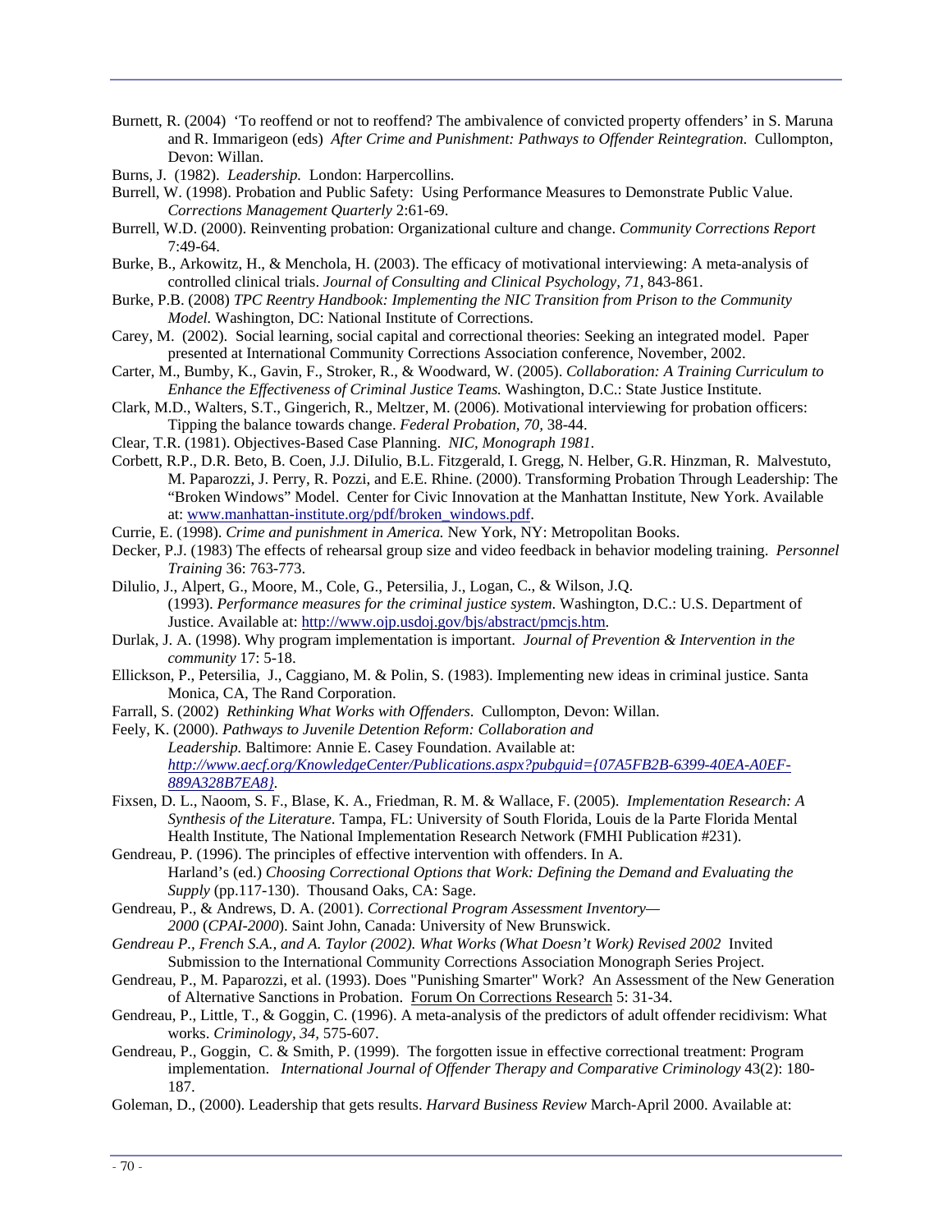Burnett, R. (2004) 'To reoffend or not to reoffend? The ambivalence of convicted property offenders' in S. Maruna and R. Immarigeon (eds) *After Crime and Punishment: Pathways to Offender Reintegration*. Cullompton, Devon: Willan.

Burns, J. (1982). *Leadership.* London: Harpercollins.

Burrell, W. (1998). Probation and Public Safety: Using Performance Measures to Demonstrate Public Value. *Corrections Management Quarterly* 2:61-69.

Burrell, W.D. (2000). Reinventing probation: Organizational culture and change. *Community Corrections Report* 7:49-64.

Burke, B., Arkowitz, H., & Menchola, H. (2003). The efficacy of motivational interviewing: A meta-analysis of controlled clinical trials. *Journal of Consulting and Clinical Psychology, 71,* 843-861.

Burke, P.B. (2008) *TPC Reentry Handbook: Implementing the NIC Transition from Prison to the Community Model.* Washington, DC: National Institute of Corrections.

Carey, M. (2002). Social learning, social capital and correctional theories: Seeking an integrated model. Paper presented at International Community Corrections Association conference, November, 2002.

Carter, M., Bumby, K., Gavin, F., Stroker, R., & Woodward, W. (2005). *Collaboration: A Training Curriculum to Enhance the Effectiveness of Criminal Justice Teams.* Washington, D.C.: State Justice Institute.

Clark, M.D., Walters, S.T., Gingerich, R., Meltzer, M. (2006). Motivational interviewing for probation officers: Tipping the balance towards change. *Federal Probation, 70,* 38-44.

Clear, T.R. (1981). Objectives-Based Case Planning. *NIC, Monograph 1981*.

Corbett, R.P., D.R. Beto, B. Coen, J.J. DiIulio, B.L. Fitzgerald, I. Gregg, N. Helber, G.R. Hinzman, R. Malvestuto, M. Paparozzi, J. Perry, R. Pozzi, and E.E. Rhine. (2000). Transforming Probation Through Leadership: The "Broken Windows" Model. Center for Civic Innovation at the Manhattan Institute, New York. Available at: www.manhattan-institute.org/pdf/broken_windows.pdf.

Currie, E. (1998). *Crime and punishment in America.* New York, NY: Metropolitan Books.

Decker, P.J. (1983) The effects of rehearsal group size and video feedback in behavior modeling training. *Personnel Training* 36: 763-773.

Dilulio, J., Alpert, G., Moore, M., Cole, G., Petersilia, J., Logan, C., & Wilson, J.Q. (1993). *Performance measures for the criminal justice system*. Washington, D.C.: U.S. Department of Justice. Available at: http://www.ojp.usdoj.gov/bjs/abstract/pmcjs.htm.

Durlak, J. A. (1998). Why program implementation is important. *Journal of Prevention & Intervention in the community* 17: 5-18.

Ellickson, P., Petersilia, J., Caggiano, M. & Polin, S. (1983). Implementing new ideas in criminal justice. Santa Monica, CA, The Rand Corporation.

Farrall, S. (2002) *Rethinking What Works with Offenders*. Cullompton, Devon: Willan.

Feely, K. (2000). *Pathways to Juvenile Detention Reform: Collaboration and Leadership.* Baltimore: Annie E. Casey Foundation. Available at: *http://www.aecf.org/KnowledgeCenter/Publications.aspx?pubguid={07A5FB2B-6399-40EA-A0EF-889A328B7EA8}.*

Fixsen, D. L., Naoom, S. F., Blase, K. A., Friedman, R. M. & Wallace, F. (2005). *Implementation Research: A Synthesis of the Literature.* Tampa, FL: University of South Florida, Louis de la Parte Florida Mental Health Institute, The National Implementation Research Network (FMHI Publication #231).

Gendreau, P. (1996). The principles of effective intervention with offenders. In A. Harland's (ed.) *Choosing Correctional Options that Work: Defining the Demand and Evaluating the Supply* (pp.117-130). Thousand Oaks, CA: Sage.

Gendreau, P., & Andrews, D. A. (2001). *Correctional Program Assessment Inventory—2000* (*CPAI-2000*). Saint John, Canada: University of New Brunswick.

*Gendreau P., French S.A., and A. Taylor (2002). What Works (What Doesn't Work) Revised 2002* Invited Submission to the International Community Corrections Association Monograph Series Project.

Gendreau, P., M. Paparozzi, et al. (1993). Does "Punishing Smarter" Work? An Assessment of the New Generation of Alternative Sanctions in Probation. Forum On Corrections Research 5: 31-34.

Gendreau, P., Little, T., & Goggin, C. (1996). A meta-analysis of the predictors of adult offender recidivism: What works. *Criminology*, *34,* 575-607.

Gendreau, P., Goggin, C. & Smith, P. (1999). The forgotten issue in effective correctional treatment: Program implementation. *International Journal of Offender Therapy and Comparative Criminology* 43(2): 180-187.

Goleman, D., (2000). Leadership that gets results. *Harvard Business Review* March-April 2000. Available at: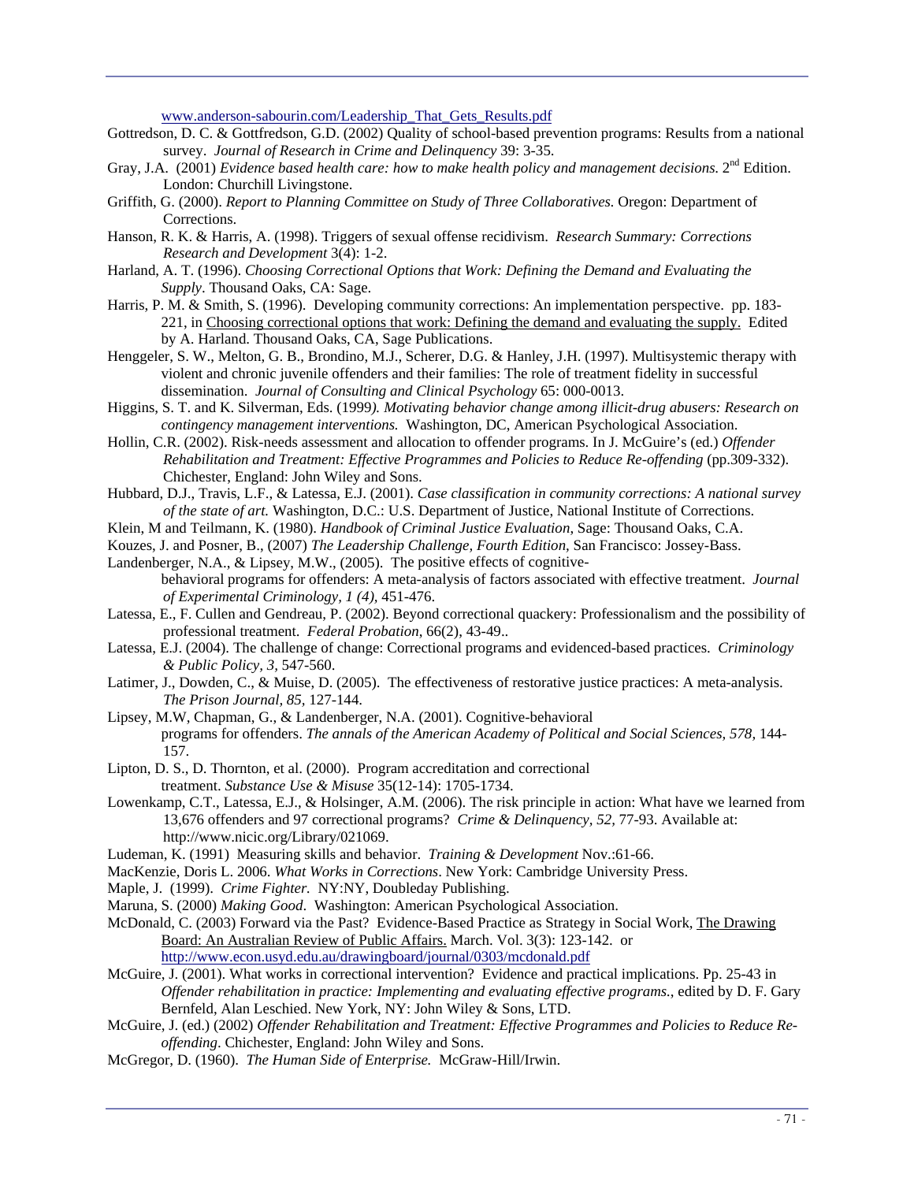www.anderson-sabourin.com/Leadership_That_Gets_Results.pdf

Gottredson, D. C. & Gottfredson, G.D. (2002) Quality of school-based prevention programs: Results from a national survey. *Journal of Research in Crime and Delinquency* 39: 3-35.

Gray, J.A. (2001) *Evidence based health care: how to make health policy and management decisions.* 2nd Edition. London: Churchill Livingstone.

Griffith, G. (2000). *Report to Planning Committee on Study of Three Collaboratives.* Oregon: Department of Corrections.

Hanson, R. K. & Harris, A. (1998). Triggers of sexual offense recidivism. *Research Summary: Corrections Research and Development* 3(4): 1-2.

Harland, A. T. (1996). *Choosing Correctional Options that Work: Defining the Demand and Evaluating the Supply*. Thousand Oaks, CA: Sage.

Harris, P. M. & Smith, S. (1996). Developing community corrections: An implementation perspective. pp. 183-221, in Choosing correctional options that work: Defining the demand and evaluating the supply. Edited by A. Harland. Thousand Oaks, CA, Sage Publications.

Henggeler, S. W., Melton, G. B., Brondino, M.J., Scherer, D.G. & Hanley, J.H. (1997). Multisystemic therapy with violent and chronic juvenile offenders and their families: The role of treatment fidelity in successful dissemination. *Journal of Consulting and Clinical Psychology* 65: 000-0013.

Higgins, S. T. and K. Silverman, Eds. (1999*). Motivating behavior change among illicit-drug abusers: Research on contingency management interventions.* Washington, DC, American Psychological Association.

Hollin, C.R. (2002). Risk-needs assessment and allocation to offender programs. In J. McGuire's (ed.) *Offender Rehabilitation and Treatment: Effective Programmes and Policies to Reduce Re-offending* (pp.309-332). Chichester, England: John Wiley and Sons.

Hubbard, D.J., Travis, L.F., & Latessa, E.J. (2001). *Case classification in community corrections: A national survey of the state of art.* Washington, D.C.: U.S. Department of Justice, National Institute of Corrections.

Klein, M and Teilmann, K. (1980). *Handbook of Criminal Justice Evaluation*, Sage: Thousand Oaks, C.A.

Kouzes, J. and Posner, B., (2007) *The Leadership Challenge, Fourth Edition,* San Francisco: Jossey-Bass.

Landenberger, N.A., & Lipsey, M.W., (2005). The positive effects of cognitive-behavioral programs for offenders: A meta-analysis of factors associated with effective treatment. *Journal of Experimental Criminology, 1 (4),* 451-476.

Latessa, E., F. Cullen and Gendreau, P. (2002). Beyond correctional quackery: Professionalism and the possibility of professional treatment. *Federal Probation*, 66(2), 43-49..

Latessa, E.J. (2004). The challenge of change: Correctional programs and evidenced-based practices. *Criminology & Public Policy, 3,* 547-560.

Latimer, J., Dowden, C., & Muise, D. (2005). The effectiveness of restorative justice practices: A meta-analysis. *The Prison Journal, 85,* 127-144.

Lipsey, M.W, Chapman, G., & Landenberger, N.A. (2001). Cognitive-behavioral programs for offenders. *The annals of the American Academy of Political and Social Sciences, 578,* 144-157.

Lipton, D. S., D. Thornton, et al. (2000). Program accreditation and correctional treatment. *Substance Use & Misuse* 35(12-14): 1705-1734.

Lowenkamp, C.T., Latessa, E.J., & Holsinger, A.M. (2006). The risk principle in action: What have we learned from 13,676 offenders and 97 correctional programs? *Crime & Delinquency*, *52*, 77-93. Available at: http://www.nicic.org/Library/021069.

Ludeman, K. (1991) Measuring skills and behavior. *Training & Development* Nov.:61-66.

MacKenzie, Doris L. 2006. *What Works in Corrections*. New York: Cambridge University Press.

Maple, J. (1999). *Crime Fighter.* NY:NY, Doubleday Publishing.

Maruna, S. (2000) *Making Good*. Washington: American Psychological Association.

McDonald, C. (2003) Forward via the Past? Evidence-Based Practice as Strategy in Social Work, The Drawing Board: An Australian Review of Public Affairs. March. Vol. 3(3): 123-142. or http://www.econ.usyd.edu.au/drawingboard/journal/0303/mcdonald.pdf

McGuire, J. (2001). What works in correctional intervention? Evidence and practical implications. Pp. 25-43 in *Offender rehabilitation in practice: Implementing and evaluating effective programs.*, edited by D. F. Gary Bernfeld, Alan Leschied. New York, NY: John Wiley & Sons, LTD.

McGuire, J. (ed.) (2002) *Offender Rehabilitation and Treatment: Effective Programmes and Policies to Reduce Re-offending*. Chichester, England: John Wiley and Sons.

McGregor, D. (1960). *The Human Side of Enterprise.* McGraw-Hill/Irwin.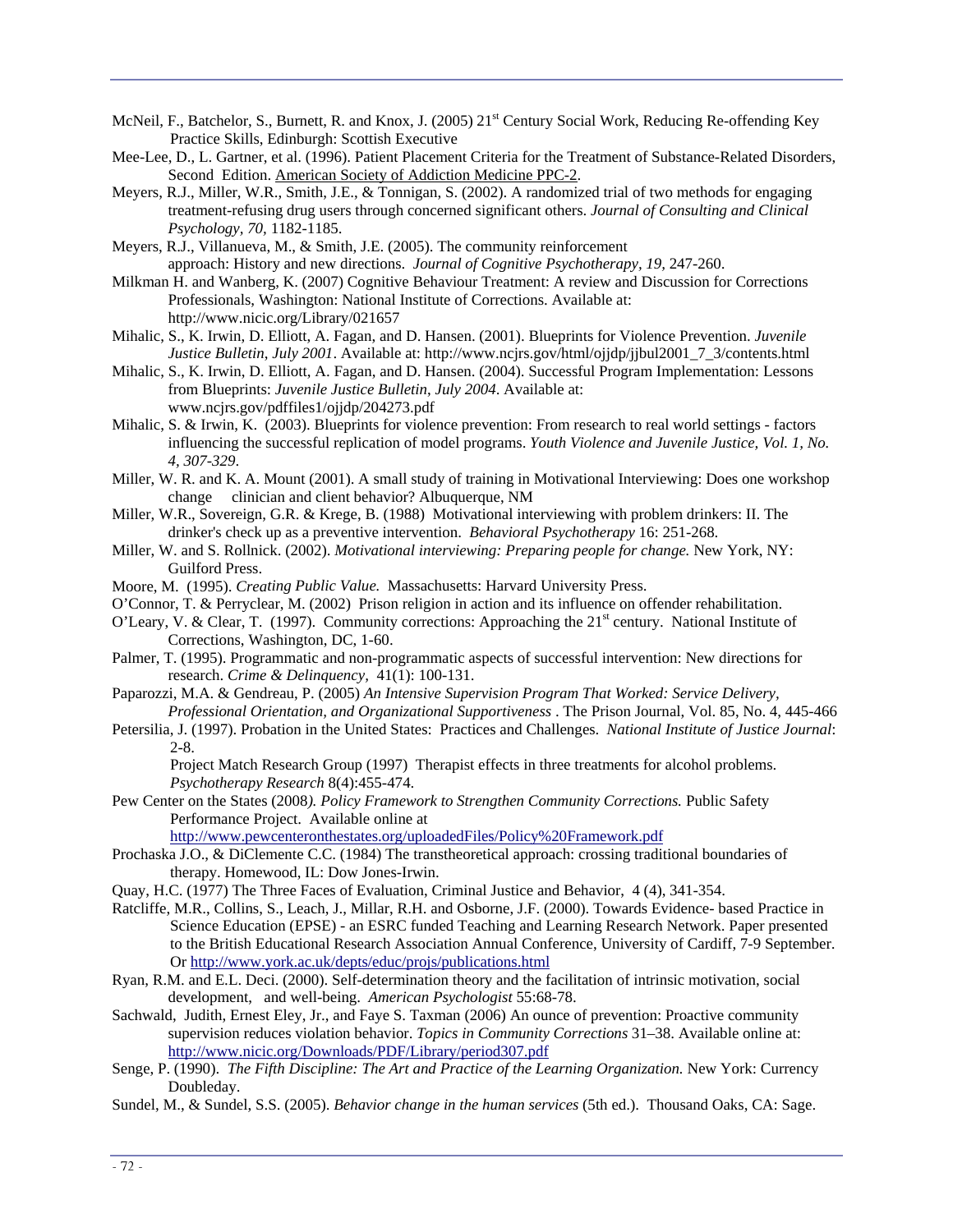McNeil, F., Batchelor, S., Burnett, R. and Knox, J. (2005) 21st Century Social Work, Reducing Re-offending Key Practice Skills, Edinburgh: Scottish Executive

Mee-Lee, D., L. Gartner, et al. (1996). Patient Placement Criteria for the Treatment of Substance-Related Disorders, Second Edition. American Society of Addiction Medicine PPC-2.

Meyers, R.J., Miller, W.R., Smith, J.E., & Tonnigan, S. (2002). A randomized trial of two methods for engaging treatment-refusing drug users through concerned significant others. *Journal of Consulting and Clinical Psychology, 70,* 1182-1185.

Meyers, R.J., Villanueva, M., & Smith, J.E. (2005). The community reinforcement approach: History and new directions. *Journal of Cognitive Psychotherapy, 19,* 247-260.

Milkman H. and Wanberg, K. (2007) Cognitive Behaviour Treatment: A review and Discussion for Corrections Professionals, Washington: National Institute of Corrections. Available at: http://www.nicic.org/Library/021657

Mihalic, S., K. Irwin, D. Elliott, A. Fagan, and D. Hansen. (2001). Blueprints for Violence Prevention. *Juvenile Justice Bulletin, July 2001*. Available at: http://www.ncjrs.gov/html/ojjdp/jjbul2001_7_3/contents.html

Mihalic, S., K. Irwin, D. Elliott, A. Fagan, and D. Hansen. (2004). Successful Program Implementation: Lessons from Blueprints: *Juvenile Justice Bulletin, July 2004*. Available at: www.ncjrs.gov/pdffiles1/ojjdp/204273.pdf

Mihalic, S. & Irwin, K. (2003). Blueprints for violence prevention: From research to real world settings - factors influencing the successful replication of model programs. *Youth Violence and Juvenile Justice, Vol. 1, No. 4, 307-329*.

Miller, W. R. and K. A. Mount (2001). A small study of training in Motivational Interviewing: Does one workshop change clinician and client behavior? Albuquerque, NM

Miller, W.R., Sovereign, G.R. & Krege, B. (1988) Motivational interviewing with problem drinkers: II. The drinker's check up as a preventive intervention. *Behavioral Psychotherapy* 16: 251-268.

Miller, W. and S. Rollnick. (2002). *Motivational interviewing: Preparing people for change.* New York, NY: Guilford Press.

Moore, M. (1995). *Creating Public Value.* Massachusetts: Harvard University Press.

O'Connor, T. & Perryclear, M. (2002) Prison religion in action and its influence on offender rehabilitation.

O'Leary, V. & Clear, T. (1997). Community corrections: Approaching the 21st century. National Institute of Corrections, Washington, DC, 1-60.

Palmer, T. (1995). Programmatic and non-programmatic aspects of successful intervention: New directions for research. *Crime & Delinquency,* 41(1): 100-131.

Paparozzi, M.A. & Gendreau, P. (2005) *An Intensive Supervision Program That Worked: Service Delivery, Professional Orientation, and Organizational Supportiveness* . The Prison Journal, Vol. 85, No. 4, 445-466

Petersilia, J. (1997). Probation in the United States: Practices and Challenges. *National Institute of Justice Journal*: 2-8.

Project Match Research Group (1997) Therapist effects in three treatments for alcohol problems. *Psychotherapy Research* 8(4):455-474.

Pew Center on the States (2008*). Policy Framework to Strengthen Community Corrections.* Public Safety Performance Project. Available online at http://www.pewcenteronthestates.org/uploadedFiles/Policy%20Framework.pdf

Prochaska J.O., & DiClemente C.C. (1984) The transtheoretical approach: crossing traditional boundaries of therapy. Homewood, IL: Dow Jones-Irwin.

Quay, H.C. (1977) The Three Faces of Evaluation, Criminal Justice and Behavior, 4 (4), 341-354.

Ratcliffe, M.R., Collins, S., Leach, J., Millar, R.H. and Osborne, J.F. (2000). Towards Evidence- based Practice in Science Education (EPSE) - an ESRC funded Teaching and Learning Research Network. Paper presented to the British Educational Research Association Annual Conference, University of Cardiff, 7-9 September. Or http://www.york.ac.uk/depts/educ/projs/publications.html

Ryan, R.M. and E.L. Deci. (2000). Self-determination theory and the facilitation of intrinsic motivation, social development, and well-being. *American Psychologist* 55:68-78.

Sachwald, Judith, Ernest Eley, Jr., and Faye S. Taxman (2006) An ounce of prevention: Proactive community supervision reduces violation behavior. *Topics in Community Corrections* 31–38. Available online at: http://www.nicic.org/Downloads/PDF/Library/period307.pdf

Senge, P. (1990). *The Fifth Discipline: The Art and Practice of the Learning Organization.* New York: Currency Doubleday.

Sundel, M., & Sundel, S.S. (2005). *Behavior change in the human services* (5th ed.). Thousand Oaks, CA: Sage.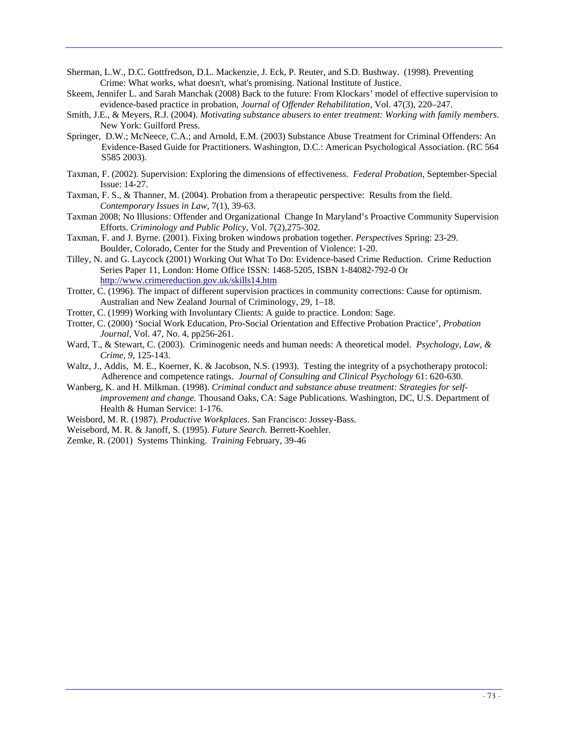Sherman, L.W., D.C. Gottfredson, D.L. Mackenzie, J. Eck, P. Reuter, and S.D. Bushway. (1998). Preventing Crime: What works, what doesn't, what's promising. National Institute of Justice.

Skeem, Jennifer L. and Sarah Manchak (2008) Back to the future: From Klockars' model of effective supervision to evidence-based practice in probation, *Journal of Offender Rehabilitation*, Vol. 47(3), 220–247.

Smith, J.E., & Meyers, R.J. (2004). *Motivating substance abusers to enter treatment: Working with family members*. New York: Guilford Press.

Springer, D.W.; McNeece, C.A.; and Arnold, E.M. (2003) Substance Abuse Treatment for Criminal Offenders: An Evidence-Based Guide for Practitioners. Washington, D.C.: American Psychological Association. (RC 564 S585 2003).

Taxman, F. (2002). Supervision: Exploring the dimensions of effectiveness. *Federal Probation*, September-Special Issue: 14-27.

Taxman, F. S., & Thanner, M. (2004). Probation from a therapeutic perspective: Results from the field. *Contemporary Issues in Law*, 7(1), 39-63.

Taxman 2008; No Illusions: Offender and Organizational Change In Maryland's Proactive Community Supervision Efforts. *Criminology and Public Policy*, Vol. 7(2),275-302.

Taxman, F. and J. Byrne. (2001). Fixing broken windows probation together. *Perspectives* Spring: 23-29. Boulder, Colorado, Center for the Study and Prevention of Violence: 1-20.

Tilley, N. and G. Laycock (2001) Working Out What To Do: Evidence-based Crime Reduction. Crime Reduction Series Paper 11, London: Home Office ISSN: 1468-5205, ISBN 1-84082-792-0 Or http://www.crimereduction.gov.uk/skills14.htm

Trotter, C. (1996). The impact of different supervision practices in community corrections: Cause for optimism. Australian and New Zealand Journal of Criminology, 29, 1–18.

Trotter, C. (1999) Working with Involuntary Clients: A guide to practice. London: Sage.

Trotter, C. (2000) 'Social Work Education, Pro-Social Orientation and Effective Probation Practice', *Probation Journal*, Vol. 47, No. 4, pp256-261.

Ward, T., & Stewart, C. (2003). Criminogenic needs and human needs: A theoretical model. *Psychology, Law, & Crime, 9*, 125-143.

Waltz, J., Addis, M. E., Koerner, K. & Jacobson, N.S. (1993). Testing the integrity of a psychotherapy protocol: Adherence and competence ratings. *Journal of Consulting and Clinical Psychology* 61: 620-630.

Wanberg, K. and H. Milkman. (1998). *Criminal conduct and substance abuse treatment: Strategies for self-improvement and change.* Thousand Oaks, CA: Sage Publications. Washington, DC, U.S. Department of Health & Human Service: 1-176.

Weisbord, M. R. (1987). *Productive Workplaces*. San Francisco: Jossey-Bass.

Weisebord, M. R. & Janoff, S. (1995). *Future Search.* Berrett-Koehler.

Zemke, R. (2001) Systems Thinking. *Training* February, 39-46